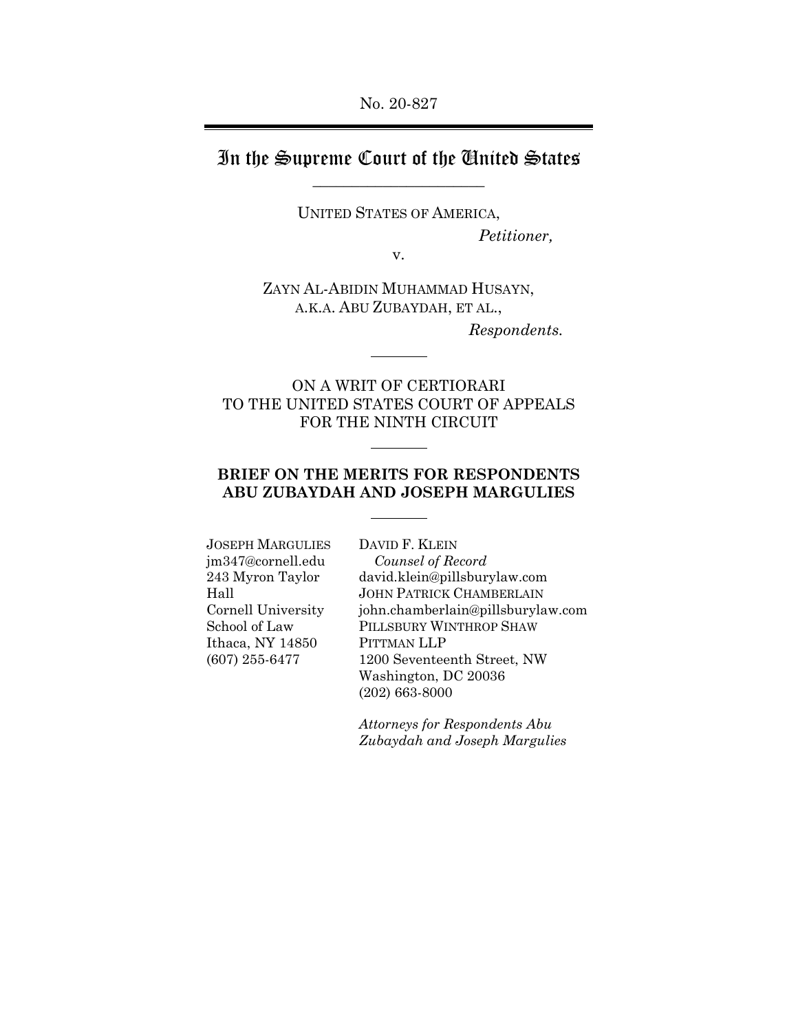No. 20-827

# In the Supreme Court of the United States

UNITED STATES OF AMERICA,

*Petitioner,*

v.

ZAYN AL-ABIDIN MUHAMMAD HUSAYN,
A.K.A. ABU ZUBAYDAH, ET AL.,

*Respondents.*

ON A WRIT OF CERTIORARI
TO THE UNITED STATES COURT OF APPEALS
FOR THE NINTH CIRCUIT

**BRIEF ON THE MERITS FOR RESPONDENTS ABU ZUBAYDAH AND JOSEPH MARGULIES**

JOSEPH MARGULIES
jm347@cornell.edu
243 Myron Taylor Hall
Cornell University School of Law
Ithaca, NY 14850
(607) 255-6477

DAVID F. KLEIN
*Counsel of Record*
david.klein@pillsburylaw.com
JOHN PATRICK CHAMBERLAIN
john.chamberlain@pillsburylaw.com
PILLSBURY WINTHROP SHAW PITTMAN LLP
1200 Seventeenth Street, NW
Washington, DC 20036
(202) 663-8000

*Attorneys for Respondents Abu Zubaydah and Joseph Margulies*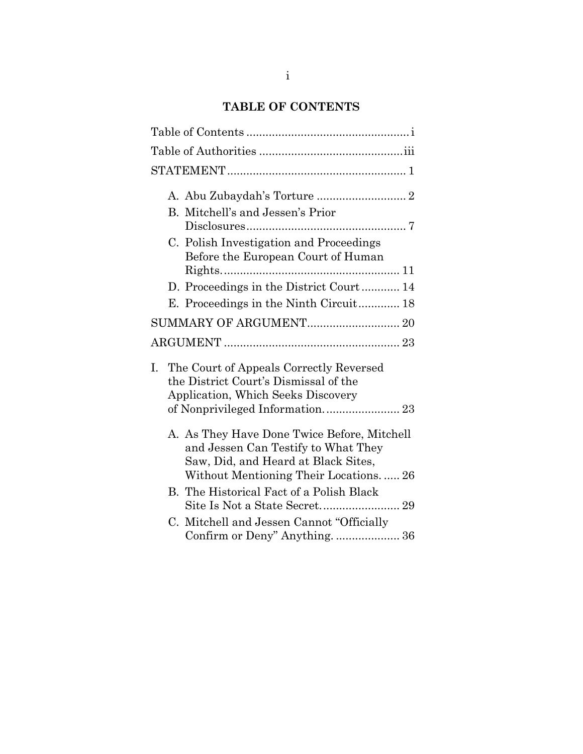# TABLE OF CONTENTS

Table of Contents .................................................... i

Table of Authorities .............................................. iii

STATEMENT ......................................................... 1

- A. Abu Zubaydah's Torture ............................ 2
- B. Mitchell's and Jessen's Prior Disclosures .................................................. 7
- C. Polish Investigation and Proceedings Before the European Court of Human Rights. ...................................................... 11
- D. Proceedings in the District Court ............ 14
- E. Proceedings in the Ninth Circuit ............. 18

SUMMARY OF ARGUMENT............................. 20

ARGUMENT ....................................................... 23

I. The Court of Appeals Correctly Reversed the District Court's Dismissal of the Application, Which Seeks Discovery of Nonprivileged Information. ....................... 23

- A. As They Have Done Twice Before, Mitchell and Jessen Can Testify to What They Saw, Did, and Heard at Black Sites, Without Mentioning Their Locations. ..... 26
- B. The Historical Fact of a Polish Black Site Is Not a State Secret. ........................ 29
- C. Mitchell and Jessen Cannot "Officially Confirm or Deny" Anything. .................... 36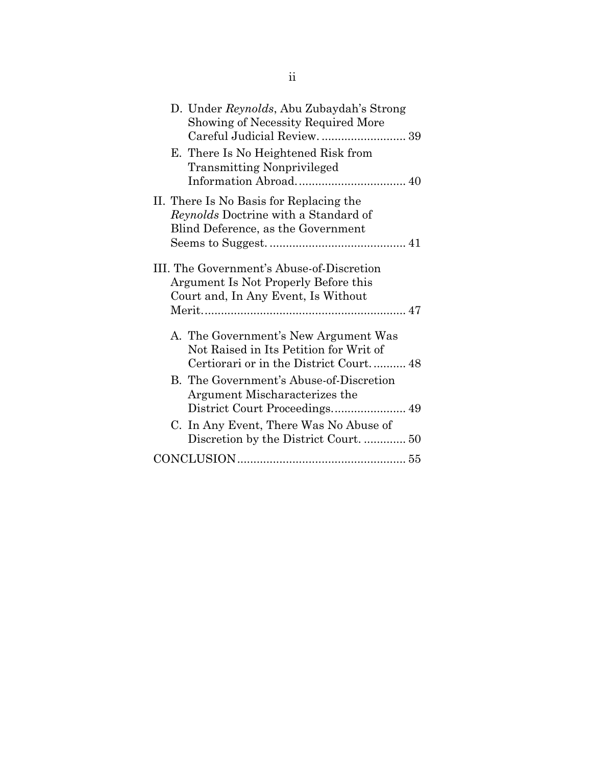D. Under *Reynolds*, Abu Zubaydah's Strong Showing of Necessity Required More Careful Judicial Review. .......................... 39

E. There Is No Heightened Risk from Transmitting Nonprivileged Information Abroad. ................................ 40

II. There Is No Basis for Replacing the *Reynolds* Doctrine with a Standard of Blind Deference, as the Government Seems to Suggest. .......................................... 41

III. The Government's Abuse-of-Discretion Argument Is Not Properly Before this Court and, In Any Event, Is Without Merit. ............................................................ 47

A. The Government's New Argument Was Not Raised in Its Petition for Writ of Certiorari or in the District Court. .......... 48

B. The Government's Abuse-of-Discretion Argument Mischaracterizes the District Court Proceedings. ...................... 49

C. In Any Event, There Was No Abuse of Discretion by the District Court. ............. 50

CONCLUSION ................................................... 55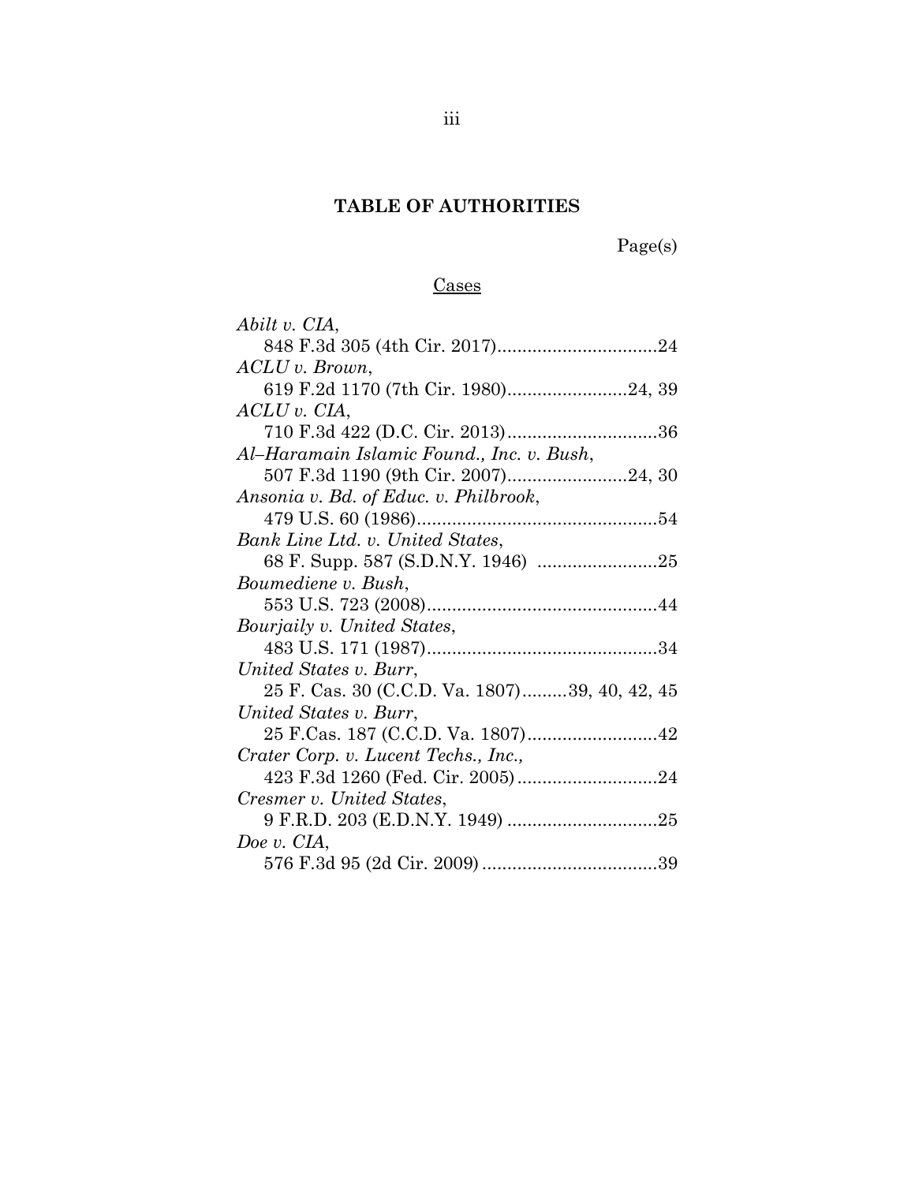# TABLE OF AUTHORITIES

Page(s)

## Cases

*Abilt v. CIA*,
848 F.3d 305 (4th Cir. 2017)................................24

*ACLU v. Brown*,
619 F.2d 1170 (7th Cir. 1980)........................24, 39

*ACLU v. CIA*,
710 F.3d 422 (D.C. Cir. 2013)..............................36

*Al–Haramain Islamic Found., Inc. v. Bush*,
507 F.3d 1190 (9th Cir. 2007)........................24, 30

*Ansonia v. Bd. of Educ. v. Philbrook*,
479 U.S. 60 (1986)................................................54

*Bank Line Ltd. v. United States*,
68 F. Supp. 587 (S.D.N.Y. 1946) ........................25

*Boumediene v. Bush*,
553 U.S. 723 (2008)..............................................44

*Bourjaily v. United States*,
483 U.S. 171 (1987)..............................................34

*United States v. Burr*,
25 F. Cas. 30 (C.C.D. Va. 1807).........39, 40, 42, 45

*United States v. Burr*,
25 F.Cas. 187 (C.C.D. Va. 1807)..........................42

*Crater Corp. v. Lucent Techs., Inc.*,
423 F.3d 1260 (Fed. Cir. 2005)............................24

*Cresmer v. United States*,
9 F.R.D. 203 (E.D.N.Y. 1949) ..............................25

*Doe v. CIA*,
576 F.3d 95 (2d Cir. 2009) ...................................39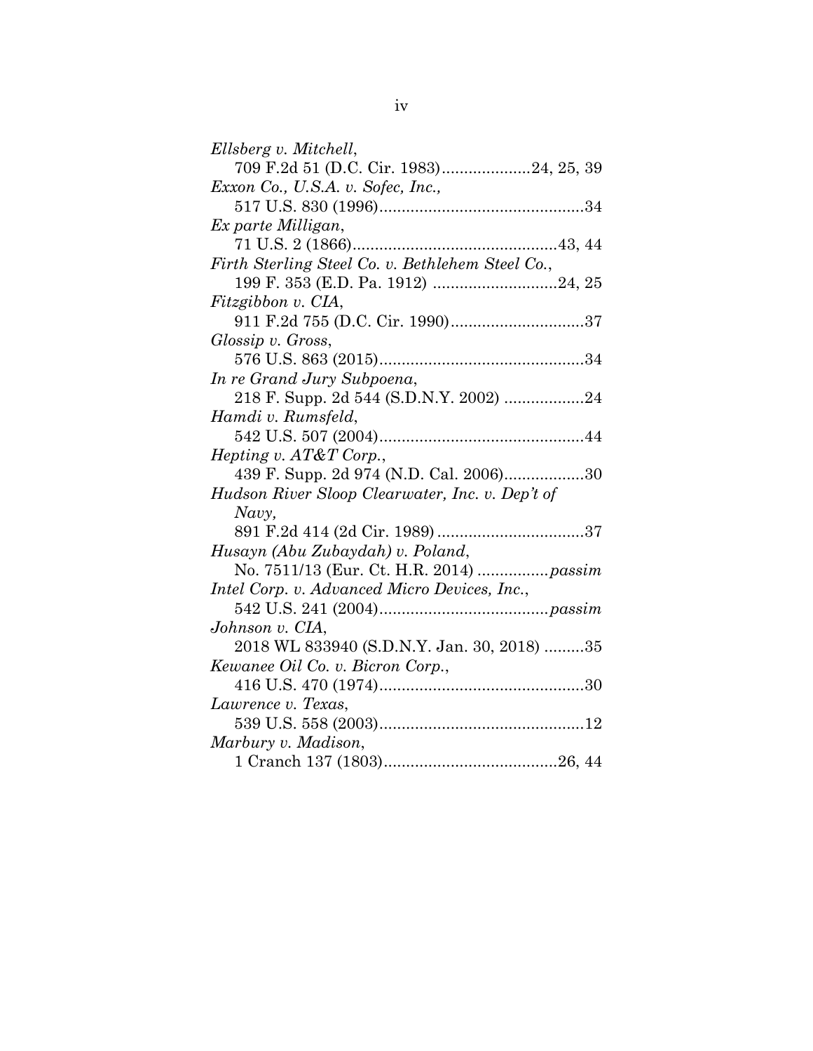*Ellsberg v. Mitchell*,
709 F.2d 51 (D.C. Cir. 1983)....................24, 25, 39

*Exxon Co., U.S.A. v. Sofec, Inc.*,
517 U.S. 830 (1996).............................................34

*Ex parte Milligan*,
71 U.S. 2 (1866).............................................43, 44

*Firth Sterling Steel Co. v. Bethlehem Steel Co.*,
199 F. 353 (E.D. Pa. 1912) ...........................24, 25

*Fitzgibbon v. CIA*,
911 F.2d 755 (D.C. Cir. 1990).............................37

*Glossip v. Gross*,
576 U.S. 863 (2015).............................................34

*In re Grand Jury Subpoena*,
218 F. Supp. 2d 544 (S.D.N.Y. 2002) ..................24

*Hamdi v. Rumsfeld*,
542 U.S. 507 (2004).............................................44

*Hepting v. AT&T Corp.*,
439 F. Supp. 2d 974 (N.D. Cal. 2006)..................30

*Hudson River Sloop Clearwater, Inc. v. Dep't of Navy*,
891 F.2d 414 (2d Cir. 1989) .................................37

*Husayn (Abu Zubaydah) v. Poland*,
No. 7511/13 (Eur. Ct. H.R. 2014) ................*passim*

*Intel Corp. v. Advanced Micro Devices, Inc.*,
542 U.S. 241 (2004).....................................*passim*

*Johnson v. CIA*,
2018 WL 833940 (S.D.N.Y. Jan. 30, 2018) .........35

*Kewanee Oil Co. v. Bicron Corp.*,
416 U.S. 470 (1974).............................................30

*Lawrence v. Texas*,
539 U.S. 558 (2003).............................................12

*Marbury v. Madison*,
1 Cranch 137 (1803)......................................26, 44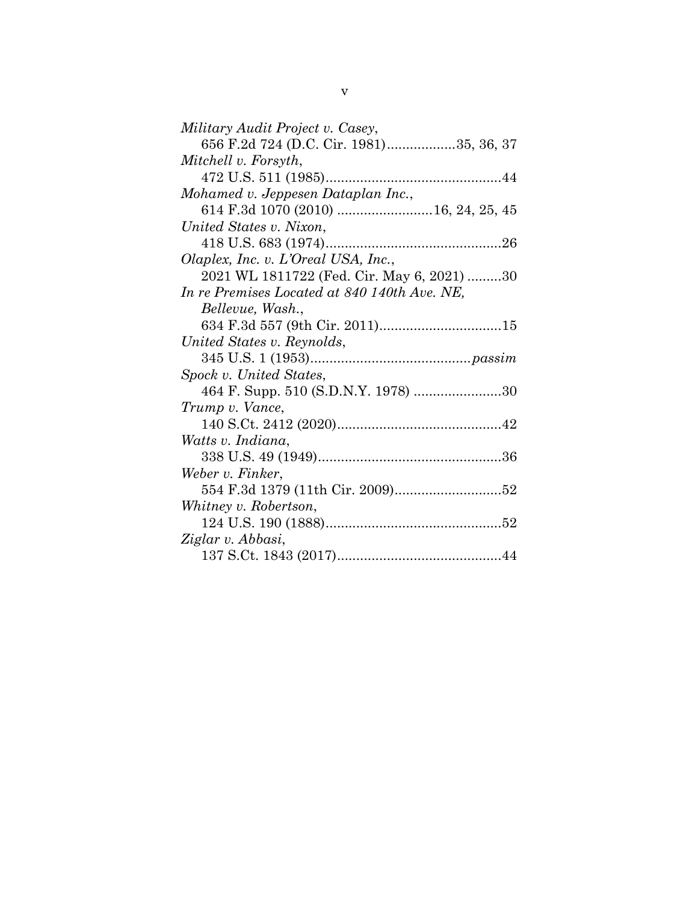*Military Audit Project v. Casey*,
656 F.2d 724 (D.C. Cir. 1981)..................35, 36, 37

*Mitchell v. Forsyth*,
472 U.S. 511 (1985)..............................................44

*Mohamed v. Jeppesen Dataplan Inc.*,
614 F.3d 1070 (2010) .........................16, 24, 25, 45

*United States v. Nixon*,
418 U.S. 683 (1974)..............................................26

*Olaplex, Inc. v. L'Oreal USA, Inc.*,
2021 WL 1811722 (Fed. Cir. May 6, 2021) .........30

*In re Premises Located at 840 140th Ave. NE, Bellevue, Wash.*,
634 F.3d 557 (9th Cir. 2011)................................15

*United States v. Reynolds*,
345 U.S. 1 (1953)..........................................*passim*

*Spock v. United States*,
464 F. Supp. 510 (S.D.N.Y. 1978) .......................30

*Trump v. Vance*,
140 S.Ct. 2412 (2020)...........................................42

*Watts v. Indiana*,
338 U.S. 49 (1949)................................................36

*Weber v. Finker*,
554 F.3d 1379 (11th Cir. 2009)............................52

*Whitney v. Robertson*,
124 U.S. 190 (1888)..............................................52

*Ziglar v. Abbasi*,
137 S.Ct. 1843 (2017)...........................................44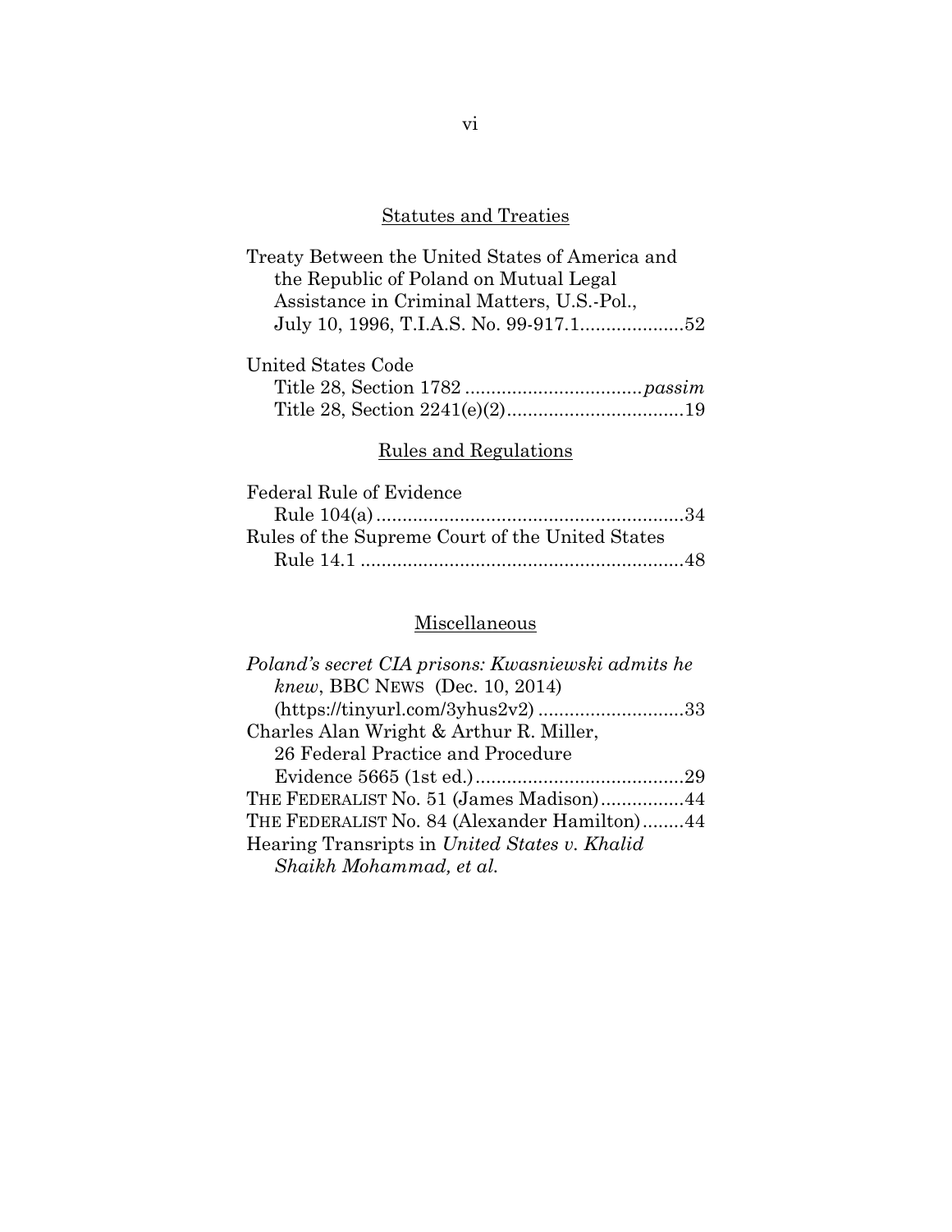## Statutes and Treaties

Treaty Between the United States of America and the Republic of Poland on Mutual Legal Assistance in Criminal Matters, U.S.-Pol., July 10, 1996, T.I.A.S. No. 99-917.1....................52

United States Code
- Title 28, Section 1782 .................................. *passim*
- Title 28, Section 2241(e)(2)..................................19

## Rules and Regulations

Federal Rule of Evidence
- Rule 104(a) ...........................................................34

Rules of the Supreme Court of the United States
- Rule 14.1 ..............................................................48

## Miscellaneous

*Poland's secret CIA prisons: Kwasniewski admits he knew*, BBC NEWS (Dec. 10, 2014) (https://tinyurl.com/3yhus2v2) ............................33

Charles Alan Wright & Arthur R. Miller, 26 Federal Practice and Procedure Evidence 5665 (1st ed.)........................................29

THE FEDERALIST No. 51 (James Madison)................44

THE FEDERALIST No. 84 (Alexander Hamilton)........44

Hearing Transripts in *United States v. Khalid Shaikh Mohammad, et al.*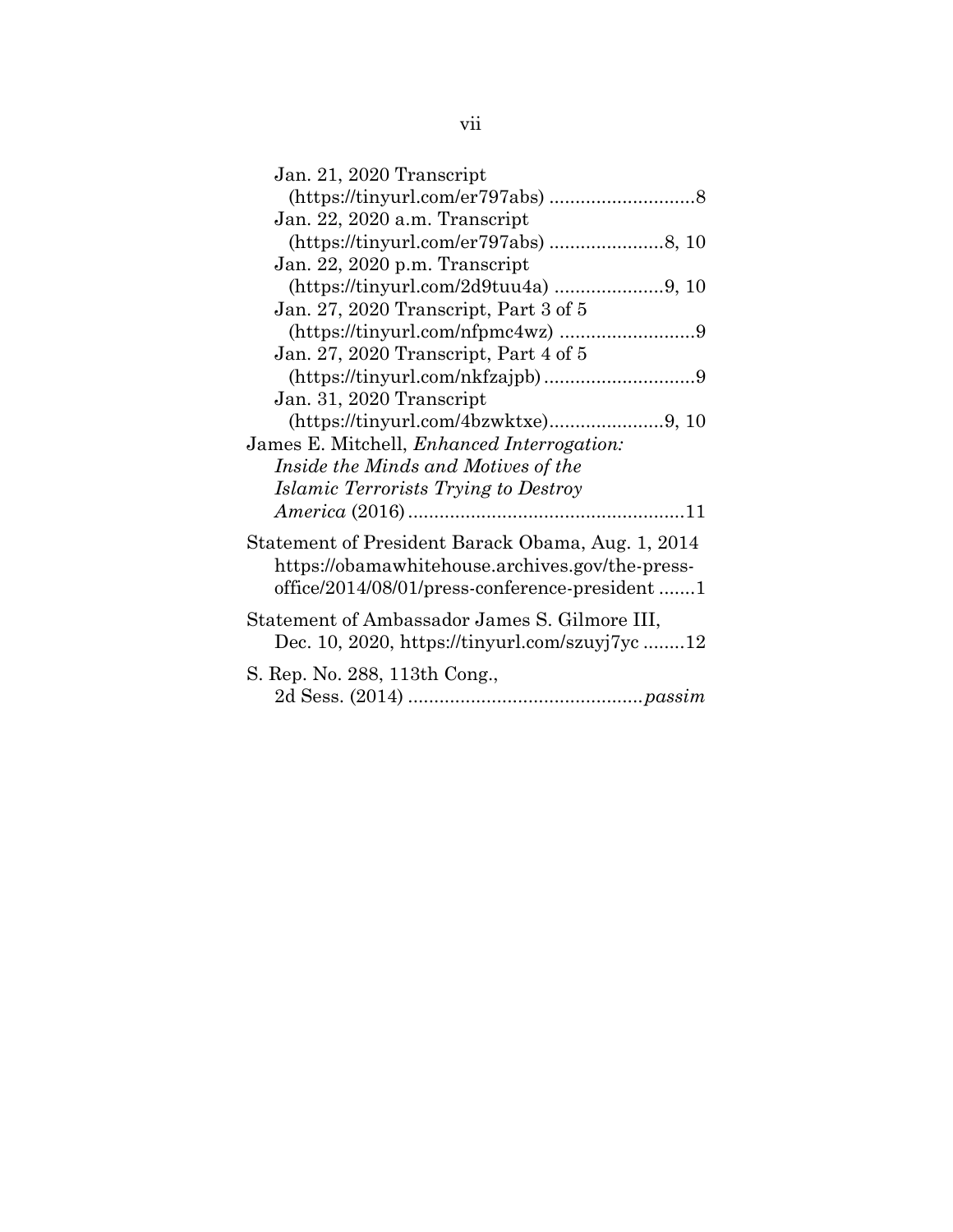Jan. 21, 2020 Transcript (https://tinyurl.com/er797abs) ............................8

Jan. 22, 2020 a.m. Transcript (https://tinyurl.com/er797abs) ......................8, 10

Jan. 22, 2020 p.m. Transcript (https://tinyurl.com/2d9tuu4a) .....................9, 10

Jan. 27, 2020 Transcript, Part 3 of 5 (https://tinyurl.com/nfpmc4wz) ..........................9

Jan. 27, 2020 Transcript, Part 4 of 5 (https://tinyurl.com/nkfzajpb) .............................9

Jan. 31, 2020 Transcript (https://tinyurl.com/4bzwktxe)......................9, 10

James E. Mitchell, *Enhanced Interrogation: Inside the Minds and Motives of the Islamic Terrorists Trying to Destroy America* (2016) .....................................................11

Statement of President Barack Obama, Aug. 1, 2014 https://obamawhitehouse.archives.gov/the-press-office/2014/08/01/press-conference-president .......1

Statement of Ambassador James S. Gilmore III, Dec. 10, 2020, https://tinyurl.com/szuyj7yc ........12

S. Rep. No. 288, 113th Cong., 2d Sess. (2014) ............................................*passim*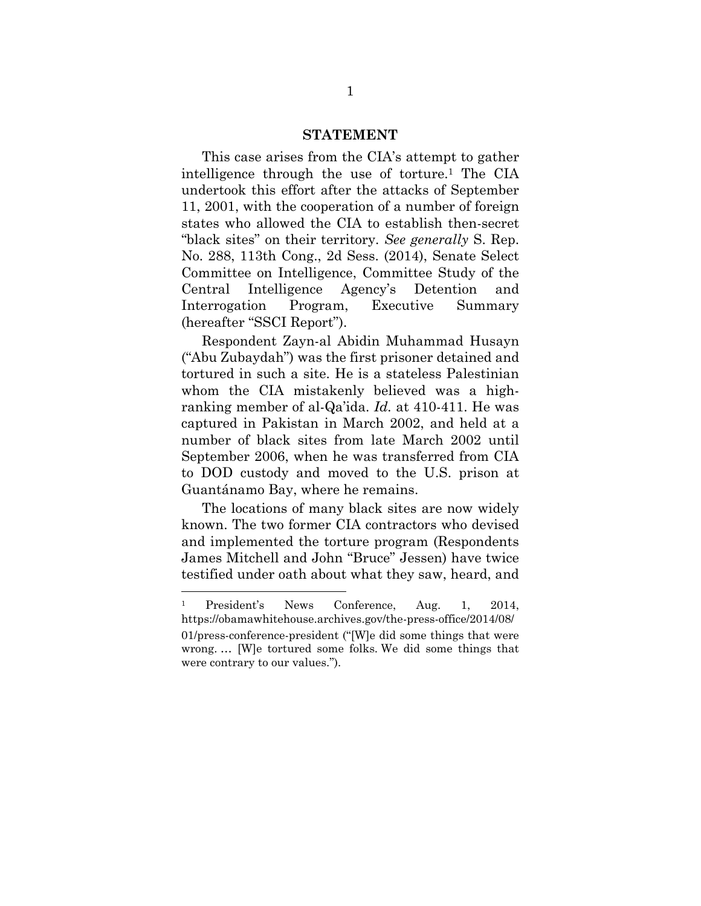## STATEMENT

This case arises from the CIA's attempt to gather intelligence through the use of torture.[1] The CIA undertook this effort after the attacks of September 11, 2001, with the cooperation of a number of foreign states who allowed the CIA to establish then-secret "black sites" on their territory. *See generally* S. Rep. No. 288, 113th Cong., 2d Sess. (2014), Senate Select Committee on Intelligence, Committee Study of the Central Intelligence Agency's Detention and Interrogation Program, Executive Summary (hereafter "SSCI Report").

Respondent Zayn-al Abidin Muhammad Husayn ("Abu Zubaydah") was the first prisoner detained and tortured in such a site. He is a stateless Palestinian whom the CIA mistakenly believed was a high-ranking member of al-Qa'ida. *Id.* at 410-411. He was captured in Pakistan in March 2002, and held at a number of black sites from late March 2002 until September 2006, when he was transferred from CIA to DOD custody and moved to the U.S. prison at Guantánamo Bay, where he remains.

The locations of many black sites are now widely known. The two former CIA contractors who devised and implemented the torture program (Respondents James Mitchell and John "Bruce" Jessen) have twice testified under oath about what they saw, heard, and

---

[1] President's News Conference, Aug. 1, 2014, https://obamawhitehouse.archives.gov/the-press-office/2014/08/01/press-conference-president ("[W]e did some things that were wrong. … [W]e tortured some folks. We did some things that were contrary to our values.").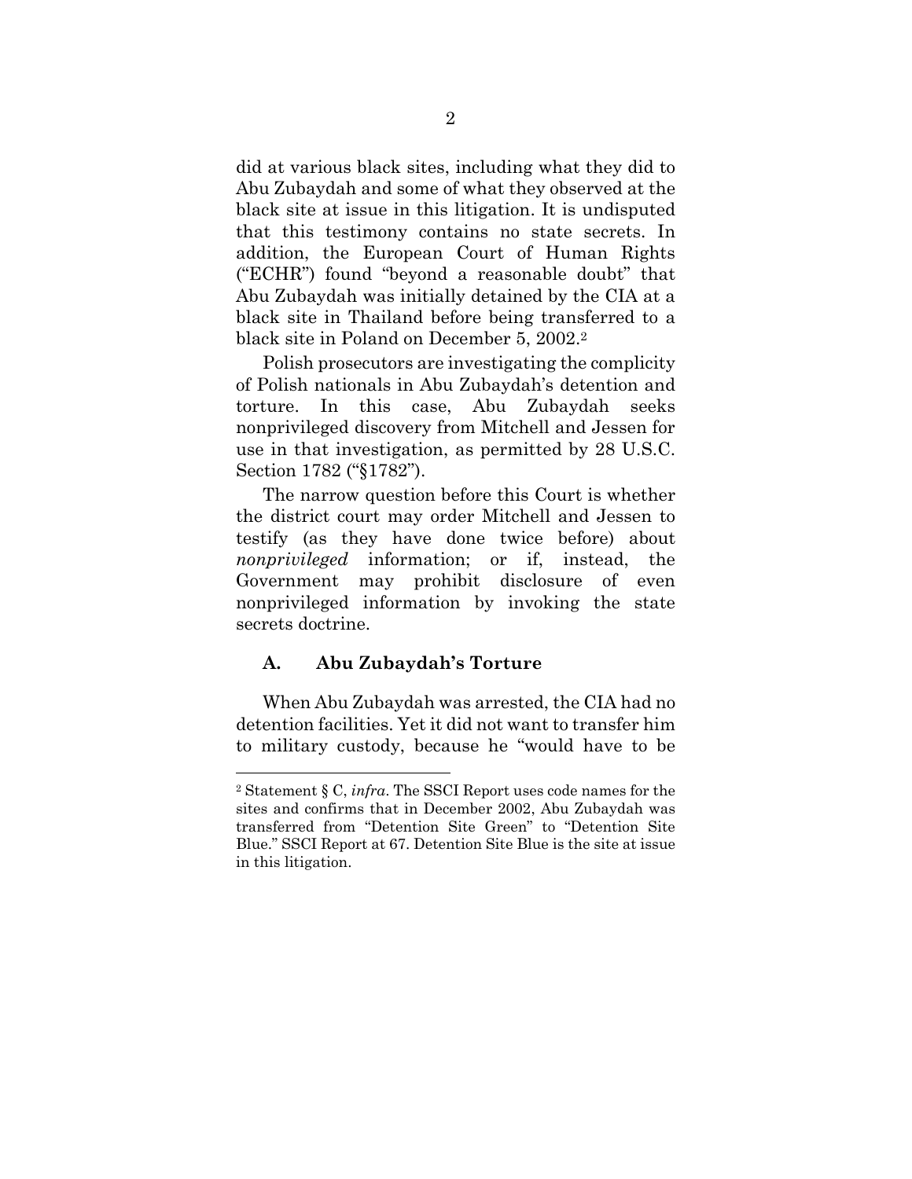did at various black sites, including what they did to Abu Zubaydah and some of what they observed at the black site at issue in this litigation. It is undisputed that this testimony contains no state secrets. In addition, the European Court of Human Rights ("ECHR") found "beyond a reasonable doubt" that Abu Zubaydah was initially detained by the CIA at a black site in Thailand before being transferred to a black site in Poland on December 5, 2002.[2]

Polish prosecutors are investigating the complicity of Polish nationals in Abu Zubaydah's detention and torture. In this case, Abu Zubaydah seeks nonprivileged discovery from Mitchell and Jessen for use in that investigation, as permitted by 28 U.S.C. Section 1782 ("§1782").

The narrow question before this Court is whether the district court may order Mitchell and Jessen to testify (as they have done twice before) about *nonprivileged* information; or if, instead, the Government may prohibit disclosure of even nonprivileged information by invoking the state secrets doctrine.

### A. Abu Zubaydah's Torture

When Abu Zubaydah was arrested, the CIA had no detention facilities. Yet it did not want to transfer him to military custody, because he "would have to be

---

[2] Statement § C, *infra*. The SSCI Report uses code names for the sites and confirms that in December 2002, Abu Zubaydah was transferred from "Detention Site Green" to "Detention Site Blue." SSCI Report at 67. Detention Site Blue is the site at issue in this litigation.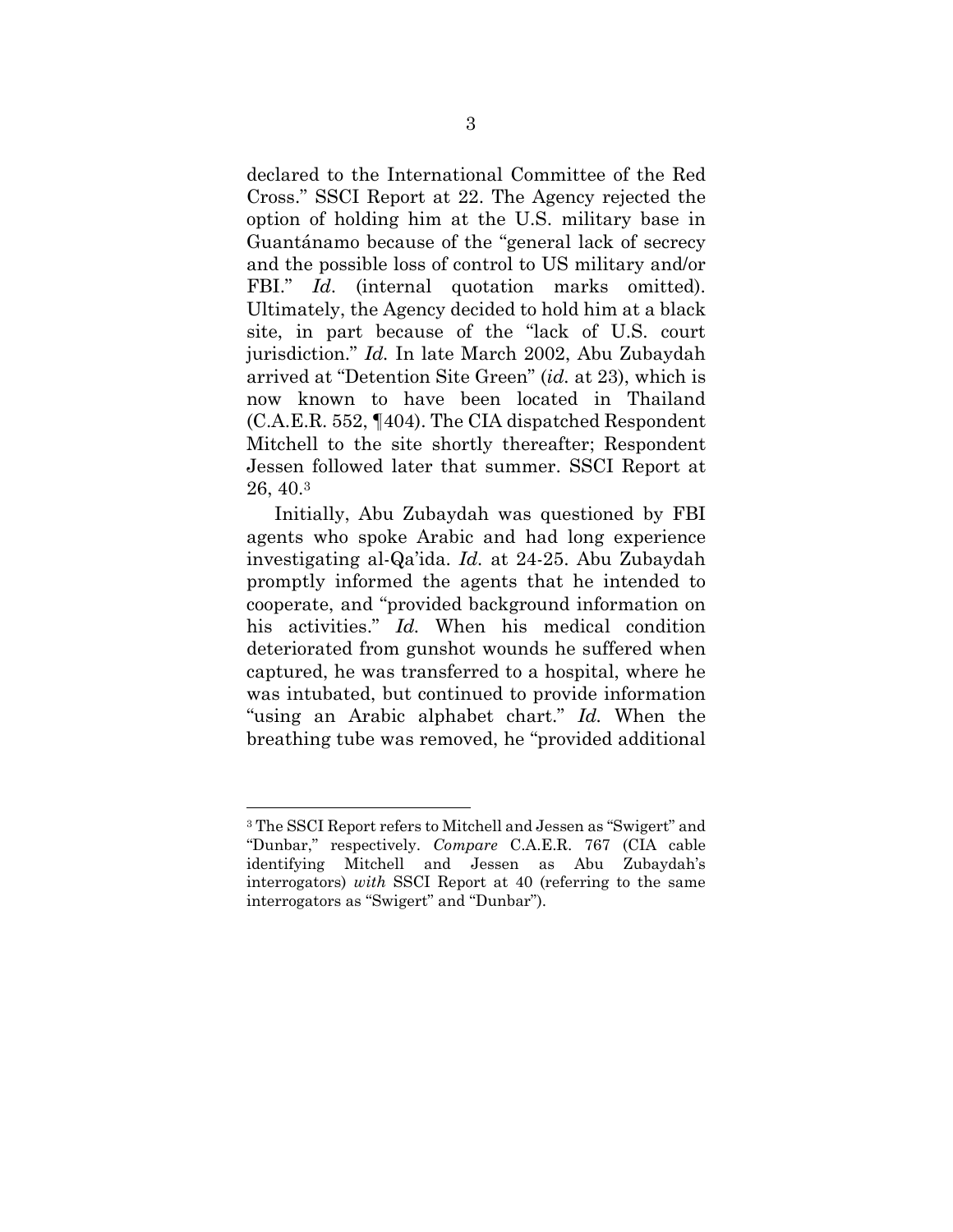declared to the International Committee of the Red Cross." SSCI Report at 22. The Agency rejected the option of holding him at the U.S. military base in Guantánamo because of the "general lack of secrecy and the possible loss of control to US military and/or FBI." *Id*. (internal quotation marks omitted). Ultimately, the Agency decided to hold him at a black site, in part because of the "lack of U.S. court jurisdiction." *Id.* In late March 2002, Abu Zubaydah arrived at "Detention Site Green" (*id.* at 23), which is now known to have been located in Thailand (C.A.E.R. 552, ¶404). The CIA dispatched Respondent Mitchell to the site shortly thereafter; Respondent Jessen followed later that summer. SSCI Report at 26, 40.[3]

Initially, Abu Zubaydah was questioned by FBI agents who spoke Arabic and had long experience investigating al-Qa'ida. *Id.* at 24-25. Abu Zubaydah promptly informed the agents that he intended to cooperate, and "provided background information on his activities." *Id.* When his medical condition deteriorated from gunshot wounds he suffered when captured, he was transferred to a hospital, where he was intubated, but continued to provide information "using an Arabic alphabet chart." *Id.* When the breathing tube was removed, he "provided additional

---

[3] The SSCI Report refers to Mitchell and Jessen as "Swigert" and "Dunbar," respectively. *Compare* C.A.E.R. 767 (CIA cable identifying Mitchell and Jessen as Abu Zubaydah's interrogators) *with* SSCI Report at 40 (referring to the same interrogators as "Swigert" and "Dunbar").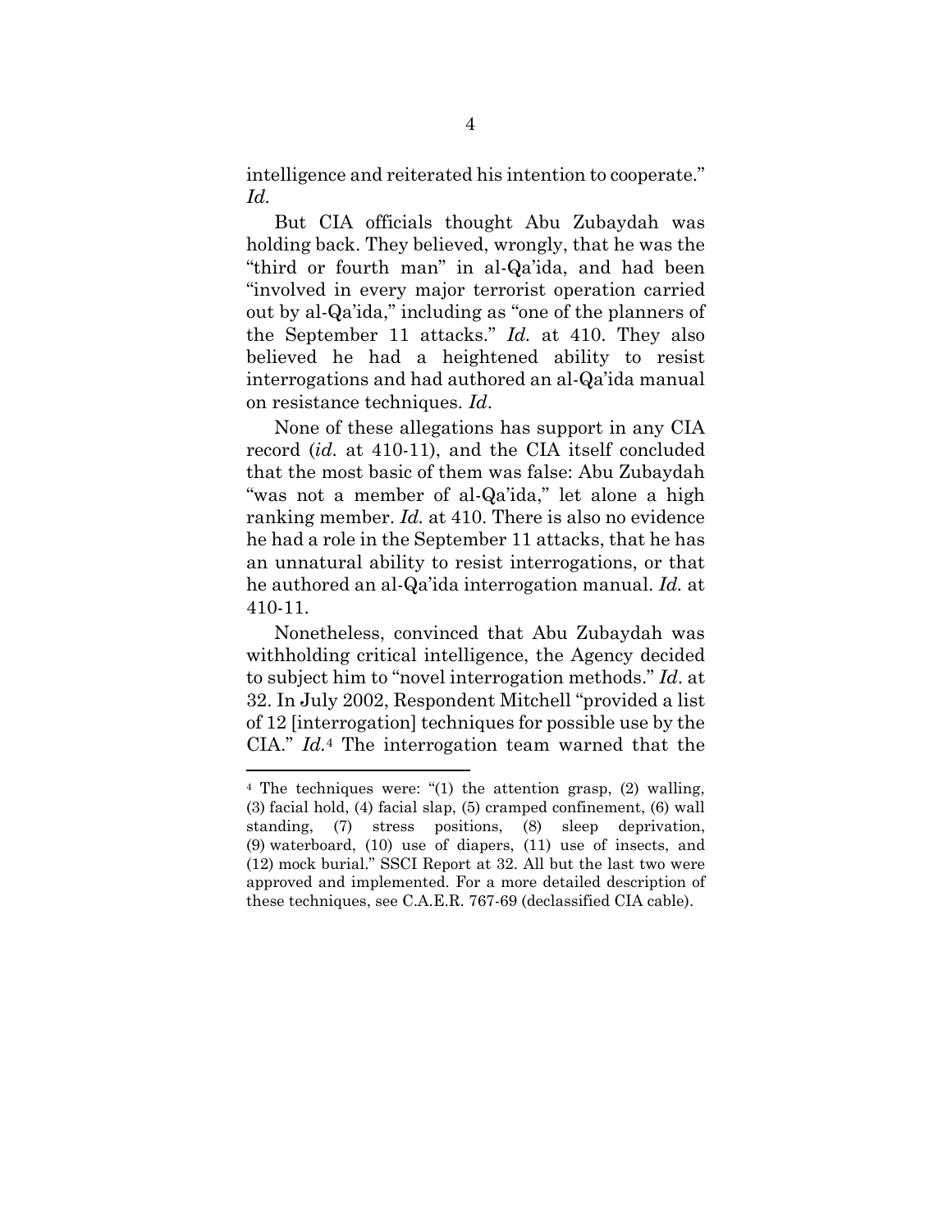intelligence and reiterated his intention to cooperate." *Id.*

But CIA officials thought Abu Zubaydah was holding back. They believed, wrongly, that he was the "third or fourth man" in al-Qa'ida, and had been "involved in every major terrorist operation carried out by al-Qa'ida," including as "one of the planners of the September 11 attacks." *Id.* at 410. They also believed he had a heightened ability to resist interrogations and had authored an al-Qa'ida manual on resistance techniques. *Id*.

None of these allegations has support in any CIA record (*id.* at 410-11), and the CIA itself concluded that the most basic of them was false: Abu Zubaydah "was not a member of al-Qa'ida," let alone a high ranking member. *Id.* at 410. There is also no evidence he had a role in the September 11 attacks, that he has an unnatural ability to resist interrogations, or that he authored an al-Qa'ida interrogation manual. *Id.* at 410-11.

Nonetheless, convinced that Abu Zubaydah was withholding critical intelligence, the Agency decided to subject him to "novel interrogation methods." *Id*. at 32. In July 2002, Respondent Mitchell "provided a list of 12 [interrogation] techniques for possible use by the CIA." *Id.*[4] The interrogation team warned that the

[4] The techniques were: "(1) the attention grasp, (2) walling, (3) facial hold, (4) facial slap, (5) cramped confinement, (6) wall standing, (7) stress positions, (8) sleep deprivation, (9) waterboard, (10) use of diapers, (11) use of insects, and (12) mock burial." SSCI Report at 32. All but the last two were approved and implemented. For a more detailed description of these techniques, see C.A.E.R. 767-69 (declassified CIA cable).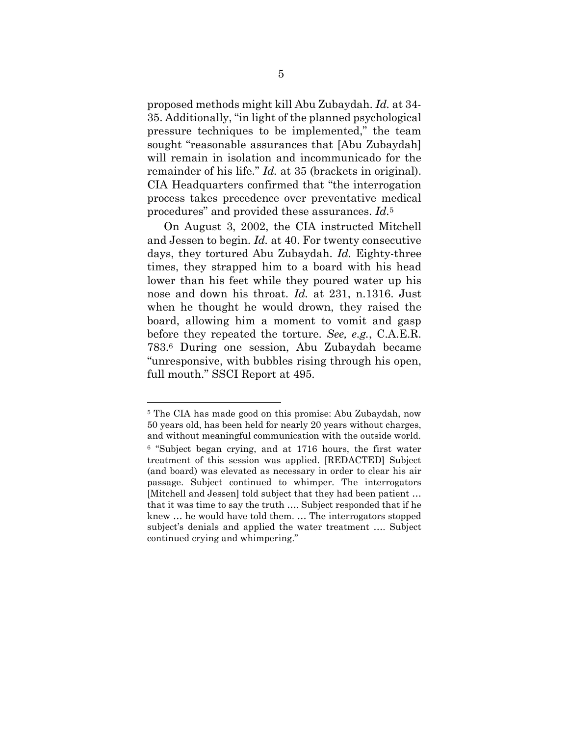proposed methods might kill Abu Zubaydah. *Id.* at 34-35. Additionally, "in light of the planned psychological pressure techniques to be implemented," the team sought "reasonable assurances that [Abu Zubaydah] will remain in isolation and incommunicado for the remainder of his life." *Id.* at 35 (brackets in original). CIA Headquarters confirmed that "the interrogation process takes precedence over preventative medical procedures" and provided these assurances. *Id.*[5]

On August 3, 2002, the CIA instructed Mitchell and Jessen to begin. *Id.* at 40. For twenty consecutive days, they tortured Abu Zubaydah. *Id.* Eighty-three times, they strapped him to a board with his head lower than his feet while they poured water up his nose and down his throat. *Id.* at 231, n.1316. Just when he thought he would drown, they raised the board, allowing him a moment to vomit and gasp before they repeated the torture. *See, e.g.*, C.A.E.R. 783.[6] During one session, Abu Zubaydah became "unresponsive, with bubbles rising through his open, full mouth." SSCI Report at 495.

---

[5] The CIA has made good on this promise: Abu Zubaydah, now 50 years old, has been held for nearly 20 years without charges, and without meaningful communication with the outside world.

[6] "Subject began crying, and at 1716 hours, the first water treatment of this session was applied. [REDACTED] Subject (and board) was elevated as necessary in order to clear his air passage. Subject continued to whimper. The interrogators [Mitchell and Jessen] told subject that they had been patient … that it was time to say the truth …. Subject responded that if he knew … he would have told them. … The interrogators stopped subject's denials and applied the water treatment …. Subject continued crying and whimpering."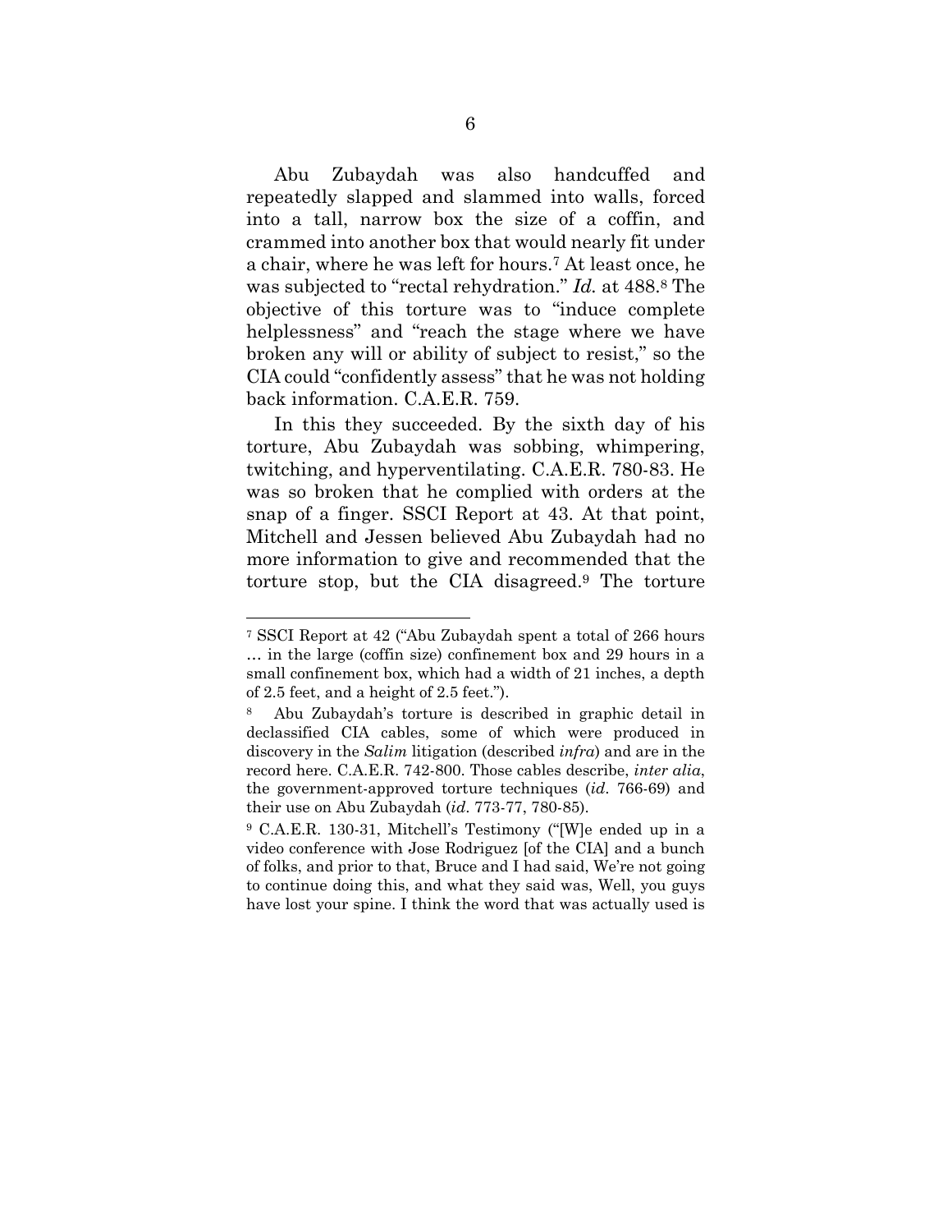Abu Zubaydah was also handcuffed and repeatedly slapped and slammed into walls, forced into a tall, narrow box the size of a coffin, and crammed into another box that would nearly fit under a chair, where he was left for hours.[7] At least once, he was subjected to "rectal rehydration." *Id.* at 488.[8] The objective of this torture was to "induce complete helplessness" and "reach the stage where we have broken any will or ability of subject to resist," so the CIA could "confidently assess" that he was not holding back information. C.A.E.R. 759.

In this they succeeded. By the sixth day of his torture, Abu Zubaydah was sobbing, whimpering, twitching, and hyperventilating. C.A.E.R. 780-83. He was so broken that he complied with orders at the snap of a finger. SSCI Report at 43. At that point, Mitchell and Jessen believed Abu Zubaydah had no more information to give and recommended that the torture stop, but the CIA disagreed.[9] The torture

---

[7] SSCI Report at 42 ("Abu Zubaydah spent a total of 266 hours … in the large (coffin size) confinement box and 29 hours in a small confinement box, which had a width of 21 inches, a depth of 2.5 feet, and a height of 2.5 feet.").

[8] Abu Zubaydah's torture is described in graphic detail in declassified CIA cables, some of which were produced in discovery in the *Salim* litigation (described *infra*) and are in the record here. C.A.E.R. 742-800. Those cables describe, *inter alia*, the government-approved torture techniques (*id*. 766-69) and their use on Abu Zubaydah (*id*. 773-77, 780-85).

[9] C.A.E.R. 130-31, Mitchell's Testimony ("[W]e ended up in a video conference with Jose Rodriguez [of the CIA] and a bunch of folks, and prior to that, Bruce and I had said, We're not going to continue doing this, and what they said was, Well, you guys have lost your spine. I think the word that was actually used is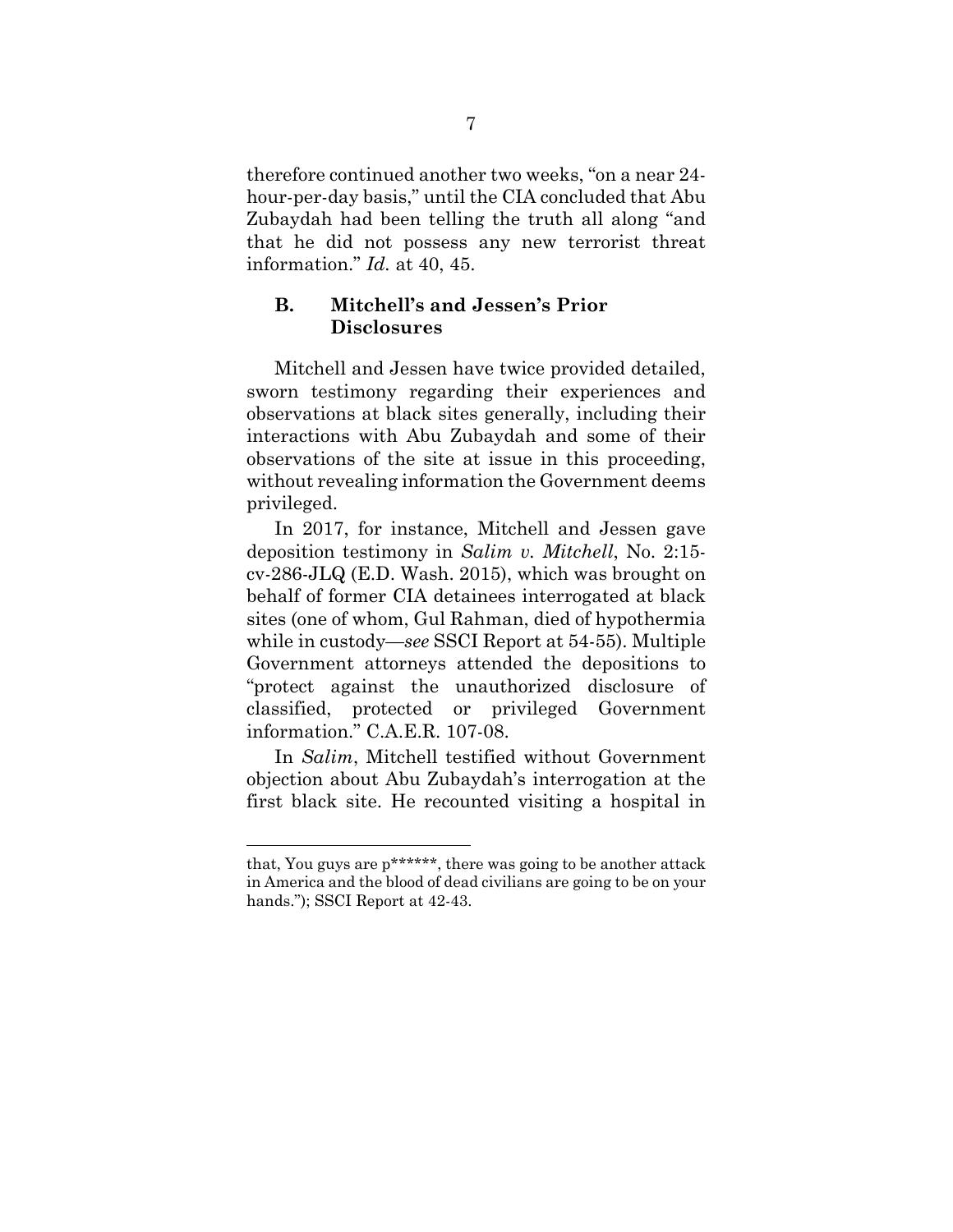therefore continued another two weeks, "on a near 24-hour-per-day basis," until the CIA concluded that Abu Zubaydah had been telling the truth all along "and that he did not possess any new terrorist threat information." *Id.* at 40, 45.

### B. Mitchell's and Jessen's Prior Disclosures

Mitchell and Jessen have twice provided detailed, sworn testimony regarding their experiences and observations at black sites generally, including their interactions with Abu Zubaydah and some of their observations of the site at issue in this proceeding, without revealing information the Government deems privileged.

In 2017, for instance, Mitchell and Jessen gave deposition testimony in *Salim v. Mitchell*, No. 2:15-cv-286-JLQ (E.D. Wash. 2015), which was brought on behalf of former CIA detainees interrogated at black sites (one of whom, Gul Rahman, died of hypothermia while in custody—*see* SSCI Report at 54-55). Multiple Government attorneys attended the depositions to "protect against the unauthorized disclosure of classified, protected or privileged Government information." C.A.E.R. 107-08.

In *Salim*, Mitchell testified without Government objection about Abu Zubaydah's interrogation at the first black site. He recounted visiting a hospital in

---

that, You guys are p******, there was going to be another attack in America and the blood of dead civilians are going to be on your hands."); SSCI Report at 42-43.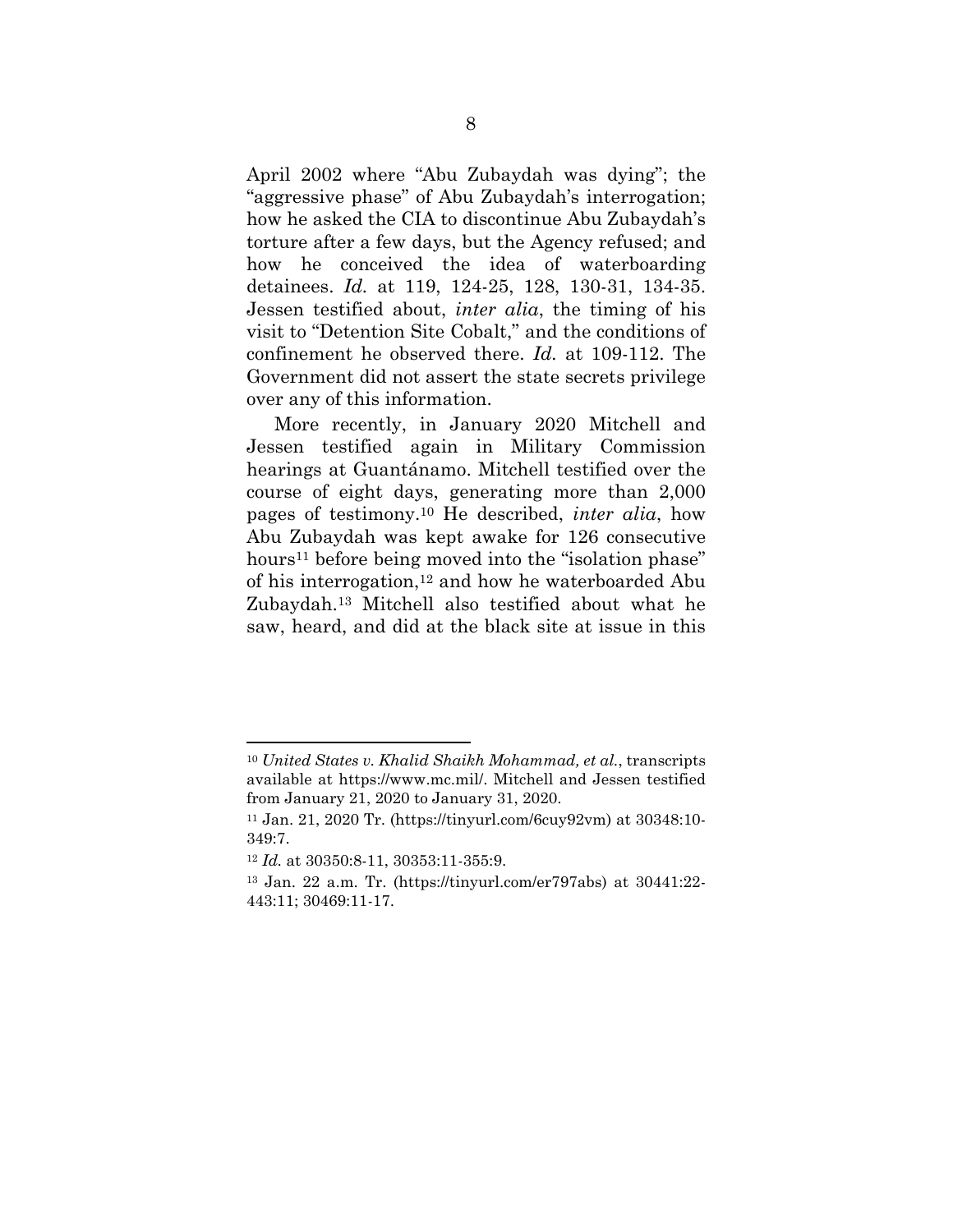April 2002 where "Abu Zubaydah was dying"; the "aggressive phase" of Abu Zubaydah's interrogation; how he asked the CIA to discontinue Abu Zubaydah's torture after a few days, but the Agency refused; and how he conceived the idea of waterboarding detainees. *Id.* at 119, 124-25, 128, 130-31, 134-35. Jessen testified about, *inter alia*, the timing of his visit to "Detention Site Cobalt," and the conditions of confinement he observed there. *Id.* at 109-112. The Government did not assert the state secrets privilege over any of this information.

More recently, in January 2020 Mitchell and Jessen testified again in Military Commission hearings at Guantánamo. Mitchell testified over the course of eight days, generating more than 2,000 pages of testimony.[10] He described, *inter alia*, how Abu Zubaydah was kept awake for 126 consecutive hours[11] before being moved into the "isolation phase" of his interrogation,[12] and how he waterboarded Abu Zubaydah.[13] Mitchell also testified about what he saw, heard, and did at the black site at issue in this

---

[10] *United States v. Khalid Shaikh Mohammad, et al.*, transcripts available at https://www.mc.mil/. Mitchell and Jessen testified from January 21, 2020 to January 31, 2020.

[11] Jan. 21, 2020 Tr. (https://tinyurl.com/6cuy92vm) at 30348:10-349:7.

[12] *Id.* at 30350:8-11, 30353:11-355:9.

[13] Jan. 22 a.m. Tr. (https://tinyurl.com/er797abs) at 30441:22-443:11; 30469:11-17.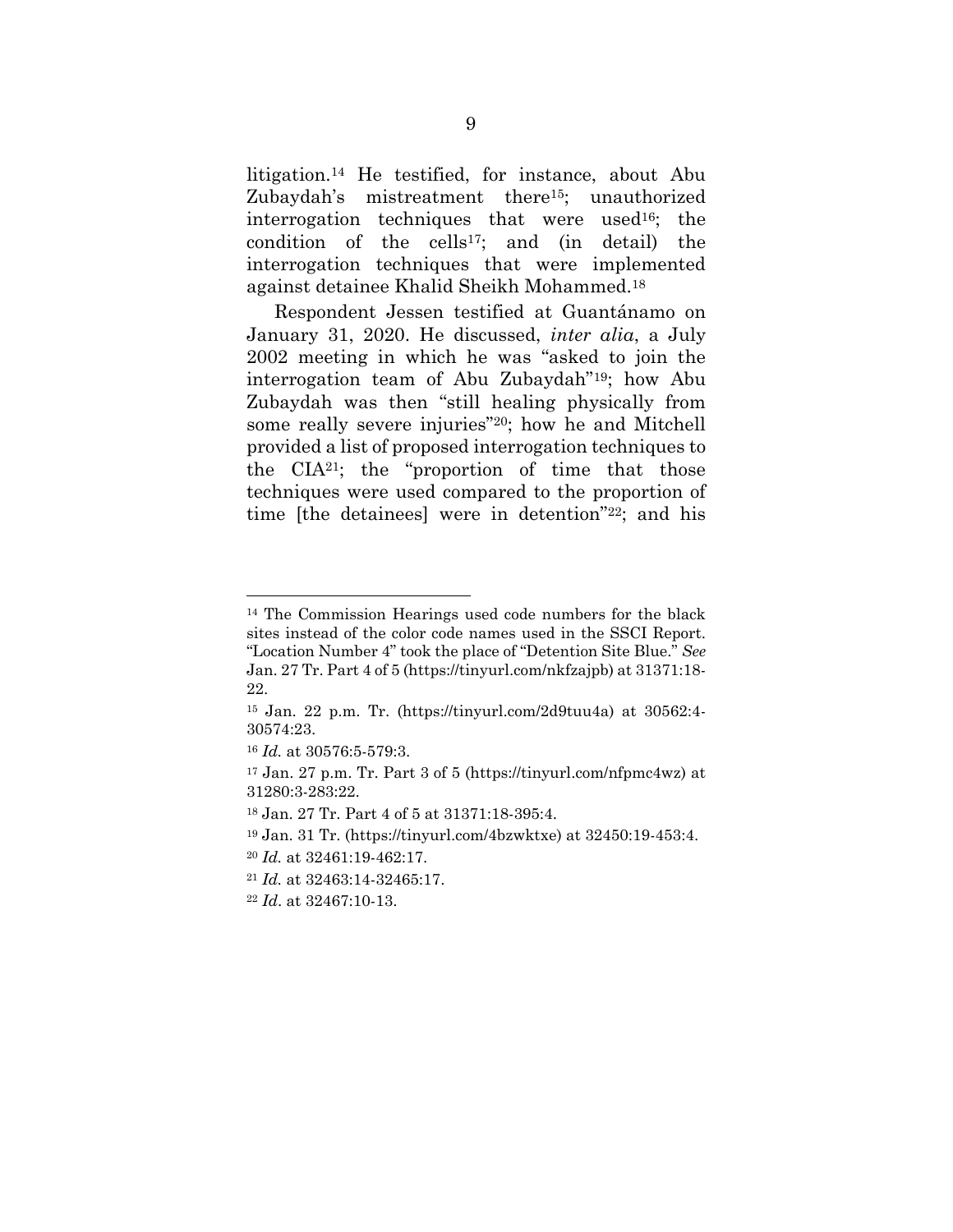litigation.[14] He testified, for instance, about Abu Zubaydah's mistreatment there[15]; unauthorized interrogation techniques that were used[16]; the condition of the cells[17]; and (in detail) the interrogation techniques that were implemented against detainee Khalid Sheikh Mohammed.[18]

Respondent Jessen testified at Guantánamo on January 31, 2020. He discussed, *inter alia*, a July 2002 meeting in which he was "asked to join the interrogation team of Abu Zubaydah"[19]; how Abu Zubaydah was then "still healing physically from some really severe injuries"[20]; how he and Mitchell provided a list of proposed interrogation techniques to the CIA[21]; the "proportion of time that those techniques were used compared to the proportion of time [the detainees] were in detention"[22]; and his

---

[14] The Commission Hearings used code numbers for the black sites instead of the color code names used in the SSCI Report. "Location Number 4" took the place of "Detention Site Blue." *See* Jan. 27 Tr. Part 4 of 5 (https://tinyurl.com/nkfzajpb) at 31371:18-22.

[15] Jan. 22 p.m. Tr. (https://tinyurl.com/2d9tuu4a) at 30562:4-30574:23.

[16] *Id.* at 30576:5-579:3.

[17] Jan. 27 p.m. Tr. Part 3 of 5 (https://tinyurl.com/nfpmc4wz) at 31280:3-283:22.

[18] Jan. 27 Tr. Part 4 of 5 at 31371:18-395:4.

[19] Jan. 31 Tr. (https://tinyurl.com/4bzwktxe) at 32450:19-453:4.

[20] *Id.* at 32461:19-462:17.

[21] *Id.* at 32463:14-32465:17.

[22] *Id*. at 32467:10-13.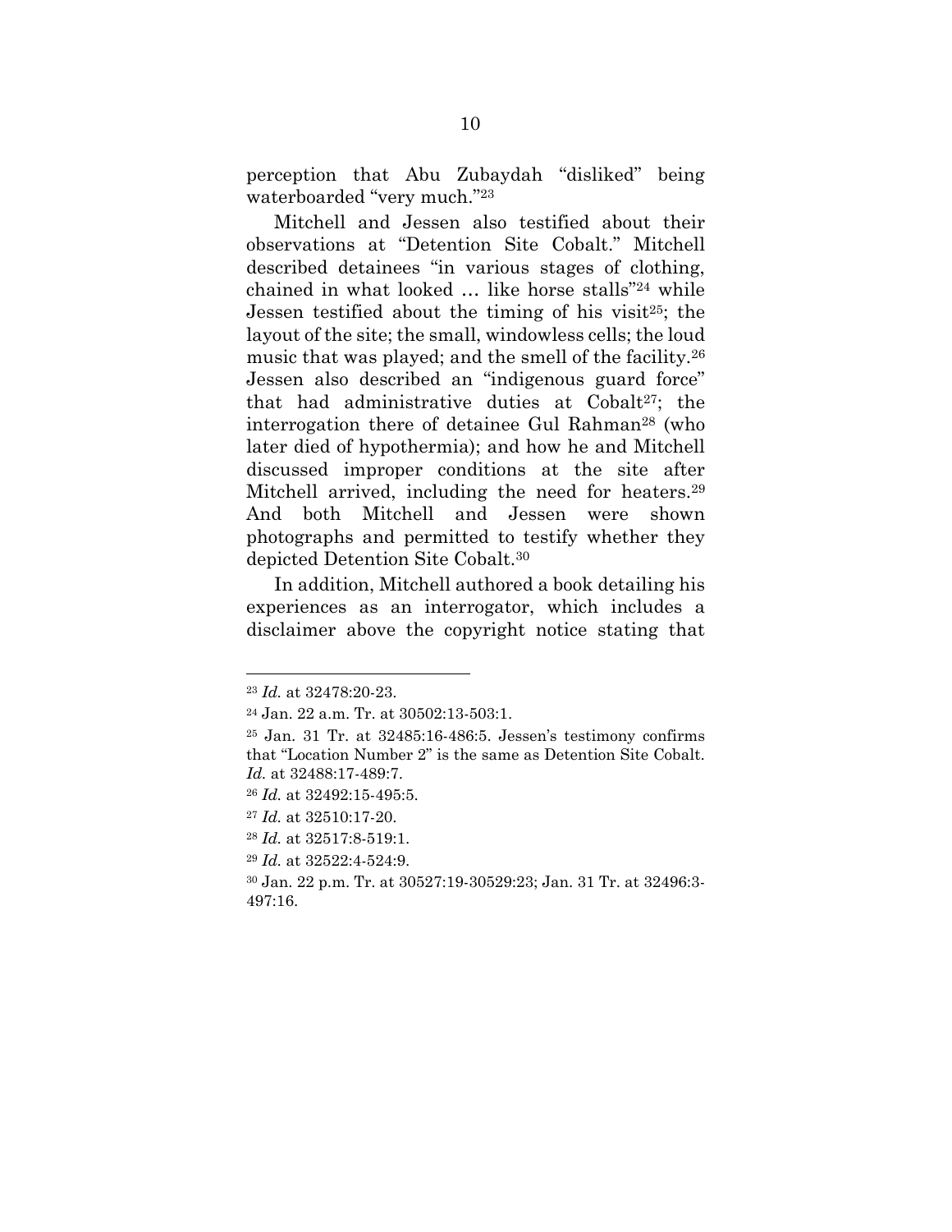perception that Abu Zubaydah "disliked" being waterboarded "very much."[23]

Mitchell and Jessen also testified about their observations at "Detention Site Cobalt." Mitchell described detainees "in various stages of clothing, chained in what looked … like horse stalls"[24] while Jessen testified about the timing of his visit[25]; the layout of the site; the small, windowless cells; the loud music that was played; and the smell of the facility.[26] Jessen also described an "indigenous guard force" that had administrative duties at Cobalt[27]; the interrogation there of detainee Gul Rahman[28] (who later died of hypothermia); and how he and Mitchell discussed improper conditions at the site after Mitchell arrived, including the need for heaters.[29] And both Mitchell and Jessen were shown photographs and permitted to testify whether they depicted Detention Site Cobalt.[30]

In addition, Mitchell authored a book detailing his experiences as an interrogator, which includes a disclaimer above the copyright notice stating that

---

[23] *Id.* at 32478:20-23.

[24] Jan. 22 a.m. Tr. at 30502:13-503:1.

[25] Jan. 31 Tr. at 32485:16-486:5. Jessen's testimony confirms that "Location Number 2" is the same as Detention Site Cobalt. *Id.* at 32488:17-489:7.

[26] *Id.* at 32492:15-495:5.

[27] *Id.* at 32510:17-20.

[28] *Id.* at 32517:8-519:1.

[29] *Id.* at 32522:4-524:9.

[30] Jan. 22 p.m. Tr. at 30527:19-30529:23; Jan. 31 Tr. at 32496:3-497:16.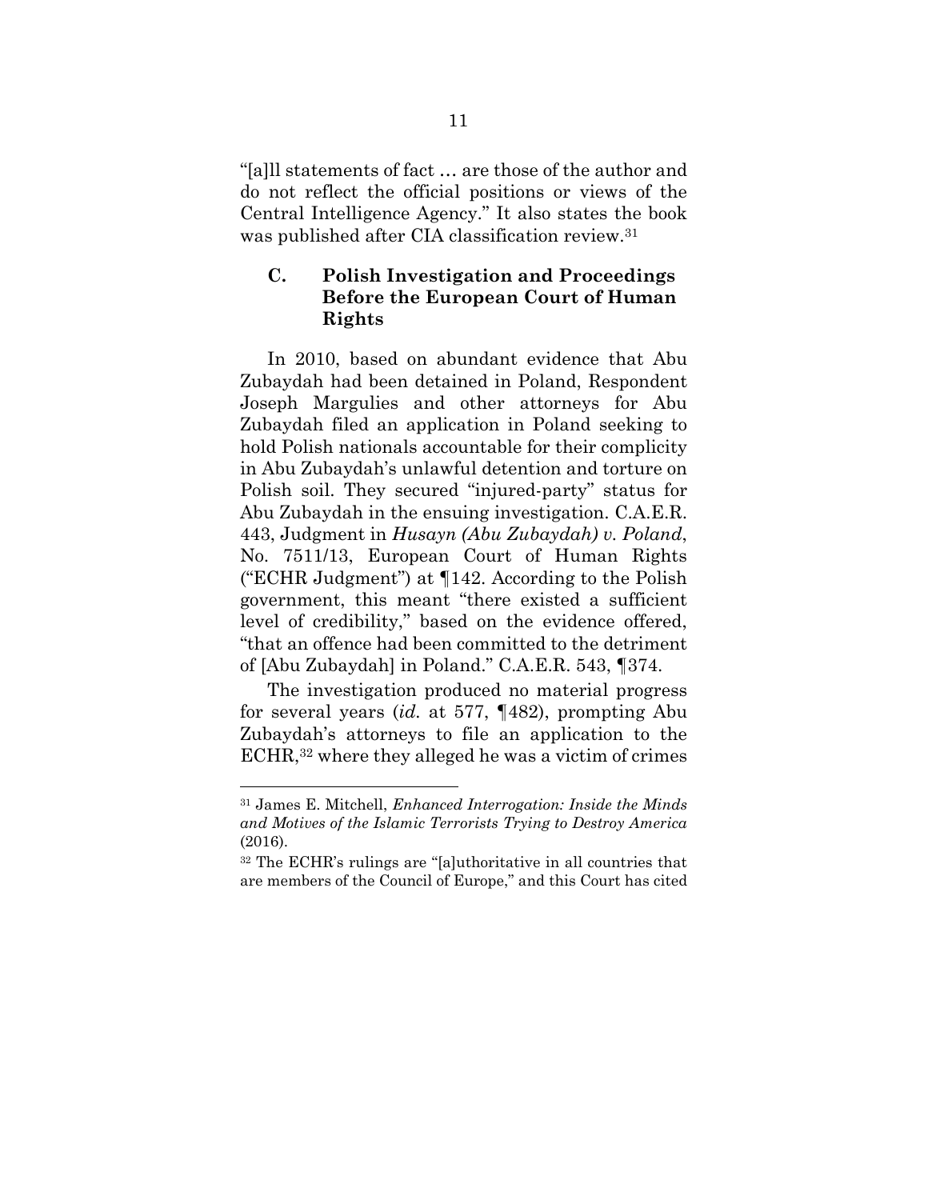"[a]ll statements of fact … are those of the author and do not reflect the official positions or views of the Central Intelligence Agency." It also states the book was published after CIA classification review.[31]

### C. Polish Investigation and Proceedings Before the European Court of Human Rights

In 2010, based on abundant evidence that Abu Zubaydah had been detained in Poland, Respondent Joseph Margulies and other attorneys for Abu Zubaydah filed an application in Poland seeking to hold Polish nationals accountable for their complicity in Abu Zubaydah's unlawful detention and torture on Polish soil. They secured "injured-party" status for Abu Zubaydah in the ensuing investigation. C.A.E.R. 443, Judgment in *Husayn (Abu Zubaydah) v. Poland*, No. 7511/13, European Court of Human Rights ("ECHR Judgment") at ¶142. According to the Polish government, this meant "there existed a sufficient level of credibility," based on the evidence offered, "that an offence had been committed to the detriment of [Abu Zubaydah] in Poland." C.A.E.R. 543, ¶374.

The investigation produced no material progress for several years (*id.* at 577, ¶482), prompting Abu Zubaydah's attorneys to file an application to the ECHR,[32] where they alleged he was a victim of crimes

---

[31] James E. Mitchell, *Enhanced Interrogation: Inside the Minds and Motives of the Islamic Terrorists Trying to Destroy America* (2016).

[32] The ECHR's rulings are "[a]uthoritative in all countries that are members of the Council of Europe," and this Court has cited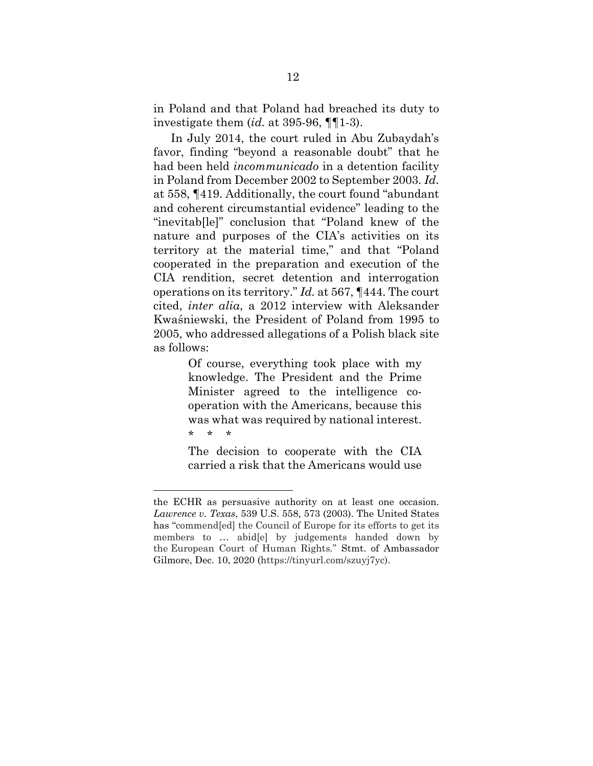in Poland and that Poland had breached its duty to investigate them (*id.* at 395-96, ¶¶1-3).

In July 2014, the court ruled in Abu Zubaydah's favor, finding "beyond a reasonable doubt" that he had been held *incommunicado* in a detention facility in Poland from December 2002 to September 2003. *Id.* at 558, ¶419. Additionally, the court found "abundant and coherent circumstantial evidence" leading to the "inevitab[le]" conclusion that "Poland knew of the nature and purposes of the CIA's activities on its territory at the material time," and that "Poland cooperated in the preparation and execution of the CIA rendition, secret detention and interrogation operations on its territory." *Id.* at 567, ¶444. The court cited, *inter alia*, a 2012 interview with Aleksander Kwaśniewski, the President of Poland from 1995 to 2005, who addressed allegations of a Polish black site as follows:

> Of course, everything took place with my knowledge. The President and the Prime Minister agreed to the intelligence co-operation with the Americans, because this was what was required by national interest.
>
> \* \* \*
>
> The decision to cooperate with the CIA carried a risk that the Americans would use

---

the ECHR as persuasive authority on at least one occasion. *Lawrence v. Texas*, 539 U.S. 558, 573 (2003). The United States has "commend[ed] the Council of Europe for its efforts to get its members to … abid[e] by judgements handed down by the European Court of Human Rights." Stmt. of Ambassador Gilmore, Dec. 10, 2020 (https://tinyurl.com/szuyj7yc).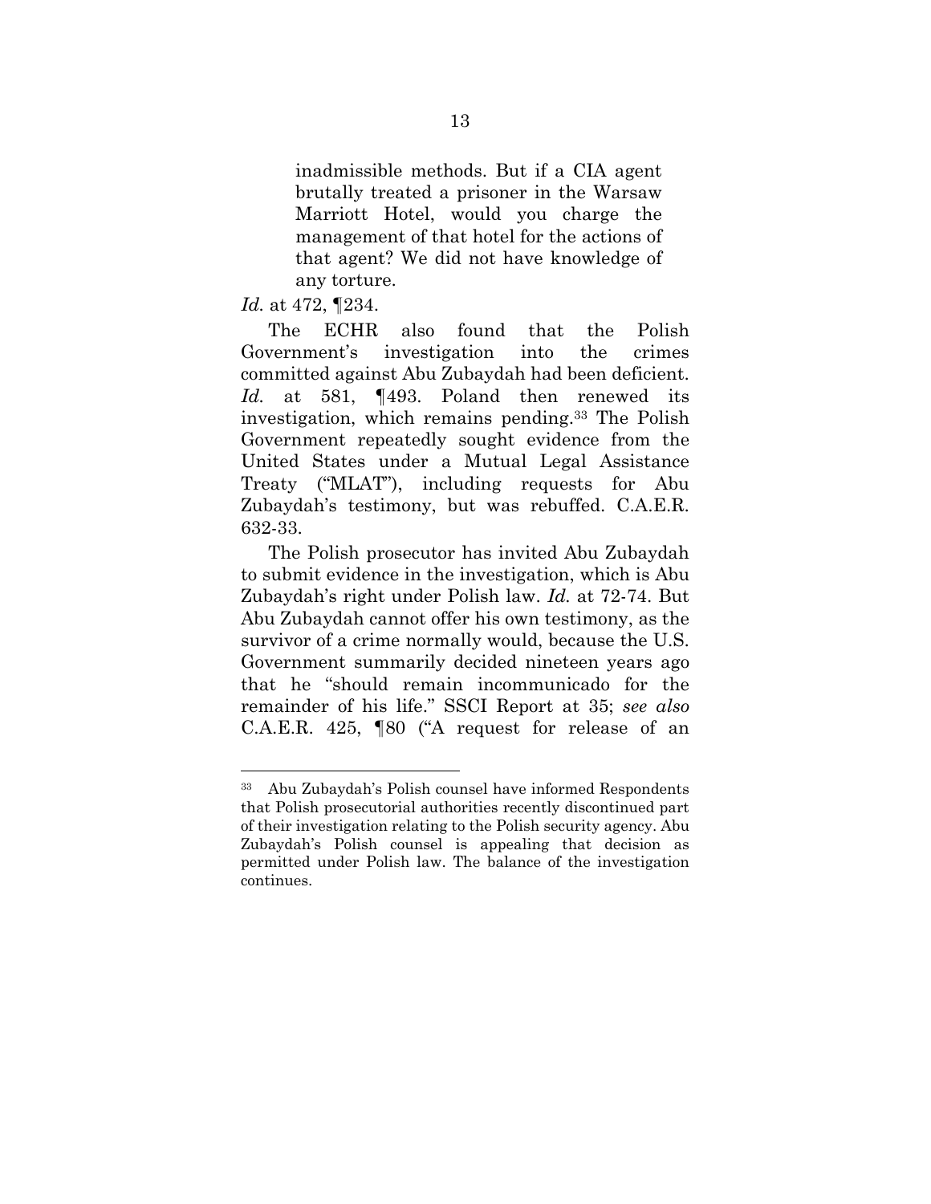> inadmissible methods. But if a CIA agent brutally treated a prisoner in the Warsaw Marriott Hotel, would you charge the management of that hotel for the actions of that agent? We did not have knowledge of any torture.

*Id.* at 472, ¶234.

The ECHR also found that the Polish Government's investigation into the crimes committed against Abu Zubaydah had been deficient. *Id.* at 581, ¶493. Poland then renewed its investigation, which remains pending.[33] The Polish Government repeatedly sought evidence from the United States under a Mutual Legal Assistance Treaty ("MLAT"), including requests for Abu Zubaydah's testimony, but was rebuffed. C.A.E.R. 632-33.

The Polish prosecutor has invited Abu Zubaydah to submit evidence in the investigation, which is Abu Zubaydah's right under Polish law. *Id.* at 72-74. But Abu Zubaydah cannot offer his own testimony, as the survivor of a crime normally would, because the U.S. Government summarily decided nineteen years ago that he "should remain incommunicado for the remainder of his life." SSCI Report at 35; *see also* C.A.E.R. 425, ¶80 ("A request for release of an

---

[33] Abu Zubaydah's Polish counsel have informed Respondents that Polish prosecutorial authorities recently discontinued part of their investigation relating to the Polish security agency. Abu Zubaydah's Polish counsel is appealing that decision as permitted under Polish law. The balance of the investigation continues.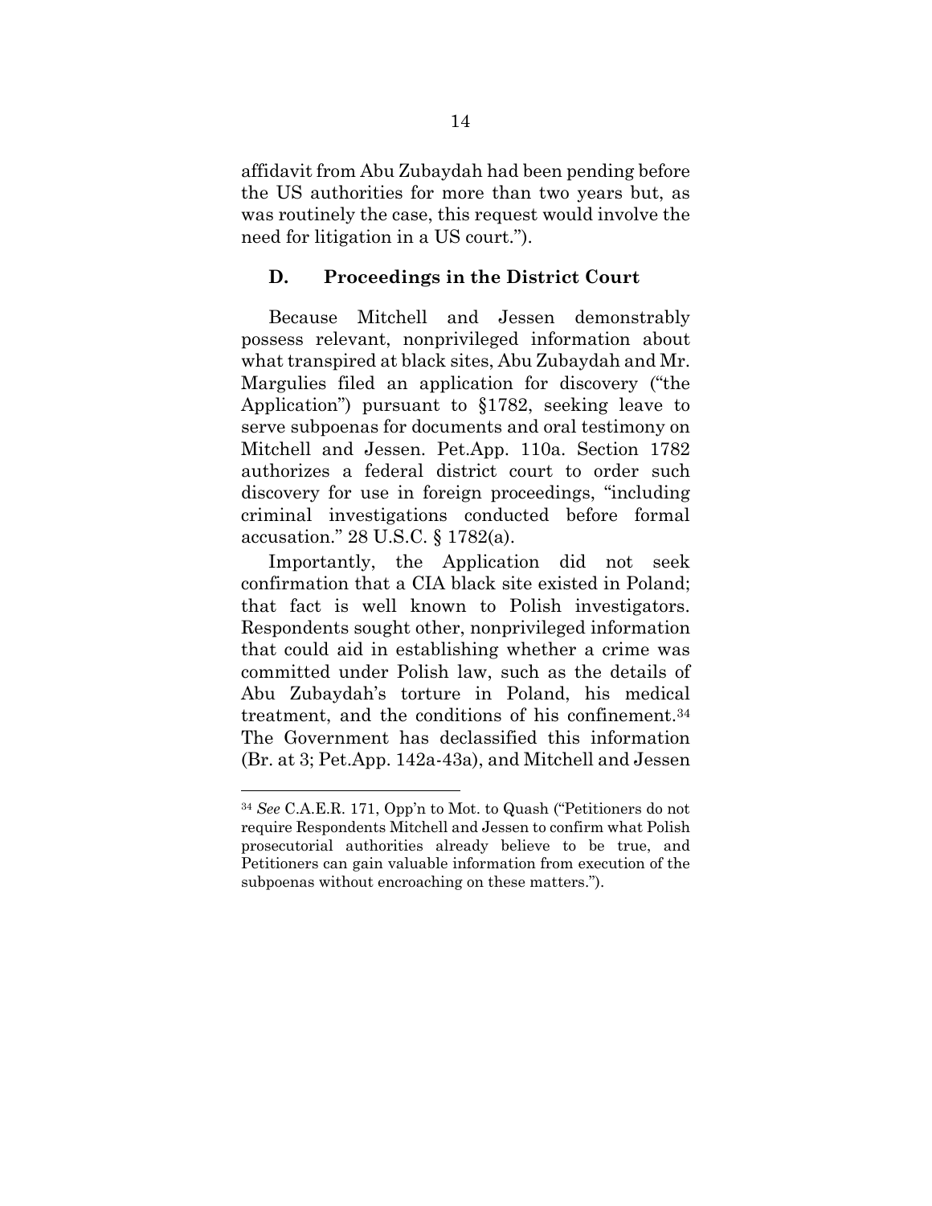affidavit from Abu Zubaydah had been pending before the US authorities for more than two years but, as was routinely the case, this request would involve the need for litigation in a US court.").

### D. Proceedings in the District Court

Because Mitchell and Jessen demonstrably possess relevant, nonprivileged information about what transpired at black sites, Abu Zubaydah and Mr. Margulies filed an application for discovery ("the Application") pursuant to §1782, seeking leave to serve subpoenas for documents and oral testimony on Mitchell and Jessen. Pet.App. 110a. Section 1782 authorizes a federal district court to order such discovery for use in foreign proceedings, "including criminal investigations conducted before formal accusation." 28 U.S.C. § 1782(a).

Importantly, the Application did not seek confirmation that a CIA black site existed in Poland; that fact is well known to Polish investigators. Respondents sought other, nonprivileged information that could aid in establishing whether a crime was committed under Polish law, such as the details of Abu Zubaydah's torture in Poland, his medical treatment, and the conditions of his confinement.[34] The Government has declassified this information (Br. at 3; Pet.App. 142a-43a), and Mitchell and Jessen

---

[34] *See* C.A.E.R. 171, Opp'n to Mot. to Quash ("Petitioners do not require Respondents Mitchell and Jessen to confirm what Polish prosecutorial authorities already believe to be true, and Petitioners can gain valuable information from execution of the subpoenas without encroaching on these matters.").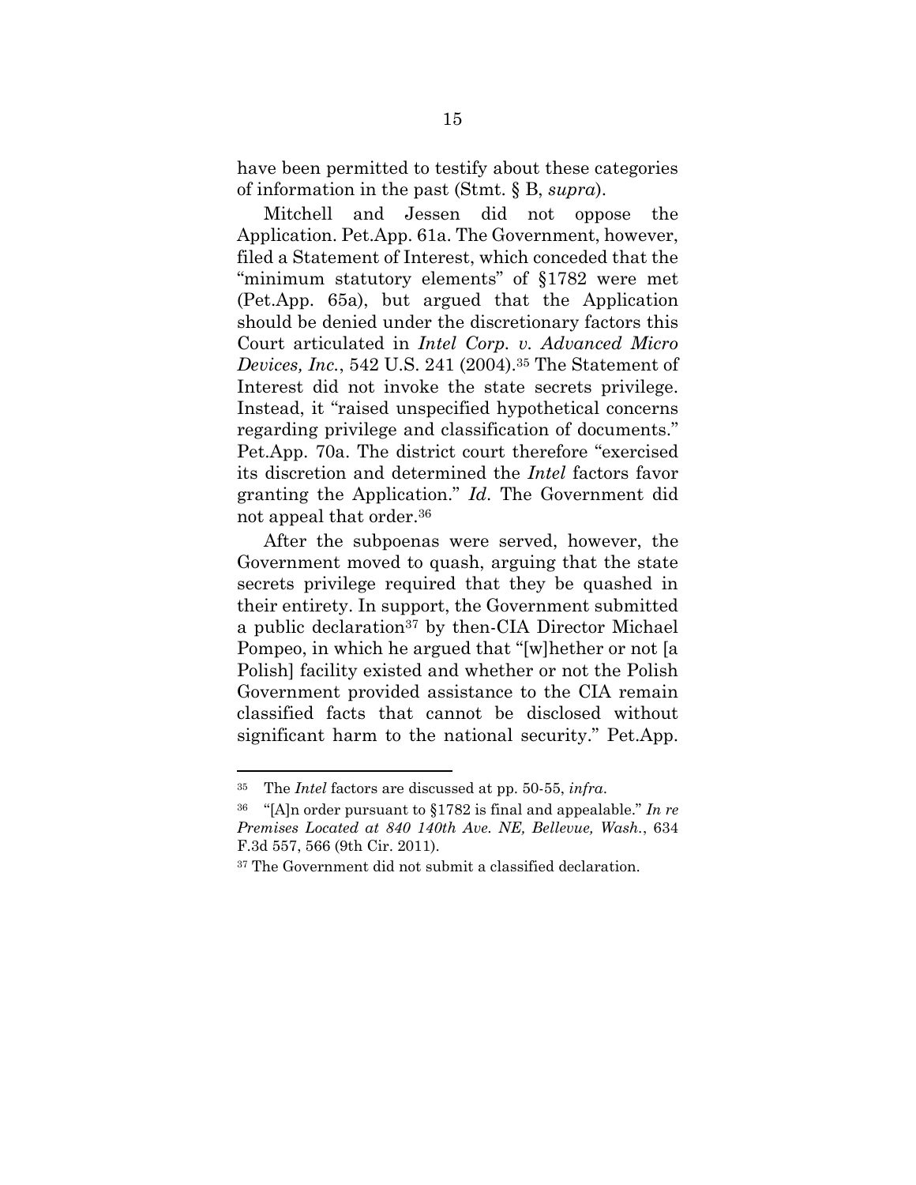have been permitted to testify about these categories of information in the past (Stmt. § B, *supra*).

Mitchell and Jessen did not oppose the Application. Pet.App. 61a. The Government, however, filed a Statement of Interest, which conceded that the "minimum statutory elements" of §1782 were met (Pet.App. 65a), but argued that the Application should be denied under the discretionary factors this Court articulated in *Intel Corp. v. Advanced Micro Devices, Inc.*, 542 U.S. 241 (2004).[35] The Statement of Interest did not invoke the state secrets privilege. Instead, it "raised unspecified hypothetical concerns regarding privilege and classification of documents." Pet.App. 70a. The district court therefore "exercised its discretion and determined the *Intel* factors favor granting the Application." *Id*. The Government did not appeal that order.[36]

After the subpoenas were served, however, the Government moved to quash, arguing that the state secrets privilege required that they be quashed in their entirety. In support, the Government submitted a public declaration[37] by then-CIA Director Michael Pompeo, in which he argued that "[w]hether or not [a Polish] facility existed and whether or not the Polish Government provided assistance to the CIA remain classified facts that cannot be disclosed without significant harm to the national security." Pet.App.

---

[35] The *Intel* factors are discussed at pp. 50-55, *infra*.

[36] "[A]n order pursuant to §1782 is final and appealable." *In re Premises Located at 840 140th Ave. NE, Bellevue, Wash.*, 634 F.3d 557, 566 (9th Cir. 2011).

[37] The Government did not submit a classified declaration.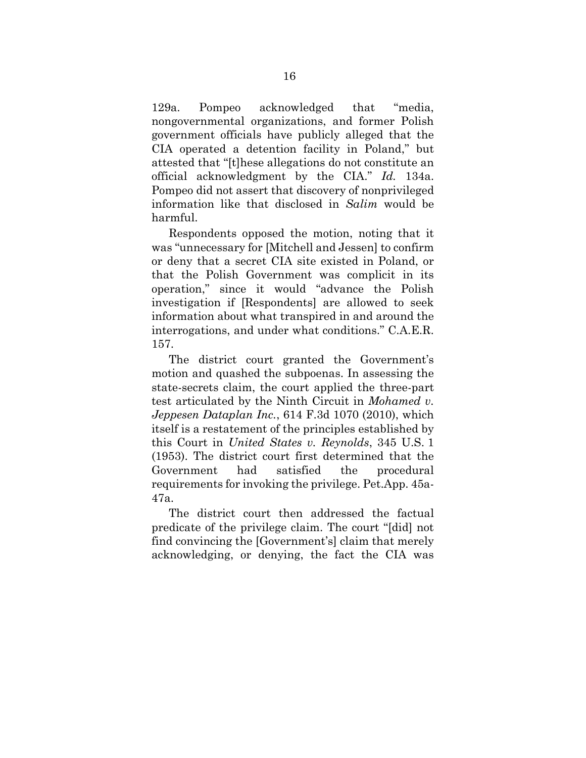129a. Pompeo acknowledged that "media, nongovernmental organizations, and former Polish government officials have publicly alleged that the CIA operated a detention facility in Poland," but attested that "[t]hese allegations do not constitute an official acknowledgment by the CIA." *Id.* 134a. Pompeo did not assert that discovery of nonprivileged information like that disclosed in *Salim* would be harmful.

Respondents opposed the motion, noting that it was "unnecessary for [Mitchell and Jessen] to confirm or deny that a secret CIA site existed in Poland, or that the Polish Government was complicit in its operation," since it would "advance the Polish investigation if [Respondents] are allowed to seek information about what transpired in and around the interrogations, and under what conditions." C.A.E.R. 157.

The district court granted the Government's motion and quashed the subpoenas. In assessing the state-secrets claim, the court applied the three-part test articulated by the Ninth Circuit in *Mohamed v. Jeppesen Dataplan Inc.*, 614 F.3d 1070 (2010), which itself is a restatement of the principles established by this Court in *United States v. Reynolds*, 345 U.S. 1 (1953). The district court first determined that the Government had satisfied the procedural requirements for invoking the privilege. Pet.App. 45a-47a.

The district court then addressed the factual predicate of the privilege claim. The court "[did] not find convincing the [Government's] claim that merely acknowledging, or denying, the fact the CIA was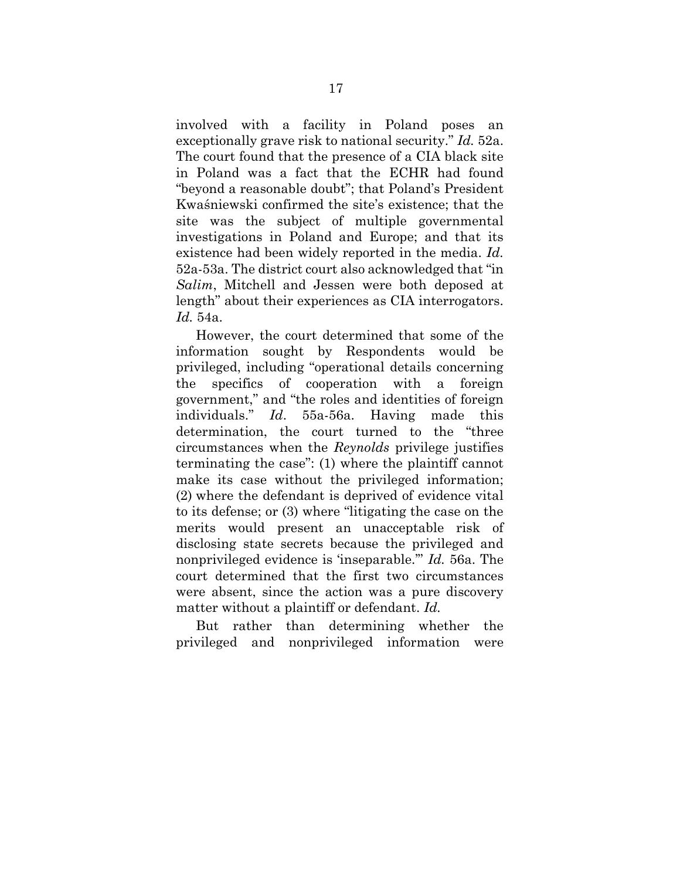involved with a facility in Poland poses an exceptionally grave risk to national security." *Id.* 52a. The court found that the presence of a CIA black site in Poland was a fact that the ECHR had found "beyond a reasonable doubt"; that Poland's President Kwaśniewski confirmed the site's existence; that the site was the subject of multiple governmental investigations in Poland and Europe; and that its existence had been widely reported in the media. *Id.* 52a-53a. The district court also acknowledged that "in *Salim*, Mitchell and Jessen were both deposed at length" about their experiences as CIA interrogators. *Id.* 54a.

However, the court determined that some of the information sought by Respondents would be privileged, including "operational details concerning the specifics of cooperation with a foreign government," and "the roles and identities of foreign individuals." *Id*. 55a-56a. Having made this determination, the court turned to the "three circumstances when the *Reynolds* privilege justifies terminating the case": (1) where the plaintiff cannot make its case without the privileged information; (2) where the defendant is deprived of evidence vital to its defense; or (3) where "litigating the case on the merits would present an unacceptable risk of disclosing state secrets because the privileged and nonprivileged evidence is 'inseparable.'" *Id.* 56a. The court determined that the first two circumstances were absent, since the action was a pure discovery matter without a plaintiff or defendant. *Id.*

But rather than determining whether the privileged and nonprivileged information were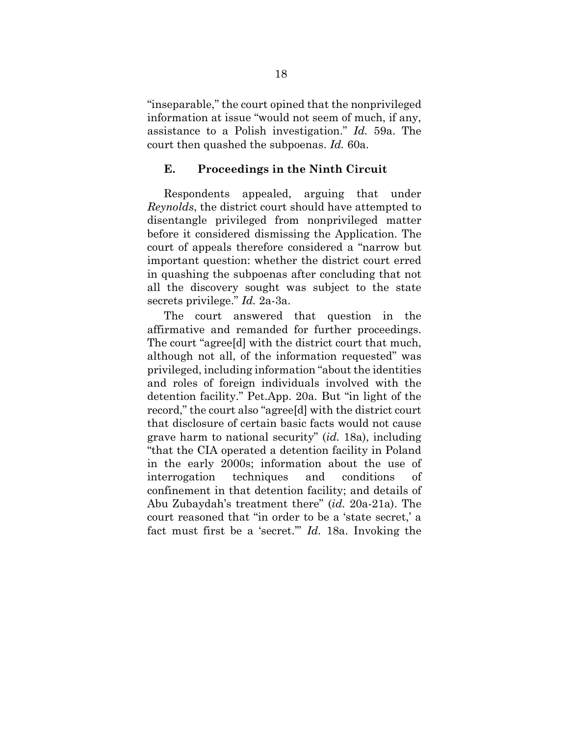"inseparable," the court opined that the nonprivileged information at issue "would not seem of much, if any, assistance to a Polish investigation." *Id.* 59a. The court then quashed the subpoenas. *Id.* 60a.

### E. Proceedings in the Ninth Circuit

Respondents appealed, arguing that under *Reynolds*, the district court should have attempted to disentangle privileged from nonprivileged matter before it considered dismissing the Application. The court of appeals therefore considered a "narrow but important question: whether the district court erred in quashing the subpoenas after concluding that not all the discovery sought was subject to the state secrets privilege." *Id.* 2a-3a.

The court answered that question in the affirmative and remanded for further proceedings. The court "agree[d] with the district court that much, although not all, of the information requested" was privileged, including information "about the identities and roles of foreign individuals involved with the detention facility." Pet.App. 20a. But "in light of the record," the court also "agree[d] with the district court that disclosure of certain basic facts would not cause grave harm to national security" (*id.* 18a), including "that the CIA operated a detention facility in Poland in the early 2000s; information about the use of interrogation techniques and conditions of confinement in that detention facility; and details of Abu Zubaydah's treatment there" (*id.* 20a-21a). The court reasoned that "in order to be a 'state secret,' a fact must first be a 'secret.'" *Id.* 18a. Invoking the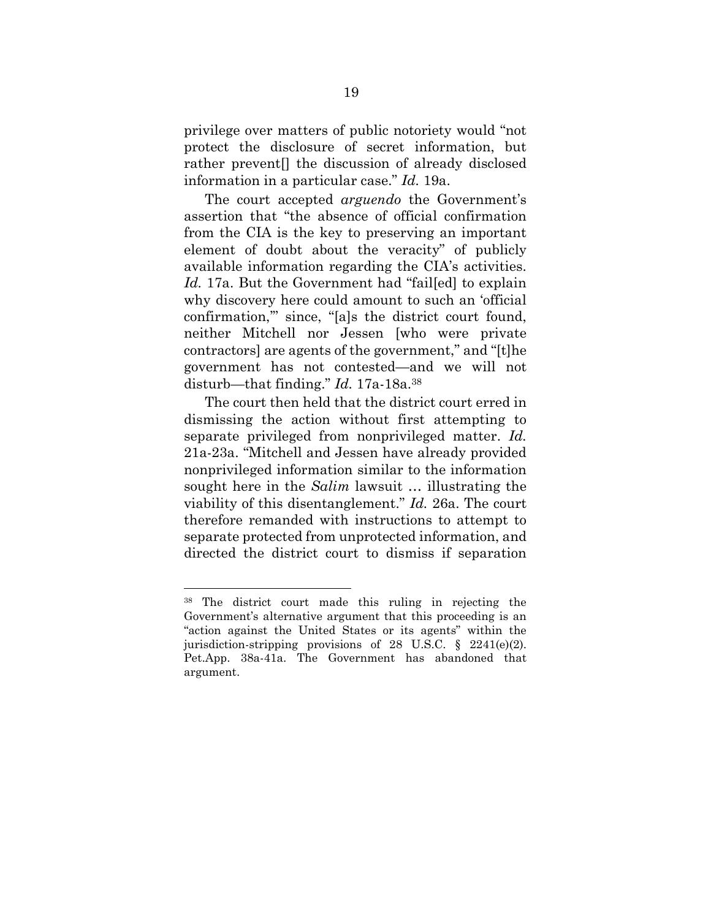privilege over matters of public notoriety would "not protect the disclosure of secret information, but rather prevent[] the discussion of already disclosed information in a particular case." *Id.* 19a.

The court accepted *arguendo* the Government's assertion that "the absence of official confirmation from the CIA is the key to preserving an important element of doubt about the veracity" of publicly available information regarding the CIA's activities. *Id.* 17a. But the Government had "fail[ed] to explain why discovery here could amount to such an 'official confirmation,'" since, "[a]s the district court found, neither Mitchell nor Jessen [who were private contractors] are agents of the government," and "[t]he government has not contested—and we will not disturb—that finding." *Id.* 17a-18a.[38]

The court then held that the district court erred in dismissing the action without first attempting to separate privileged from nonprivileged matter. *Id.* 21a-23a. "Mitchell and Jessen have already provided nonprivileged information similar to the information sought here in the *Salim* lawsuit … illustrating the viability of this disentanglement." *Id.* 26a. The court therefore remanded with instructions to attempt to separate protected from unprotected information, and directed the district court to dismiss if separation

---

[38] The district court made this ruling in rejecting the Government's alternative argument that this proceeding is an "action against the United States or its agents" within the jurisdiction-stripping provisions of 28 U.S.C. § 2241(e)(2). Pet.App. 38a-41a. The Government has abandoned that argument.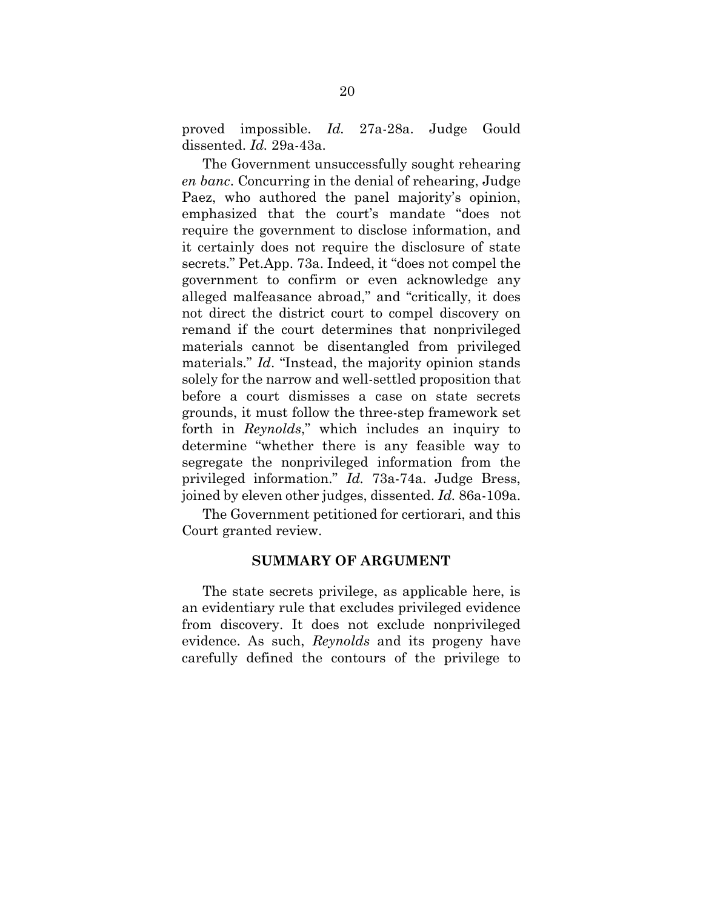proved impossible. *Id.* 27a-28a. Judge Gould dissented. *Id.* 29a-43a.

The Government unsuccessfully sought rehearing *en banc*. Concurring in the denial of rehearing, Judge Paez, who authored the panel majority's opinion, emphasized that the court's mandate "does not require the government to disclose information, and it certainly does not require the disclosure of state secrets." Pet.App. 73a. Indeed, it "does not compel the government to confirm or even acknowledge any alleged malfeasance abroad," and "critically, it does not direct the district court to compel discovery on remand if the court determines that nonprivileged materials cannot be disentangled from privileged materials." *Id*. "Instead, the majority opinion stands solely for the narrow and well-settled proposition that before a court dismisses a case on state secrets grounds, it must follow the three-step framework set forth in *Reynolds*," which includes an inquiry to determine "whether there is any feasible way to segregate the nonprivileged information from the privileged information." *Id.* 73a-74a. Judge Bress, joined by eleven other judges, dissented. *Id.* 86a-109a.

The Government petitioned for certiorari, and this Court granted review.

## SUMMARY OF ARGUMENT

The state secrets privilege, as applicable here, is an evidentiary rule that excludes privileged evidence from discovery. It does not exclude nonprivileged evidence. As such, *Reynolds* and its progeny have carefully defined the contours of the privilege to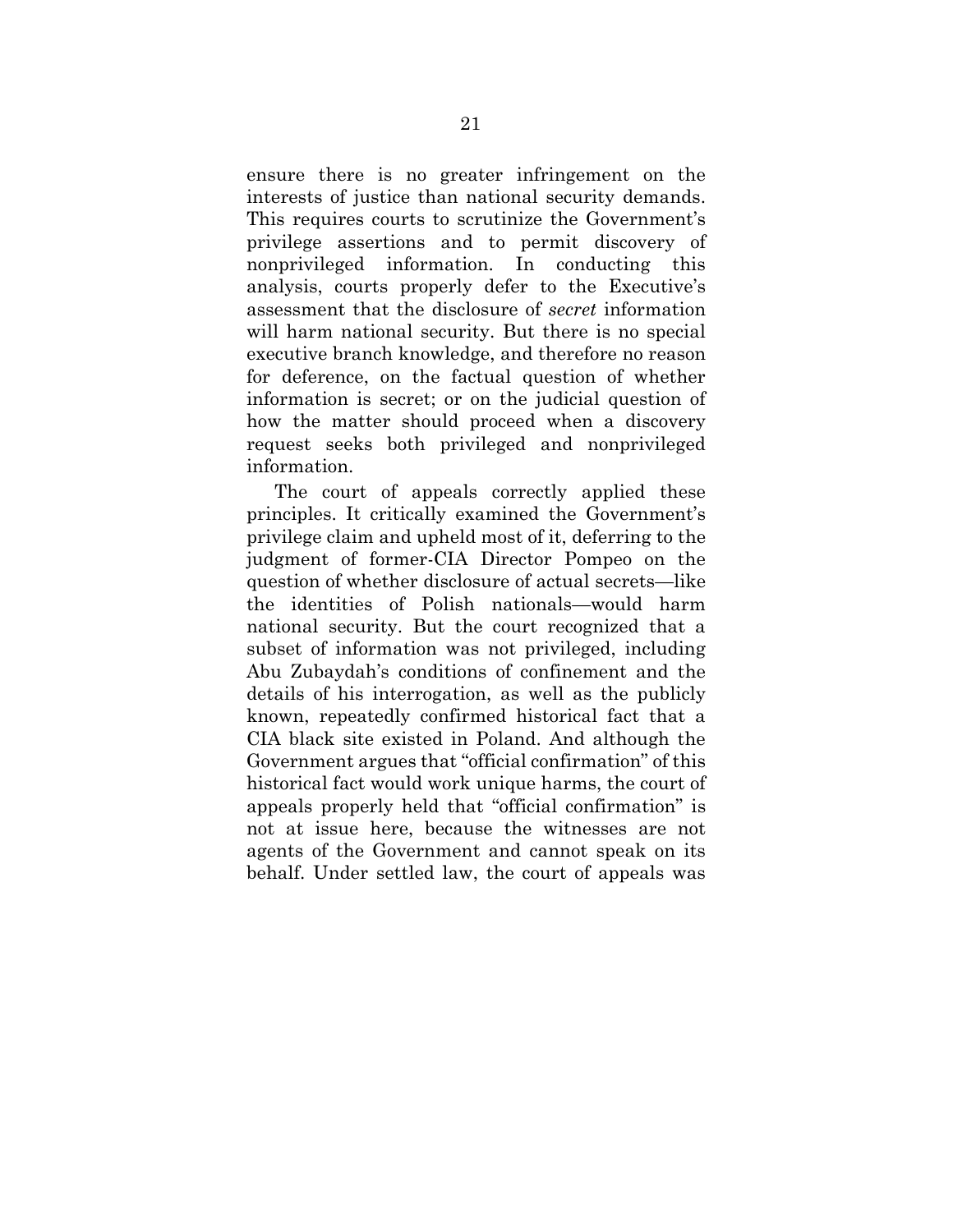ensure there is no greater infringement on the interests of justice than national security demands. This requires courts to scrutinize the Government's privilege assertions and to permit discovery of nonprivileged information. In conducting this analysis, courts properly defer to the Executive's assessment that the disclosure of *secret* information will harm national security. But there is no special executive branch knowledge, and therefore no reason for deference, on the factual question of whether information is secret; or on the judicial question of how the matter should proceed when a discovery request seeks both privileged and nonprivileged information.

The court of appeals correctly applied these principles. It critically examined the Government's privilege claim and upheld most of it, deferring to the judgment of former-CIA Director Pompeo on the question of whether disclosure of actual secrets—like the identities of Polish nationals—would harm national security. But the court recognized that a subset of information was not privileged, including Abu Zubaydah's conditions of confinement and the details of his interrogation, as well as the publicly known, repeatedly confirmed historical fact that a CIA black site existed in Poland. And although the Government argues that "official confirmation" of this historical fact would work unique harms, the court of appeals properly held that "official confirmation" is not at issue here, because the witnesses are not agents of the Government and cannot speak on its behalf. Under settled law, the court of appeals was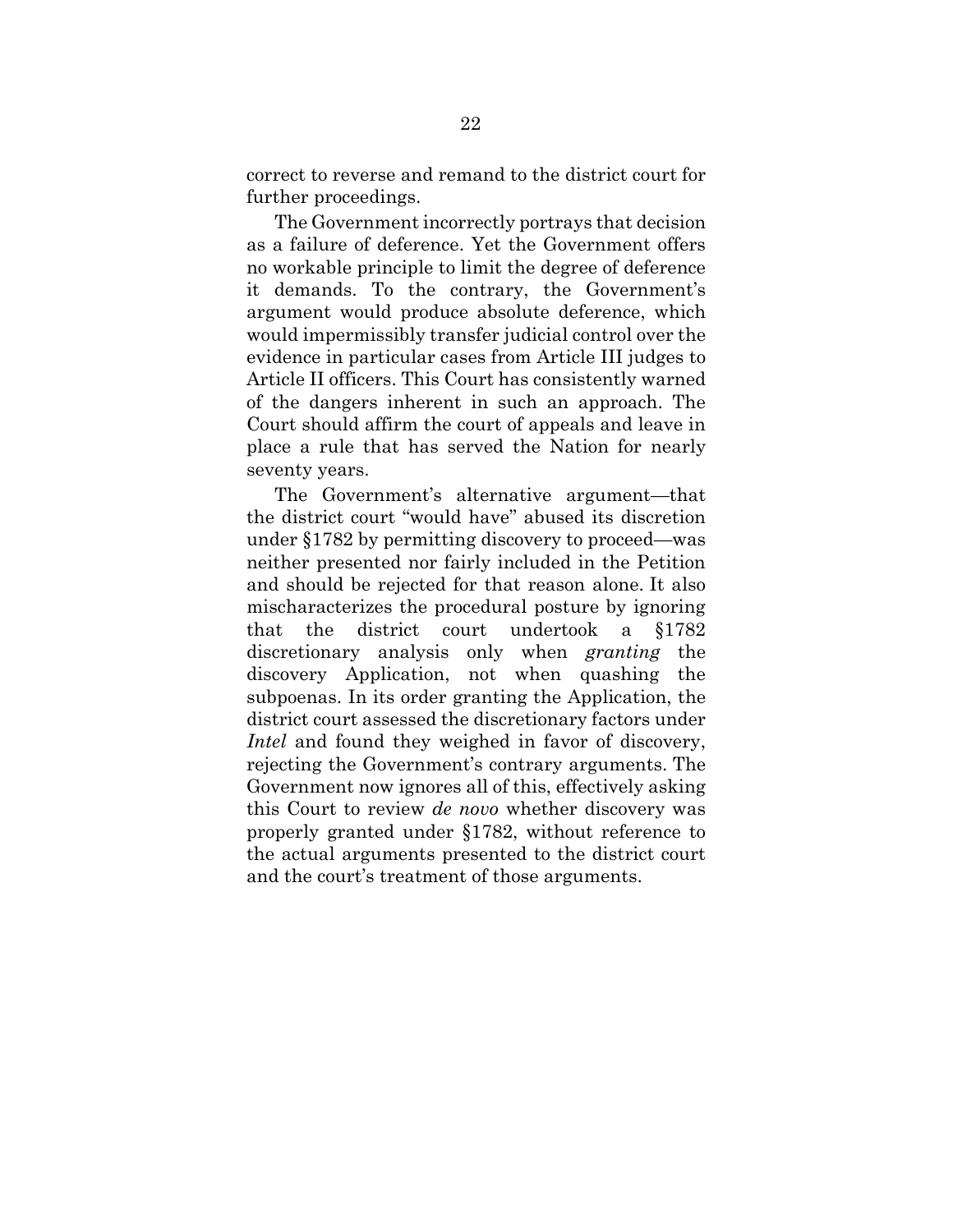correct to reverse and remand to the district court for further proceedings.

The Government incorrectly portrays that decision as a failure of deference. Yet the Government offers no workable principle to limit the degree of deference it demands. To the contrary, the Government's argument would produce absolute deference, which would impermissibly transfer judicial control over the evidence in particular cases from Article III judges to Article II officers. This Court has consistently warned of the dangers inherent in such an approach. The Court should affirm the court of appeals and leave in place a rule that has served the Nation for nearly seventy years.

The Government's alternative argument—that the district court "would have" abused its discretion under §1782 by permitting discovery to proceed—was neither presented nor fairly included in the Petition and should be rejected for that reason alone. It also mischaracterizes the procedural posture by ignoring that the district court undertook a §1782 discretionary analysis only when *granting* the discovery Application, not when quashing the subpoenas. In its order granting the Application, the district court assessed the discretionary factors under *Intel* and found they weighed in favor of discovery, rejecting the Government's contrary arguments. The Government now ignores all of this, effectively asking this Court to review *de novo* whether discovery was properly granted under §1782, without reference to the actual arguments presented to the district court and the court's treatment of those arguments.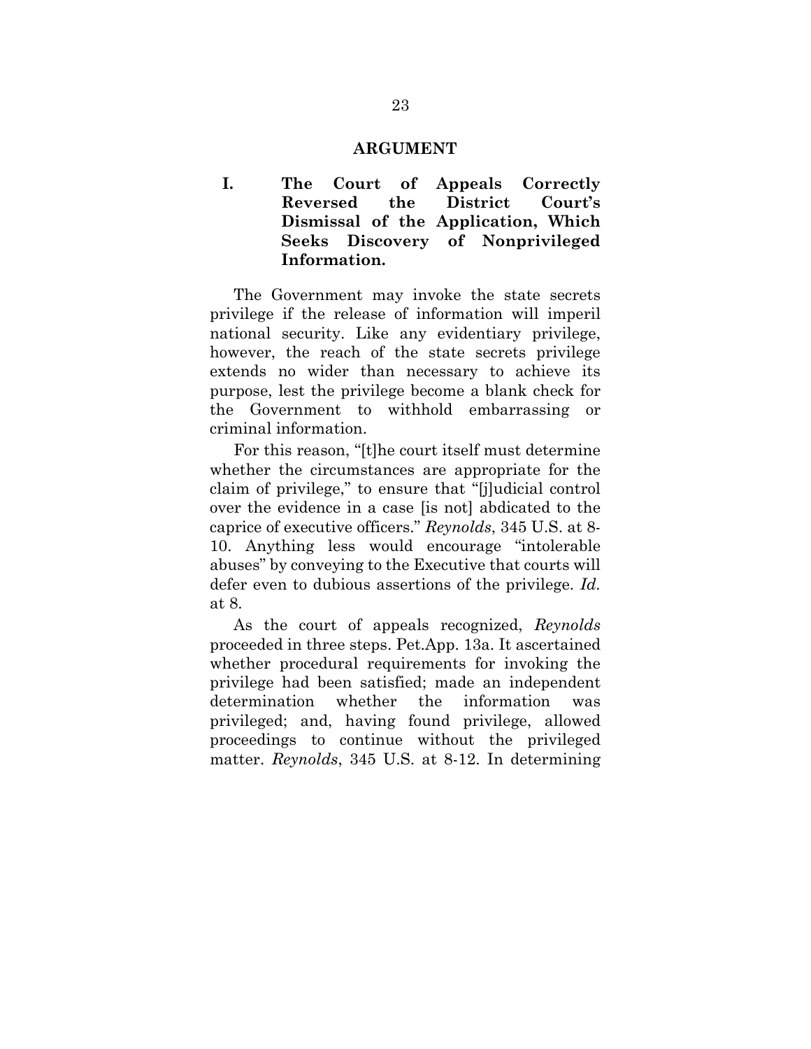# ARGUMENT

## I. The Court of Appeals Correctly Reversed the District Court's Dismissal of the Application, Which Seeks Discovery of Nonprivileged Information.

The Government may invoke the state secrets privilege if the release of information will imperil national security. Like any evidentiary privilege, however, the reach of the state secrets privilege extends no wider than necessary to achieve its purpose, lest the privilege become a blank check for the Government to withhold embarrassing or criminal information.

For this reason, "[t]he court itself must determine whether the circumstances are appropriate for the claim of privilege," to ensure that "[j]udicial control over the evidence in a case [is not] abdicated to the caprice of executive officers." *Reynolds*, 345 U.S. at 8-10. Anything less would encourage "intolerable abuses" by conveying to the Executive that courts will defer even to dubious assertions of the privilege. *Id.* at 8.

As the court of appeals recognized, *Reynolds* proceeded in three steps. Pet.App. 13a. It ascertained whether procedural requirements for invoking the privilege had been satisfied; made an independent determination whether the information was privileged; and, having found privilege, allowed proceedings to continue without the privileged matter. *Reynolds*, 345 U.S. at 8-12. In determining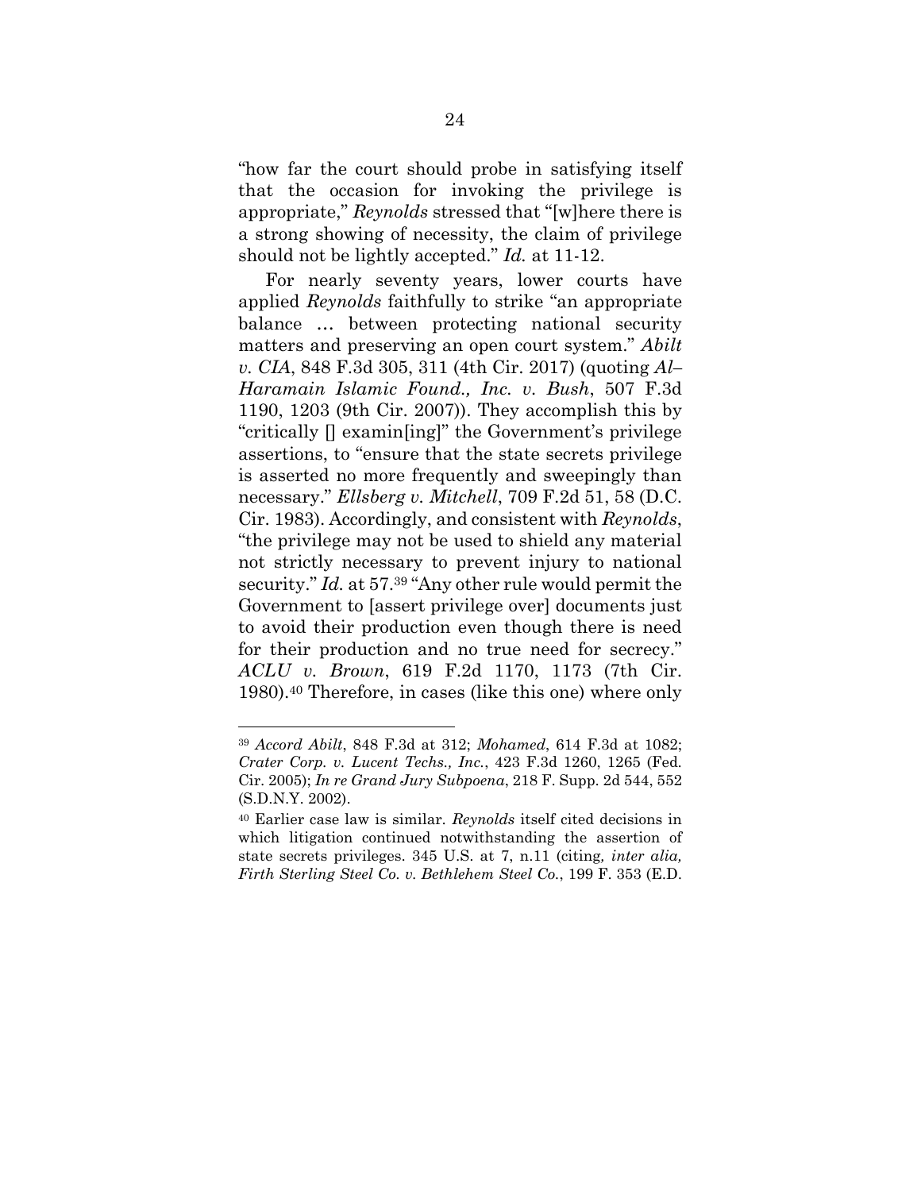"how far the court should probe in satisfying itself that the occasion for invoking the privilege is appropriate," *Reynolds* stressed that "[w]here there is a strong showing of necessity, the claim of privilege should not be lightly accepted." *Id.* at 11-12.

For nearly seventy years, lower courts have applied *Reynolds* faithfully to strike "an appropriate balance … between protecting national security matters and preserving an open court system." *Abilt v. CIA*, 848 F.3d 305, 311 (4th Cir. 2017) (quoting *Al–Haramain Islamic Found., Inc. v. Bush*, 507 F.3d 1190, 1203 (9th Cir. 2007)). They accomplish this by "critically [] examin[ing]" the Government's privilege assertions, to "ensure that the state secrets privilege is asserted no more frequently and sweepingly than necessary." *Ellsberg v. Mitchell*, 709 F.2d 51, 58 (D.C. Cir. 1983). Accordingly, and consistent with *Reynolds*, "the privilege may not be used to shield any material not strictly necessary to prevent injury to national security." *Id.* at 57.[39] "Any other rule would permit the Government to [assert privilege over] documents just to avoid their production even though there is need for their production and no true need for secrecy." *ACLU v. Brown*, 619 F.2d 1170, 1173 (7th Cir. 1980).[40] Therefore, in cases (like this one) where only

---

[39] *Accord Abilt*, 848 F.3d at 312; *Mohamed*, 614 F.3d at 1082; *Crater Corp. v. Lucent Techs., Inc.*, 423 F.3d 1260, 1265 (Fed. Cir. 2005); *In re Grand Jury Subpoena*, 218 F. Supp. 2d 544, 552 (S.D.N.Y. 2002).

[40] Earlier case law is similar. *Reynolds* itself cited decisions in which litigation continued notwithstanding the assertion of state secrets privileges. 345 U.S. at 7, n.11 (citing*, inter alia, Firth Sterling Steel Co. v. Bethlehem Steel Co.*, 199 F. 353 (E.D.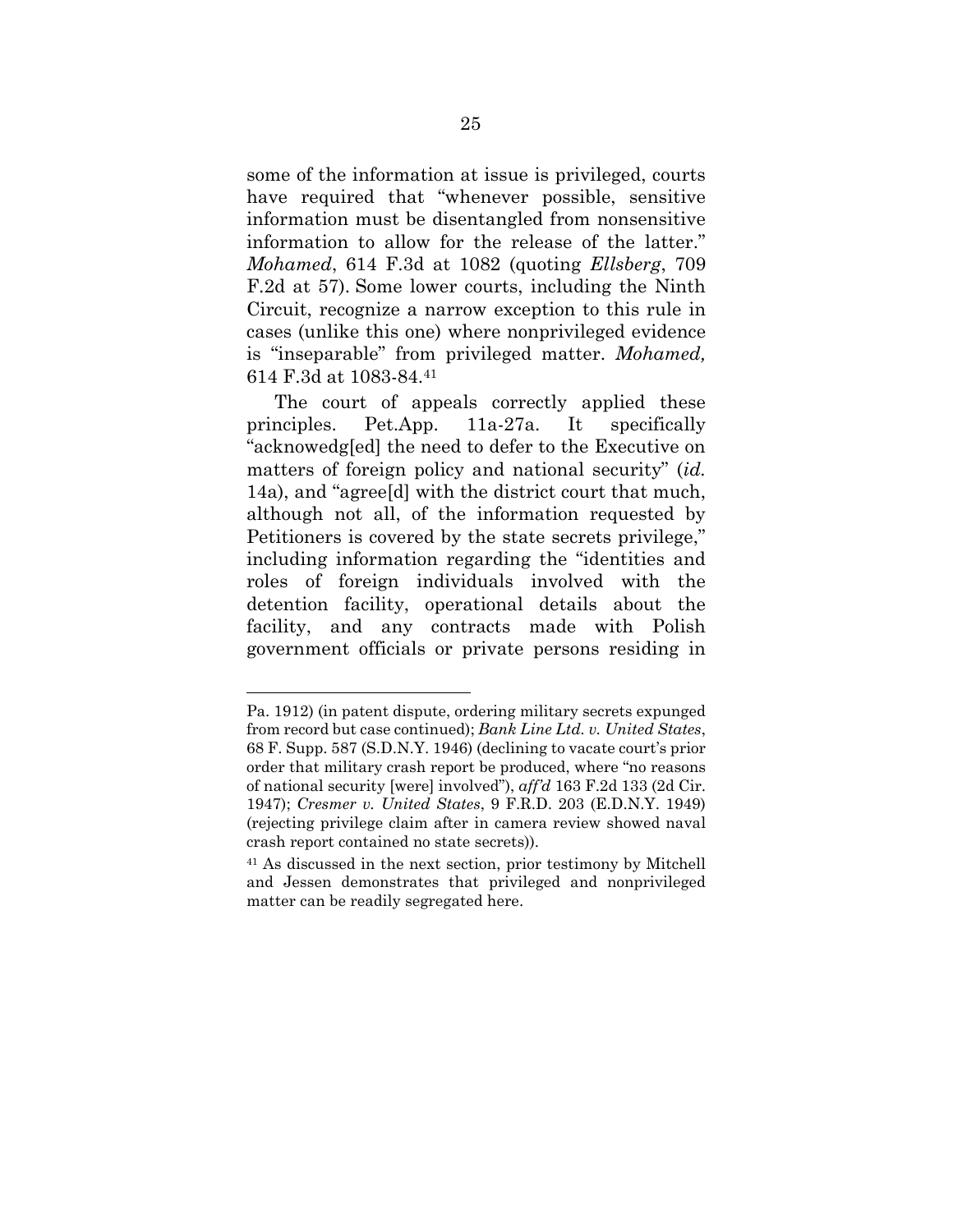some of the information at issue is privileged, courts have required that "whenever possible, sensitive information must be disentangled from nonsensitive information to allow for the release of the latter." *Mohamed*, 614 F.3d at 1082 (quoting *Ellsberg*, 709 F.2d at 57). Some lower courts, including the Ninth Circuit, recognize a narrow exception to this rule in cases (unlike this one) where nonprivileged evidence is "inseparable" from privileged matter. *Mohamed,* 614 F.3d at 1083-84.[41]

The court of appeals correctly applied these principles. Pet.App. 11a-27a. It specifically "acknowedg[ed] the need to defer to the Executive on matters of foreign policy and national security" (*id.* 14a), and "agree[d] with the district court that much, although not all, of the information requested by Petitioners is covered by the state secrets privilege," including information regarding the "identities and roles of foreign individuals involved with the detention facility, operational details about the facility, and any contracts made with Polish government officials or private persons residing in

---

Pa. 1912) (in patent dispute, ordering military secrets expunged from record but case continued); *Bank Line Ltd. v. United States*, 68 F. Supp. 587 (S.D.N.Y. 1946) (declining to vacate court's prior order that military crash report be produced, where "no reasons of national security [were] involved"), *aff'd* 163 F.2d 133 (2d Cir. 1947); *Cresmer v. United States*, 9 F.R.D. 203 (E.D.N.Y. 1949) (rejecting privilege claim after in camera review showed naval crash report contained no state secrets)).

[41] As discussed in the next section, prior testimony by Mitchell and Jessen demonstrates that privileged and nonprivileged matter can be readily segregated here.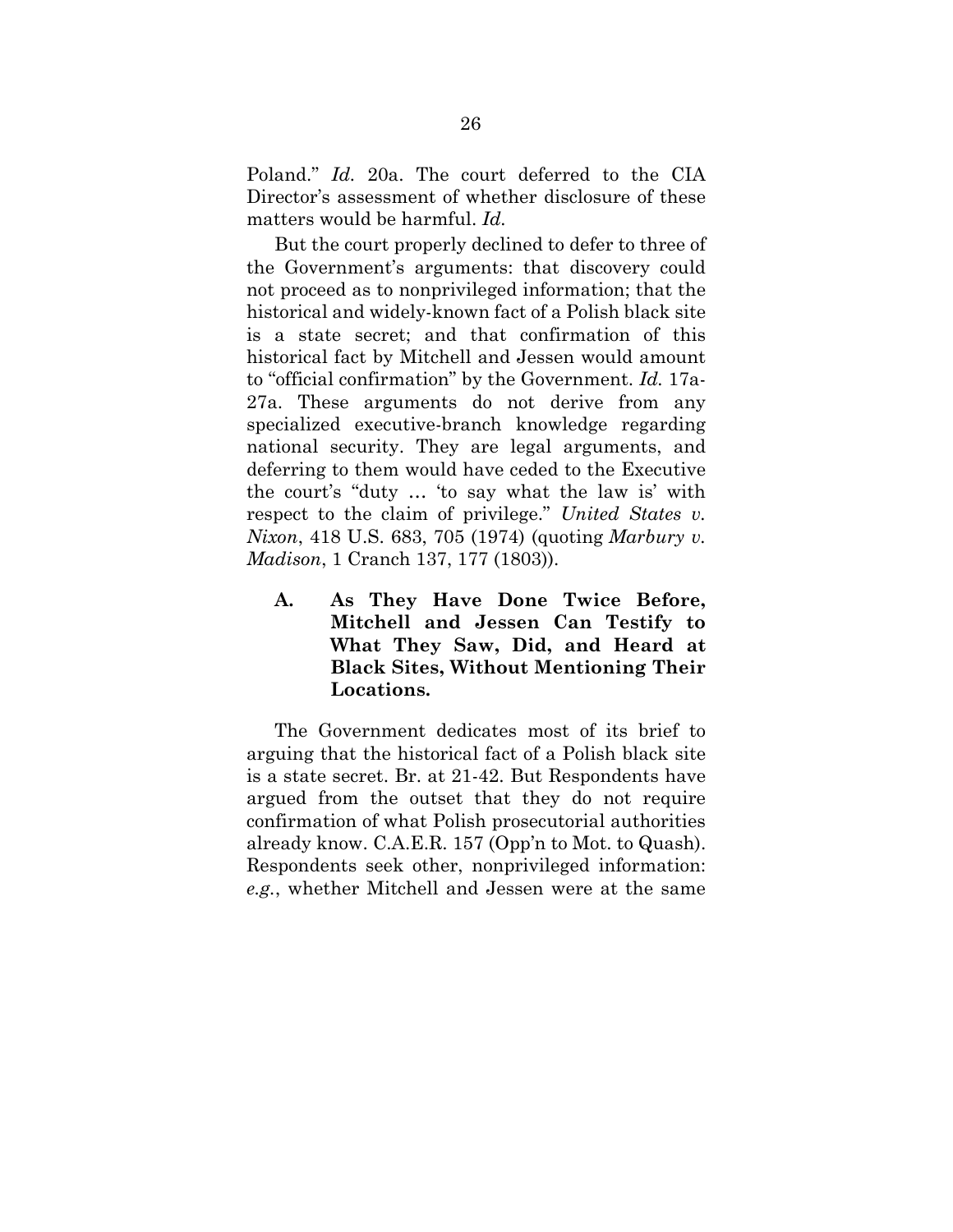Poland." *Id.* 20a. The court deferred to the CIA Director's assessment of whether disclosure of these matters would be harmful. *Id.*

But the court properly declined to defer to three of the Government's arguments: that discovery could not proceed as to nonprivileged information; that the historical and widely-known fact of a Polish black site is a state secret; and that confirmation of this historical fact by Mitchell and Jessen would amount to "official confirmation" by the Government. *Id.* 17a-27a. These arguments do not derive from any specialized executive-branch knowledge regarding national security. They are legal arguments, and deferring to them would have ceded to the Executive the court's "duty … 'to say what the law is' with respect to the claim of privilege." *United States v. Nixon*, 418 U.S. 683, 705 (1974) (quoting *Marbury v. Madison*, 1 Cranch 137, 177 (1803)).

### A. As They Have Done Twice Before, Mitchell and Jessen Can Testify to What They Saw, Did, and Heard at Black Sites, Without Mentioning Their Locations.

The Government dedicates most of its brief to arguing that the historical fact of a Polish black site is a state secret. Br. at 21-42. But Respondents have argued from the outset that they do not require confirmation of what Polish prosecutorial authorities already know. C.A.E.R. 157 (Opp'n to Mot. to Quash). Respondents seek other, nonprivileged information: *e.g.*, whether Mitchell and Jessen were at the same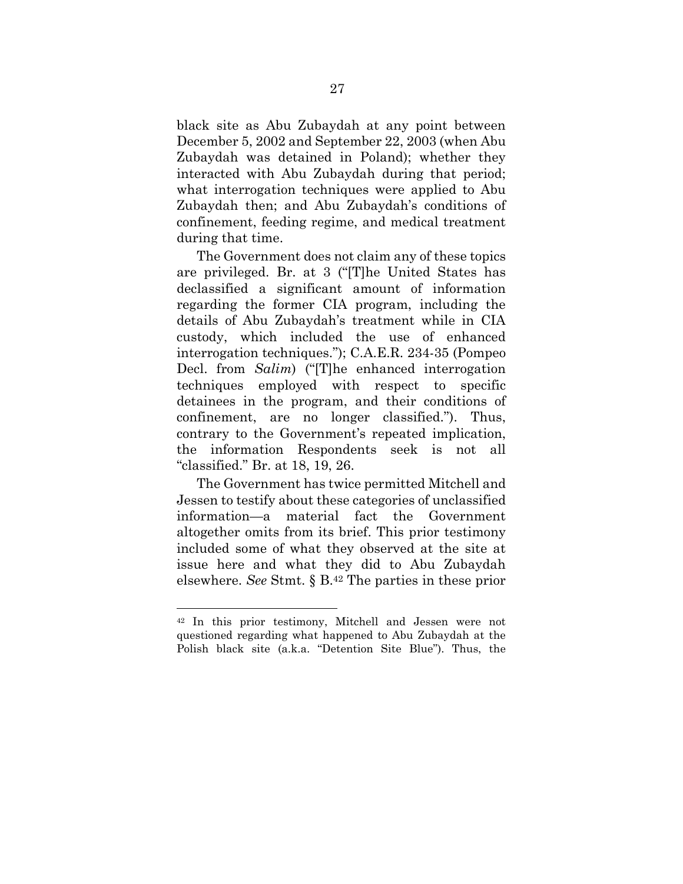black site as Abu Zubaydah at any point between December 5, 2002 and September 22, 2003 (when Abu Zubaydah was detained in Poland); whether they interacted with Abu Zubaydah during that period; what interrogation techniques were applied to Abu Zubaydah then; and Abu Zubaydah's conditions of confinement, feeding regime, and medical treatment during that time.

The Government does not claim any of these topics are privileged. Br. at 3 ("[T]he United States has declassified a significant amount of information regarding the former CIA program, including the details of Abu Zubaydah's treatment while in CIA custody, which included the use of enhanced interrogation techniques."); C.A.E.R. 234-35 (Pompeo Decl. from *Salim*) ("[T]he enhanced interrogation techniques employed with respect to specific detainees in the program, and their conditions of confinement, are no longer classified."). Thus, contrary to the Government's repeated implication, the information Respondents seek is not all "classified." Br. at 18, 19, 26.

The Government has twice permitted Mitchell and Jessen to testify about these categories of unclassified information—a material fact the Government altogether omits from its brief. This prior testimony included some of what they observed at the site at issue here and what they did to Abu Zubaydah elsewhere. *See* Stmt. § B.[42] The parties in these prior

---

[42] In this prior testimony, Mitchell and Jessen were not questioned regarding what happened to Abu Zubaydah at the Polish black site (a.k.a. "Detention Site Blue"). Thus, the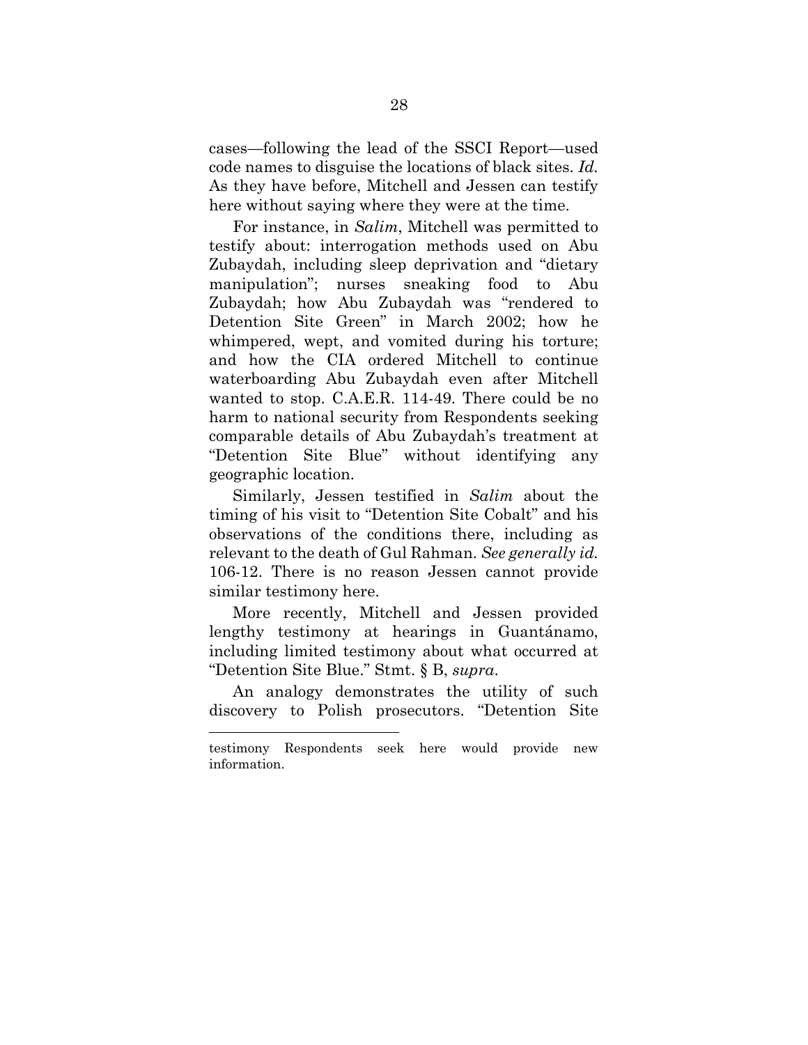cases—following the lead of the SSCI Report—used code names to disguise the locations of black sites. *Id.* As they have before, Mitchell and Jessen can testify here without saying where they were at the time.

For instance, in *Salim*, Mitchell was permitted to testify about: interrogation methods used on Abu Zubaydah, including sleep deprivation and "dietary manipulation"; nurses sneaking food to Abu Zubaydah; how Abu Zubaydah was "rendered to Detention Site Green" in March 2002; how he whimpered, wept, and vomited during his torture; and how the CIA ordered Mitchell to continue waterboarding Abu Zubaydah even after Mitchell wanted to stop. C.A.E.R. 114-49. There could be no harm to national security from Respondents seeking comparable details of Abu Zubaydah's treatment at "Detention Site Blue" without identifying any geographic location.

Similarly, Jessen testified in *Salim* about the timing of his visit to "Detention Site Cobalt" and his observations of the conditions there, including as relevant to the death of Gul Rahman. *See generally id.* 106-12. There is no reason Jessen cannot provide similar testimony here.

More recently, Mitchell and Jessen provided lengthy testimony at hearings in Guantánamo, including limited testimony about what occurred at "Detention Site Blue." Stmt. § B, *supra*.

An analogy demonstrates the utility of such discovery to Polish prosecutors. "Detention Site

---

testimony Respondents seek here would provide new information.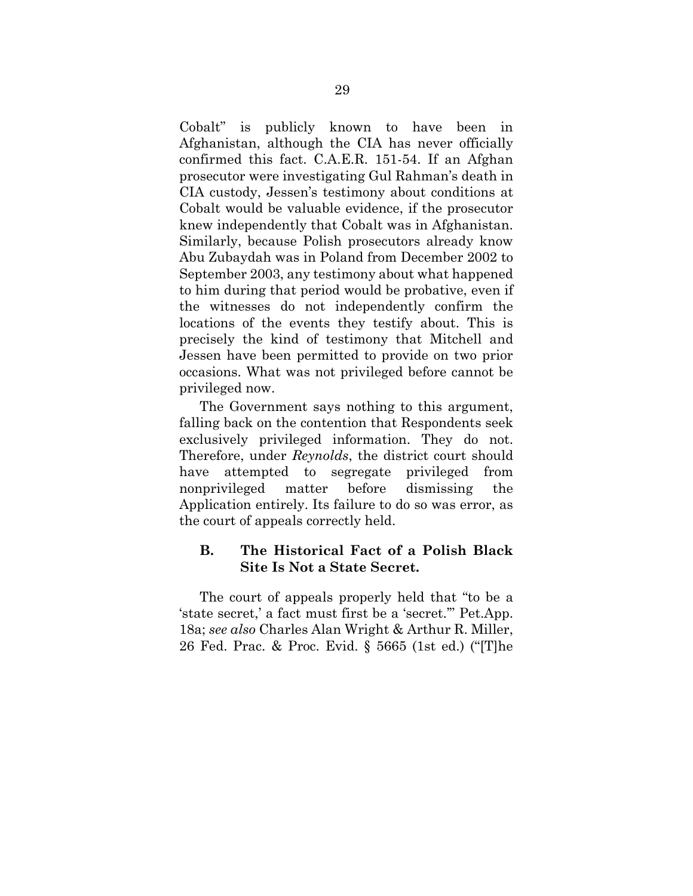Cobalt" is publicly known to have been in Afghanistan, although the CIA has never officially confirmed this fact. C.A.E.R. 151-54. If an Afghan prosecutor were investigating Gul Rahman's death in CIA custody, Jessen's testimony about conditions at Cobalt would be valuable evidence, if the prosecutor knew independently that Cobalt was in Afghanistan. Similarly, because Polish prosecutors already know Abu Zubaydah was in Poland from December 2002 to September 2003, any testimony about what happened to him during that period would be probative, even if the witnesses do not independently confirm the locations of the events they testify about. This is precisely the kind of testimony that Mitchell and Jessen have been permitted to provide on two prior occasions. What was not privileged before cannot be privileged now.

The Government says nothing to this argument, falling back on the contention that Respondents seek exclusively privileged information. They do not. Therefore, under *Reynolds*, the district court should have attempted to segregate privileged from nonprivileged matter before dismissing the Application entirely. Its failure to do so was error, as the court of appeals correctly held.

### B. The Historical Fact of a Polish Black Site Is Not a State Secret.

The court of appeals properly held that "to be a 'state secret,' a fact must first be a 'secret.'" Pet.App. 18a; *see also* Charles Alan Wright & Arthur R. Miller, 26 Fed. Prac. & Proc. Evid. § 5665 (1st ed.) ("[T]he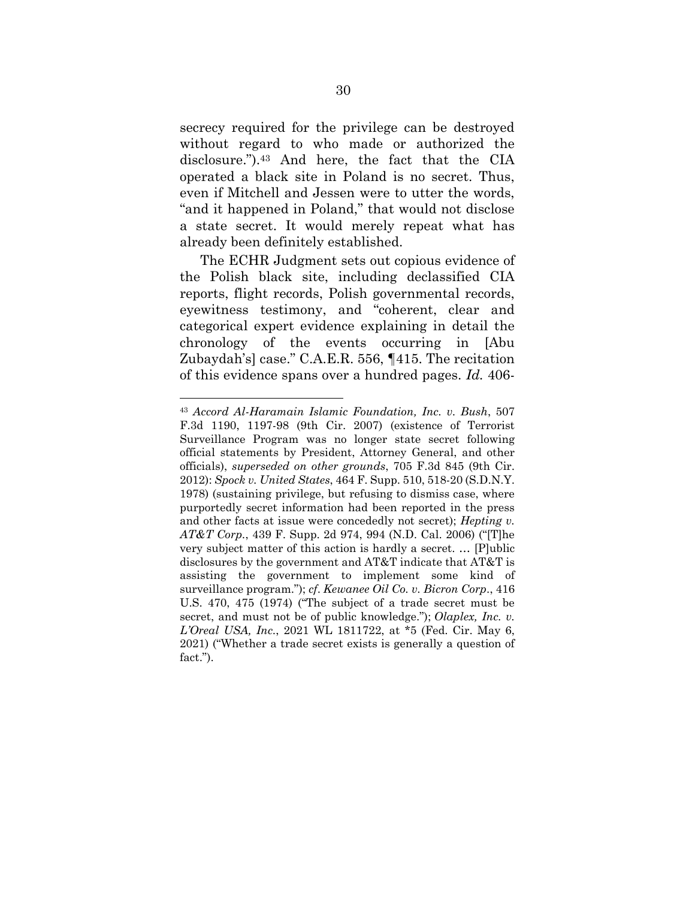secrecy required for the privilege can be destroyed without regard to who made or authorized the disclosure.").[43] And here, the fact that the CIA operated a black site in Poland is no secret. Thus, even if Mitchell and Jessen were to utter the words, "and it happened in Poland," that would not disclose a state secret. It would merely repeat what has already been definitely established.

The ECHR Judgment sets out copious evidence of the Polish black site, including declassified CIA reports, flight records, Polish governmental records, eyewitness testimony, and "coherent, clear and categorical expert evidence explaining in detail the chronology of the events occurring in [Abu Zubaydah's] case." C.A.E.R. 556, ¶415. The recitation of this evidence spans over a hundred pages. *Id.* 406-

---

[43] *Accord Al-Haramain Islamic Foundation, Inc. v. Bush*, 507 F.3d 1190, 1197-98 (9th Cir. 2007) (existence of Terrorist Surveillance Program was no longer state secret following official statements by President, Attorney General, and other officials), *superseded on other grounds*, 705 F.3d 845 (9th Cir. 2012): *Spock v. United States*, 464 F. Supp. 510, 518-20 (S.D.N.Y. 1978) (sustaining privilege, but refusing to dismiss case, where purportedly secret information had been reported in the press and other facts at issue were concededly not secret); *Hepting v. AT&T Corp.*, 439 F. Supp. 2d 974, 994 (N.D. Cal. 2006) ("[T]he very subject matter of this action is hardly a secret. … [P]ublic disclosures by the government and AT&T indicate that AT&T is assisting the government to implement some kind of surveillance program."); *cf*. *Kewanee Oil Co. v. Bicron Corp*., 416 U.S. 470, 475 (1974) ("The subject of a trade secret must be secret, and must not be of public knowledge."); *Olaplex, Inc. v. L'Oreal USA, Inc.*, 2021 WL 1811722, at *5 (Fed. Cir. May 6, 2021) ("Whether a trade secret exists is generally a question of fact.").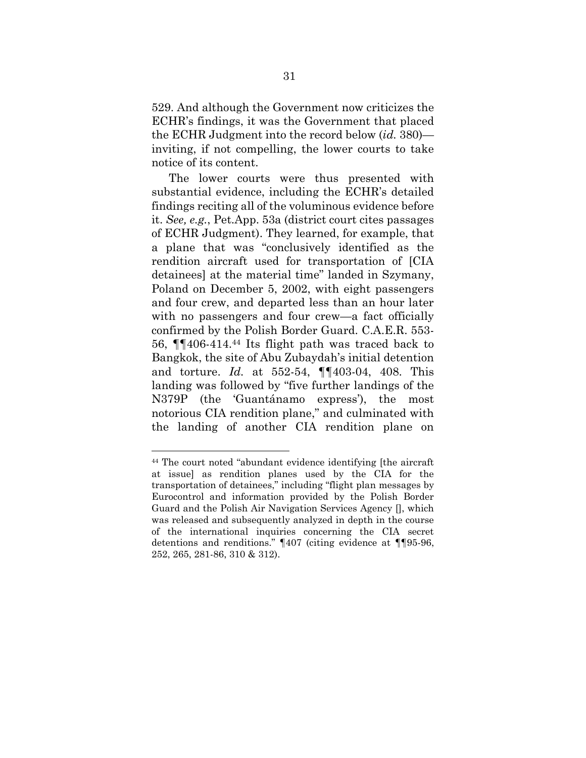529. And although the Government now criticizes the ECHR's findings, it was the Government that placed the ECHR Judgment into the record below (*id.* 380)—inviting, if not compelling, the lower courts to take notice of its content.

The lower courts were thus presented with substantial evidence, including the ECHR's detailed findings reciting all of the voluminous evidence before it. *See, e.g.*, Pet.App. 53a (district court cites passages of ECHR Judgment). They learned, for example, that a plane that was "conclusively identified as the rendition aircraft used for transportation of [CIA detainees] at the material time" landed in Szymany, Poland on December 5, 2002, with eight passengers and four crew, and departed less than an hour later with no passengers and four crew—a fact officially confirmed by the Polish Border Guard. C.A.E.R. 553-56, ¶¶406-414.[44] Its flight path was traced back to Bangkok, the site of Abu Zubaydah's initial detention and torture. *Id.* at 552-54, ¶¶403-04, 408. This landing was followed by "five further landings of the N379P (the 'Guantánamo express'), the most notorious CIA rendition plane," and culminated with the landing of another CIA rendition plane on

---

[44] The court noted "abundant evidence identifying [the aircraft at issue] as rendition planes used by the CIA for the transportation of detainees," including "flight plan messages by Eurocontrol and information provided by the Polish Border Guard and the Polish Air Navigation Services Agency [], which was released and subsequently analyzed in depth in the course of the international inquiries concerning the CIA secret detentions and renditions." ¶407 (citing evidence at ¶¶95-96, 252, 265, 281-86, 310 & 312).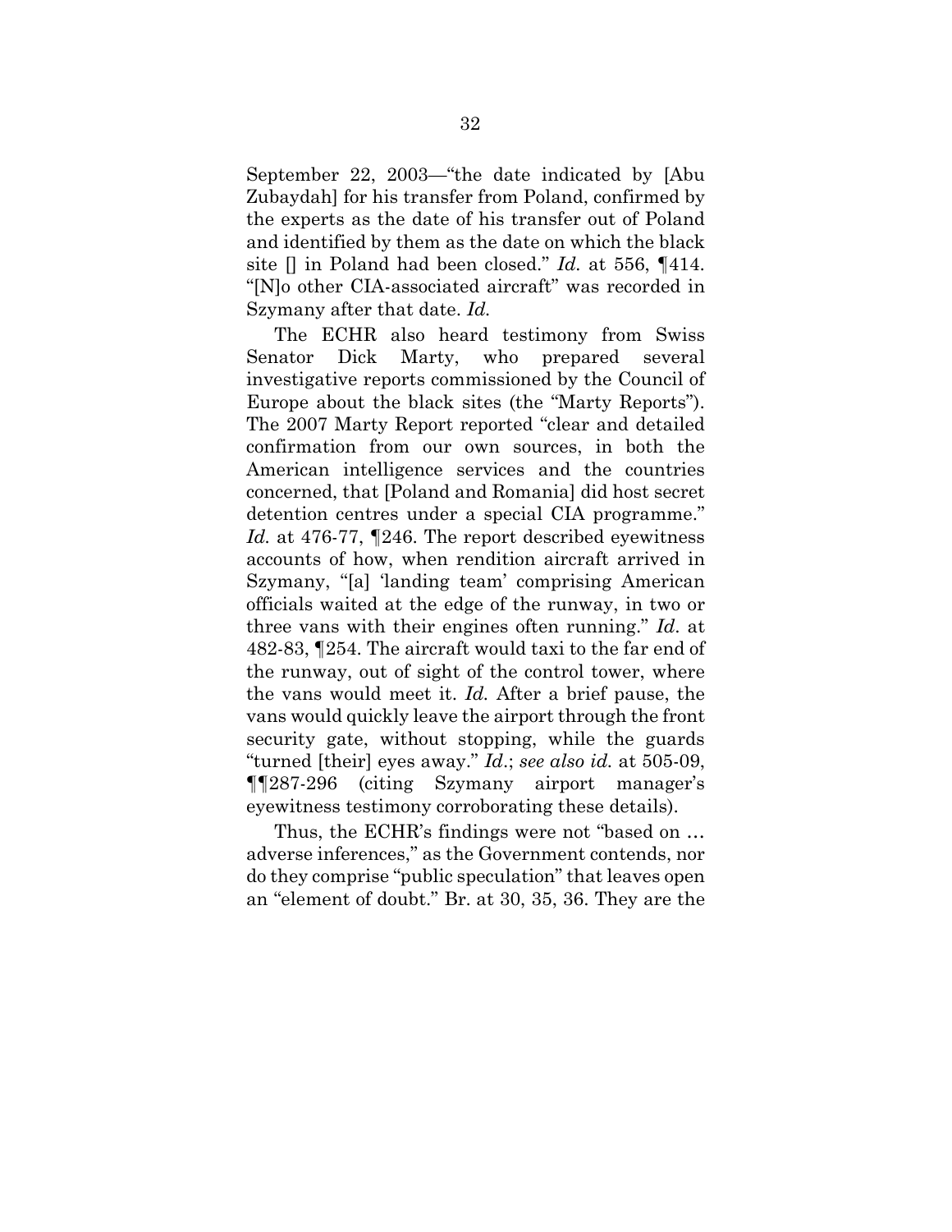September 22, 2003—"the date indicated by [Abu Zubaydah] for his transfer from Poland, confirmed by the experts as the date of his transfer out of Poland and identified by them as the date on which the black site [] in Poland had been closed." *Id.* at 556, ¶414. "[N]o other CIA-associated aircraft" was recorded in Szymany after that date. *Id.*

The ECHR also heard testimony from Swiss Senator Dick Marty, who prepared several investigative reports commissioned by the Council of Europe about the black sites (the "Marty Reports"). The 2007 Marty Report reported "clear and detailed confirmation from our own sources, in both the American intelligence services and the countries concerned, that [Poland and Romania] did host secret detention centres under a special CIA programme." *Id.* at 476-77, ¶246. The report described eyewitness accounts of how, when rendition aircraft arrived in Szymany, "[a] 'landing team' comprising American officials waited at the edge of the runway, in two or three vans with their engines often running." *Id*. at 482-83, ¶254. The aircraft would taxi to the far end of the runway, out of sight of the control tower, where the vans would meet it. *Id.* After a brief pause, the vans would quickly leave the airport through the front security gate, without stopping, while the guards "turned [their] eyes away." *Id*.; *see also id.* at 505-09, ¶¶287-296 (citing Szymany airport manager's eyewitness testimony corroborating these details).

Thus, the ECHR's findings were not "based on … adverse inferences," as the Government contends, nor do they comprise "public speculation" that leaves open an "element of doubt." Br. at 30, 35, 36. They are the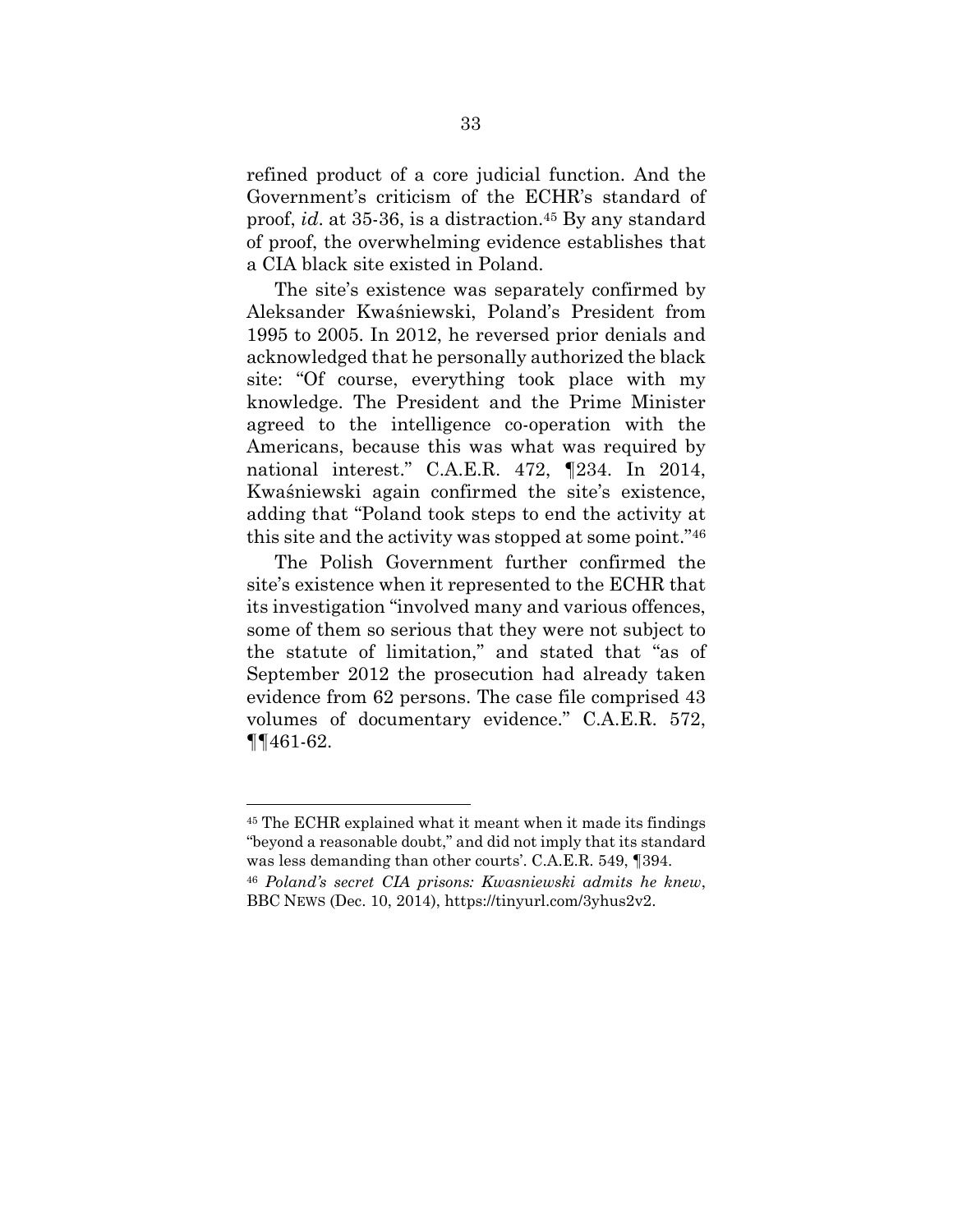refined product of a core judicial function. And the Government's criticism of the ECHR's standard of proof, *id*. at 35-36, is a distraction.[45] By any standard of proof, the overwhelming evidence establishes that a CIA black site existed in Poland.

The site's existence was separately confirmed by Aleksander Kwaśniewski, Poland's President from 1995 to 2005. In 2012, he reversed prior denials and acknowledged that he personally authorized the black site: "Of course, everything took place with my knowledge. The President and the Prime Minister agreed to the intelligence co-operation with the Americans, because this was what was required by national interest." C.A.E.R. 472, ¶234. In 2014, Kwaśniewski again confirmed the site's existence, adding that "Poland took steps to end the activity at this site and the activity was stopped at some point."[46]

The Polish Government further confirmed the site's existence when it represented to the ECHR that its investigation "involved many and various offences, some of them so serious that they were not subject to the statute of limitation," and stated that "as of September 2012 the prosecution had already taken evidence from 62 persons. The case file comprised 43 volumes of documentary evidence." C.A.E.R. 572, ¶¶461-62.

---

[45] The ECHR explained what it meant when it made its findings "beyond a reasonable doubt," and did not imply that its standard was less demanding than other courts'. C.A.E.R. 549, ¶394.

[46] *Poland's secret CIA prisons: Kwasniewski admits he knew*, BBC NEWS (Dec. 10, 2014), https://tinyurl.com/3yhus2v2.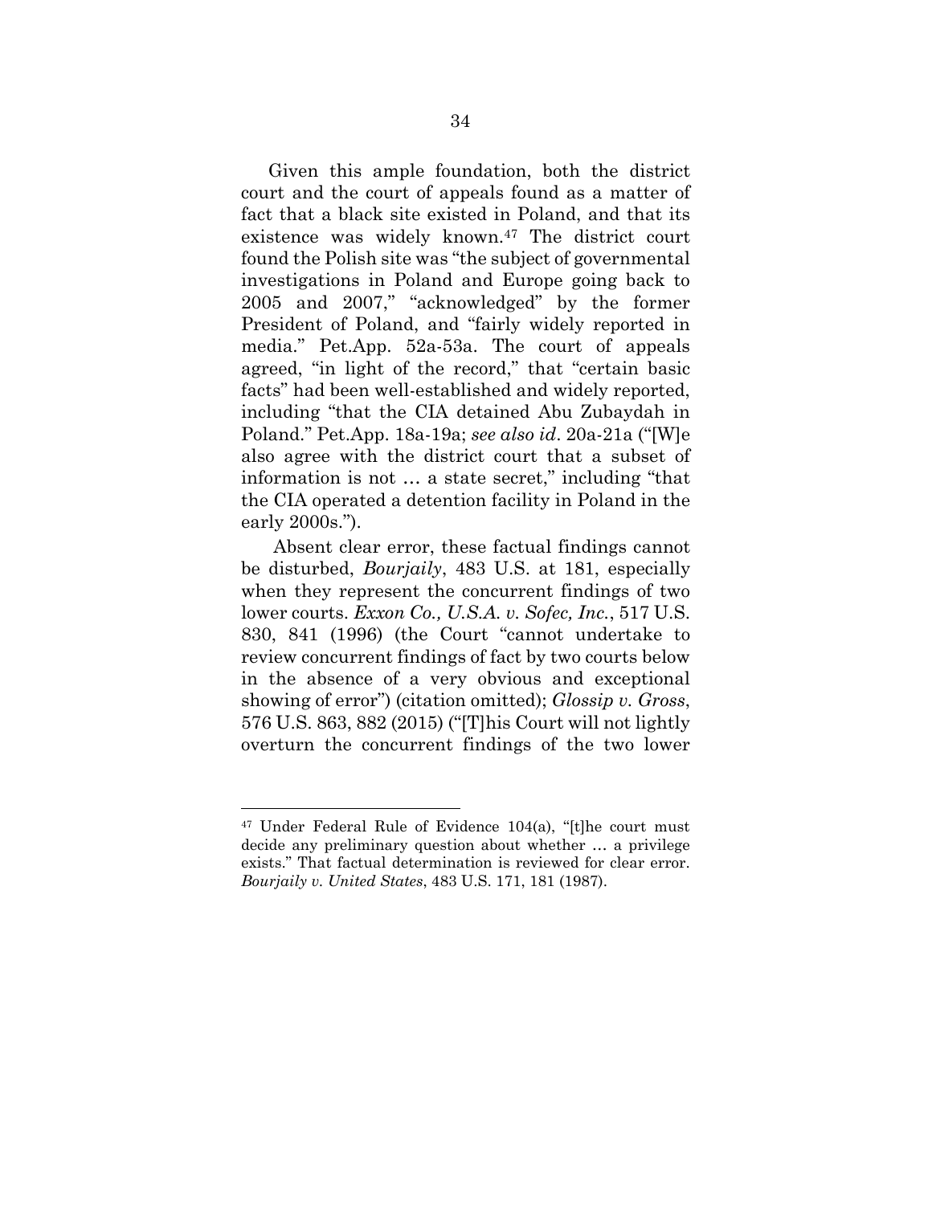Given this ample foundation, both the district court and the court of appeals found as a matter of fact that a black site existed in Poland, and that its existence was widely known.[47] The district court found the Polish site was "the subject of governmental investigations in Poland and Europe going back to 2005 and 2007," "acknowledged" by the former President of Poland, and "fairly widely reported in media." Pet.App. 52a-53a. The court of appeals agreed, "in light of the record," that "certain basic facts" had been well-established and widely reported, including "that the CIA detained Abu Zubaydah in Poland." Pet.App. 18a-19a; *see also id*. 20a-21a ("[W]e also agree with the district court that a subset of information is not … a state secret," including "that the CIA operated a detention facility in Poland in the early 2000s.").

Absent clear error, these factual findings cannot be disturbed, *Bourjaily*, 483 U.S. at 181, especially when they represent the concurrent findings of two lower courts. *Exxon Co., U.S.A. v. Sofec, Inc.*, 517 U.S. 830, 841 (1996) (the Court "cannot undertake to review concurrent findings of fact by two courts below in the absence of a very obvious and exceptional showing of error") (citation omitted); *Glossip v. Gross*, 576 U.S. 863, 882 (2015) ("[T]his Court will not lightly overturn the concurrent findings of the two lower

---

[47] Under Federal Rule of Evidence 104(a), "[t]he court must decide any preliminary question about whether … a privilege exists." That factual determination is reviewed for clear error. *Bourjaily v. United States*, 483 U.S. 171, 181 (1987).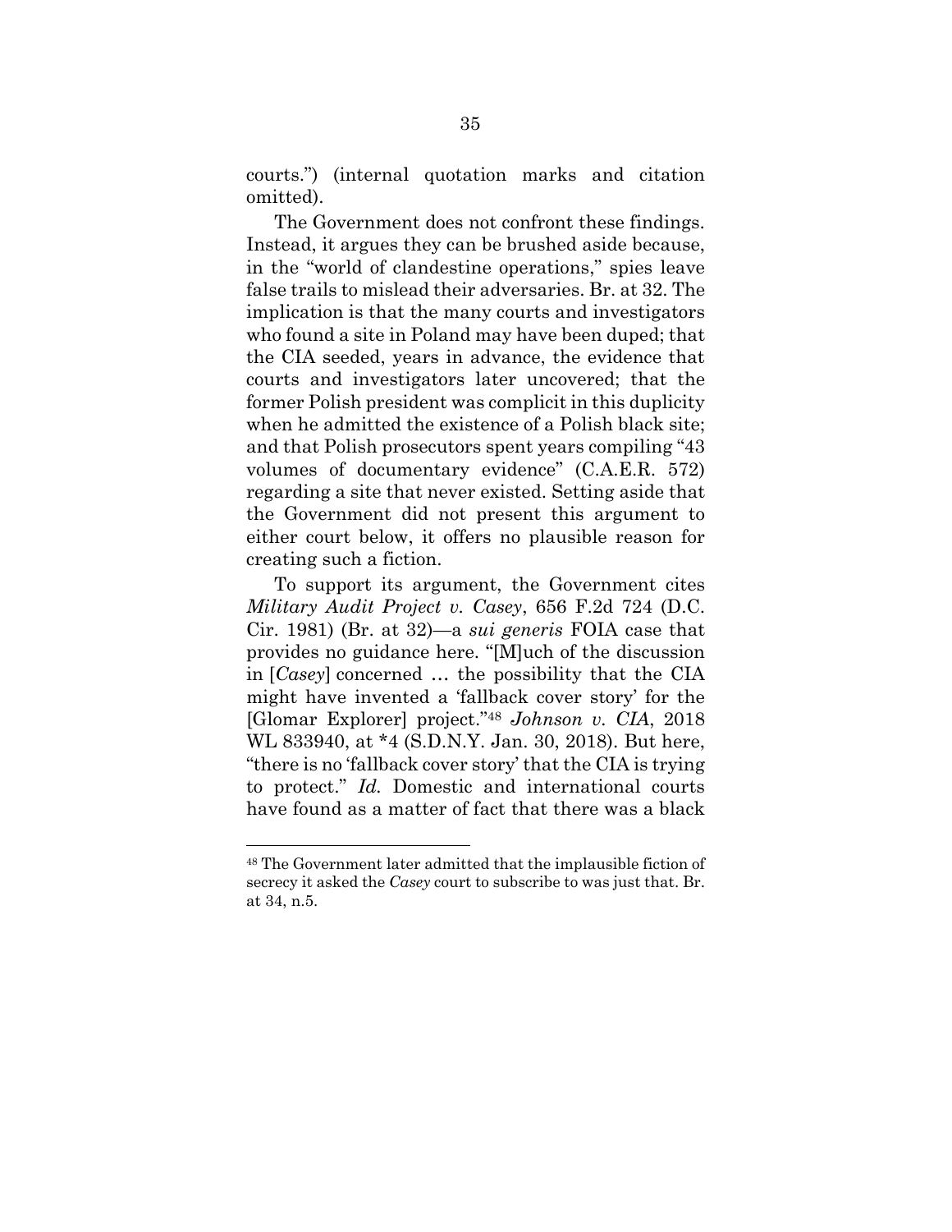courts.") (internal quotation marks and citation omitted).

The Government does not confront these findings. Instead, it argues they can be brushed aside because, in the "world of clandestine operations," spies leave false trails to mislead their adversaries. Br. at 32. The implication is that the many courts and investigators who found a site in Poland may have been duped; that the CIA seeded, years in advance, the evidence that courts and investigators later uncovered; that the former Polish president was complicit in this duplicity when he admitted the existence of a Polish black site; and that Polish prosecutors spent years compiling "43 volumes of documentary evidence" (C.A.E.R. 572) regarding a site that never existed. Setting aside that the Government did not present this argument to either court below, it offers no plausible reason for creating such a fiction.

To support its argument, the Government cites *Military Audit Project v. Casey*, 656 F.2d 724 (D.C. Cir. 1981) (Br. at 32)—a *sui generis* FOIA case that provides no guidance here. "[M]uch of the discussion in [*Casey*] concerned … the possibility that the CIA might have invented a 'fallback cover story' for the [Glomar Explorer] project."[48] *Johnson v. CIA*, 2018 WL 833940, at *4 (S.D.N.Y. Jan. 30, 2018). But here, "there is no 'fallback cover story' that the CIA is trying to protect." *Id.* Domestic and international courts have found as a matter of fact that there was a black

---

[48] The Government later admitted that the implausible fiction of secrecy it asked the *Casey* court to subscribe to was just that. Br. at 34, n.5.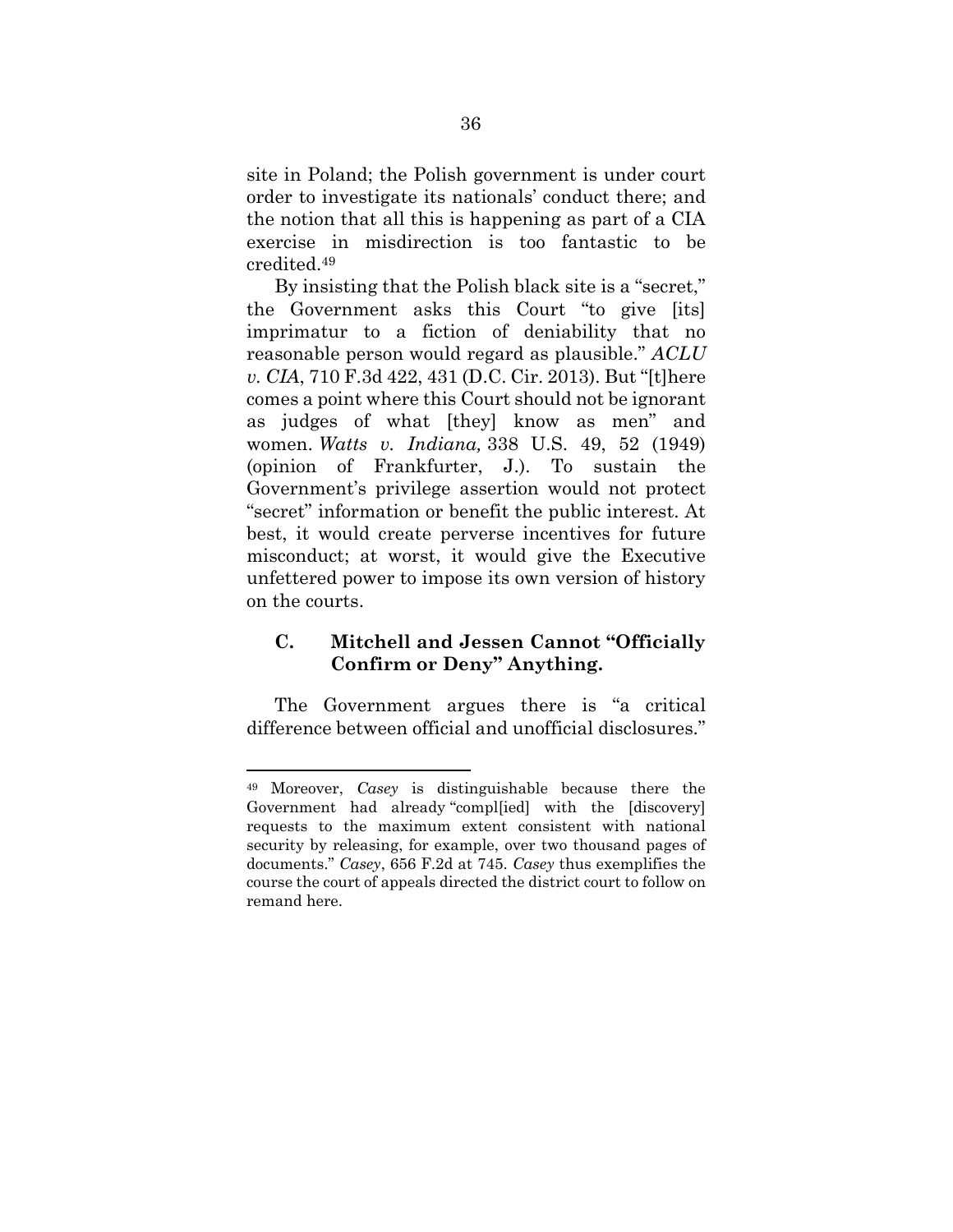site in Poland; the Polish government is under court order to investigate its nationals' conduct there; and the notion that all this is happening as part of a CIA exercise in misdirection is too fantastic to be credited.[49]

By insisting that the Polish black site is a "secret," the Government asks this Court "to give [its] imprimatur to a fiction of deniability that no reasonable person would regard as plausible." *ACLU v. CIA*, 710 F.3d 422, 431 (D.C. Cir. 2013). But "[t]here comes a point where this Court should not be ignorant as judges of what [they] know as men" and women. *Watts v. Indiana,* 338 U.S. 49, 52 (1949) (opinion of Frankfurter, J.). To sustain the Government's privilege assertion would not protect "secret" information or benefit the public interest. At best, it would create perverse incentives for future misconduct; at worst, it would give the Executive unfettered power to impose its own version of history on the courts.

### C. Mitchell and Jessen Cannot "Officially Confirm or Deny" Anything.

The Government argues there is "a critical difference between official and unofficial disclosures."

---

[49] Moreover, *Casey* is distinguishable because there the Government had already "compl[ied] with the [discovery] requests to the maximum extent consistent with national security by releasing, for example, over two thousand pages of documents." *Casey*, 656 F.2d at 745. *Casey* thus exemplifies the course the court of appeals directed the district court to follow on remand here.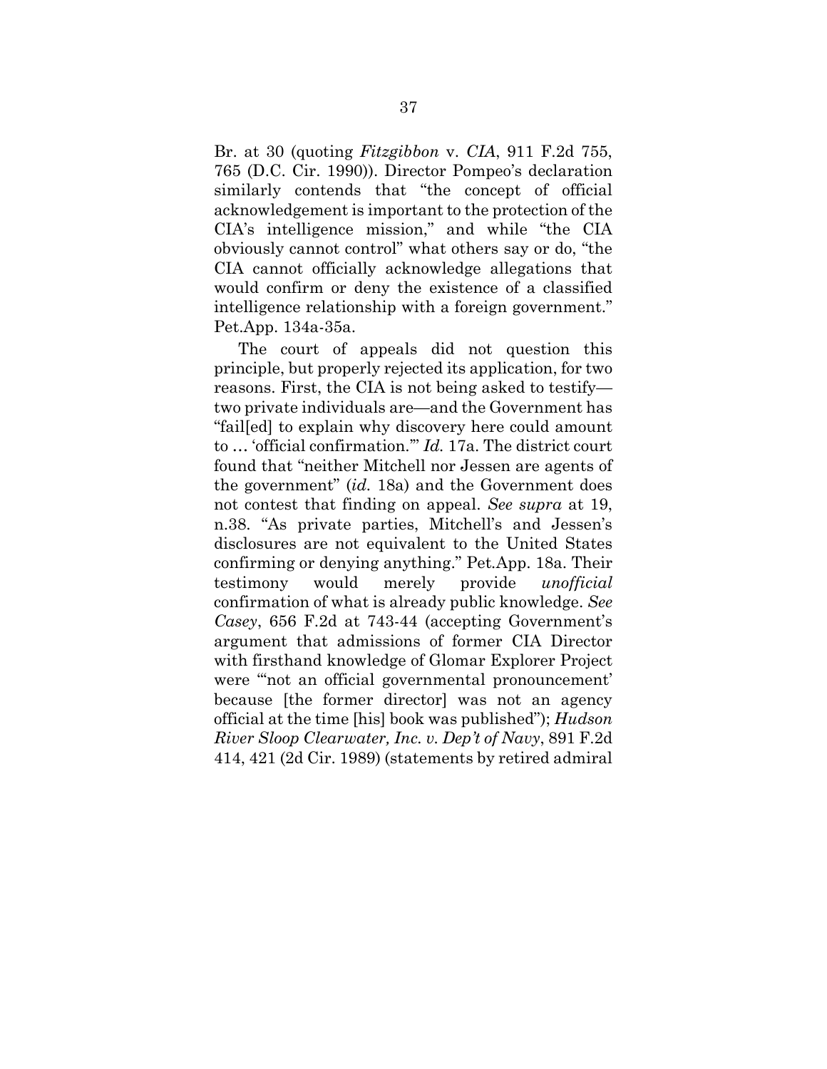Br. at 30 (quoting *Fitzgibbon* v. *CIA*, 911 F.2d 755, 765 (D.C. Cir. 1990)). Director Pompeo's declaration similarly contends that "the concept of official acknowledgement is important to the protection of the CIA's intelligence mission," and while "the CIA obviously cannot control" what others say or do, "the CIA cannot officially acknowledge allegations that would confirm or deny the existence of a classified intelligence relationship with a foreign government." Pet.App. 134a-35a.

The court of appeals did not question this principle, but properly rejected its application, for two reasons. First, the CIA is not being asked to testify—two private individuals are—and the Government has "fail[ed] to explain why discovery here could amount to … 'official confirmation.'" *Id.* 17a. The district court found that "neither Mitchell nor Jessen are agents of the government" (*id.* 18a) and the Government does not contest that finding on appeal. *See supra* at 19, n.38. "As private parties, Mitchell's and Jessen's disclosures are not equivalent to the United States confirming or denying anything." Pet.App. 18a. Their testimony would merely provide *unofficial* confirmation of what is already public knowledge. *See Casey*, 656 F.2d at 743-44 (accepting Government's argument that admissions of former CIA Director with firsthand knowledge of Glomar Explorer Project were "'not an official governmental pronouncement' because [the former director] was not an agency official at the time [his] book was published"); *Hudson River Sloop Clearwater, Inc. v. Dep't of Navy*, 891 F.2d 414, 421 (2d Cir. 1989) (statements by retired admiral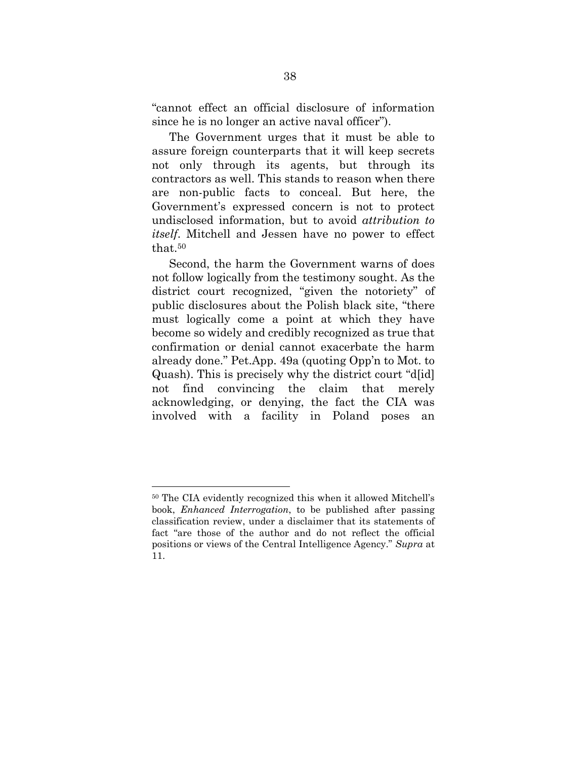"cannot effect an official disclosure of information since he is no longer an active naval officer").

The Government urges that it must be able to assure foreign counterparts that it will keep secrets not only through its agents, but through its contractors as well. This stands to reason when there are non-public facts to conceal. But here, the Government's expressed concern is not to protect undisclosed information, but to avoid *attribution to itself*. Mitchell and Jessen have no power to effect that.[50]

Second, the harm the Government warns of does not follow logically from the testimony sought. As the district court recognized, "given the notoriety" of public disclosures about the Polish black site, "there must logically come a point at which they have become so widely and credibly recognized as true that confirmation or denial cannot exacerbate the harm already done." Pet.App. 49a (quoting Opp'n to Mot. to Quash). This is precisely why the district court "d[id] not find convincing the claim that merely acknowledging, or denying, the fact the CIA was involved with a facility in Poland poses an

---

[50] The CIA evidently recognized this when it allowed Mitchell's book, *Enhanced Interrogation*, to be published after passing classification review, under a disclaimer that its statements of fact "are those of the author and do not reflect the official positions or views of the Central Intelligence Agency." *Supra* at 11.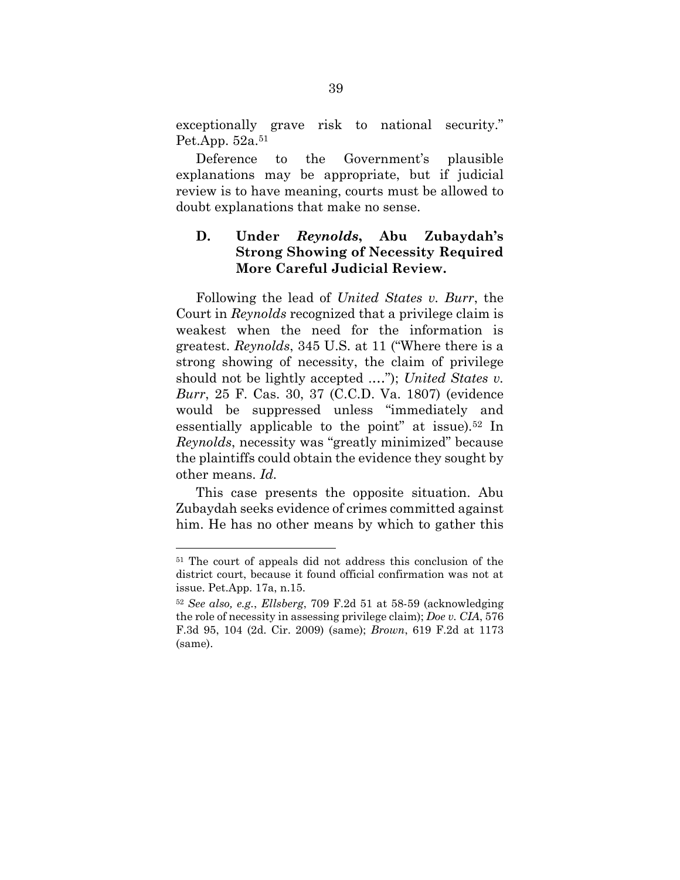exceptionally grave risk to national security." Pet.App. 52a.[51]

Deference to the Government's plausible explanations may be appropriate, but if judicial review is to have meaning, courts must be allowed to doubt explanations that make no sense.

### D. Under *Reynolds*, Abu Zubaydah's Strong Showing of Necessity Required More Careful Judicial Review.

Following the lead of *United States v. Burr*, the Court in *Reynolds* recognized that a privilege claim is weakest when the need for the information is greatest. *Reynolds*, 345 U.S. at 11 ("Where there is a strong showing of necessity, the claim of privilege should not be lightly accepted …."); *United States v. Burr*, 25 F. Cas. 30, 37 (C.C.D. Va. 1807) (evidence would be suppressed unless "immediately and essentially applicable to the point" at issue).[52] In *Reynolds*, necessity was "greatly minimized" because the plaintiffs could obtain the evidence they sought by other means. *Id.*

This case presents the opposite situation. Abu Zubaydah seeks evidence of crimes committed against him. He has no other means by which to gather this

---

[51] The court of appeals did not address this conclusion of the district court, because it found official confirmation was not at issue. Pet.App. 17a, n.15.

[52] *See also, e.g.*, *Ellsberg*, 709 F.2d 51 at 58-59 (acknowledging the role of necessity in assessing privilege claim); *Doe v. CIA*, 576 F.3d 95, 104 (2d. Cir. 2009) (same); *Brown*, 619 F.2d at 1173 (same).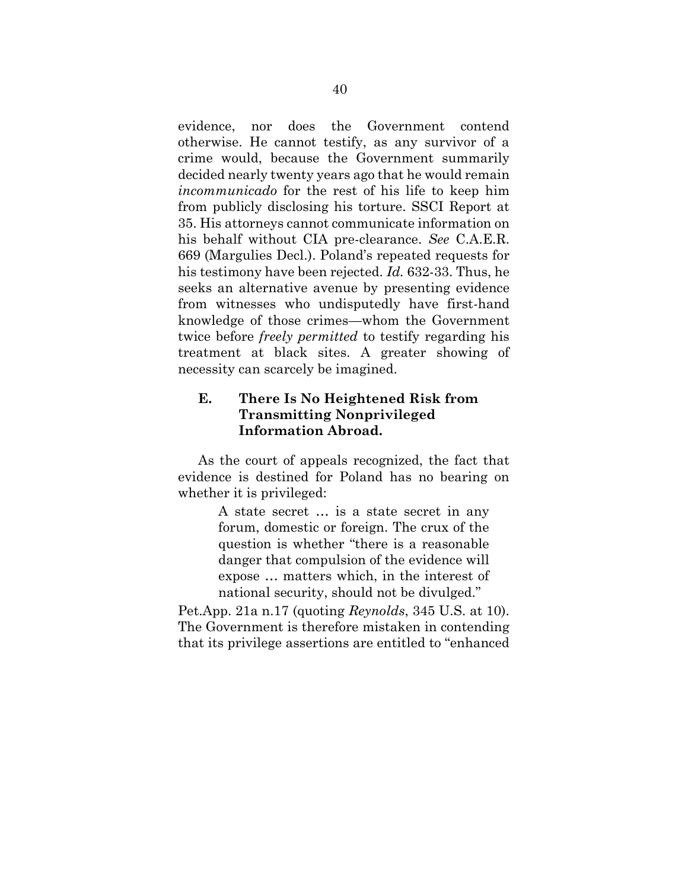evidence, nor does the Government contend otherwise. He cannot testify, as any survivor of a crime would, because the Government summarily decided nearly twenty years ago that he would remain *incommunicado* for the rest of his life to keep him from publicly disclosing his torture. SSCI Report at 35. His attorneys cannot communicate information on his behalf without CIA pre-clearance. *See* C.A.E.R. 669 (Margulies Decl.). Poland's repeated requests for his testimony have been rejected. *Id.* 632-33. Thus, he seeks an alternative avenue by presenting evidence from witnesses who undisputedly have first-hand knowledge of those crimes—whom the Government twice before *freely permitted* to testify regarding his treatment at black sites. A greater showing of necessity can scarcely be imagined.

### E. There Is No Heightened Risk from Transmitting Nonprivileged Information Abroad.

As the court of appeals recognized, the fact that evidence is destined for Poland has no bearing on whether it is privileged:

> A state secret … is a state secret in any forum, domestic or foreign. The crux of the question is whether "there is a reasonable danger that compulsion of the evidence will expose … matters which, in the interest of national security, should not be divulged."

Pet.App. 21a n.17 (quoting *Reynolds*, 345 U.S. at 10). The Government is therefore mistaken in contending that its privilege assertions are entitled to "enhanced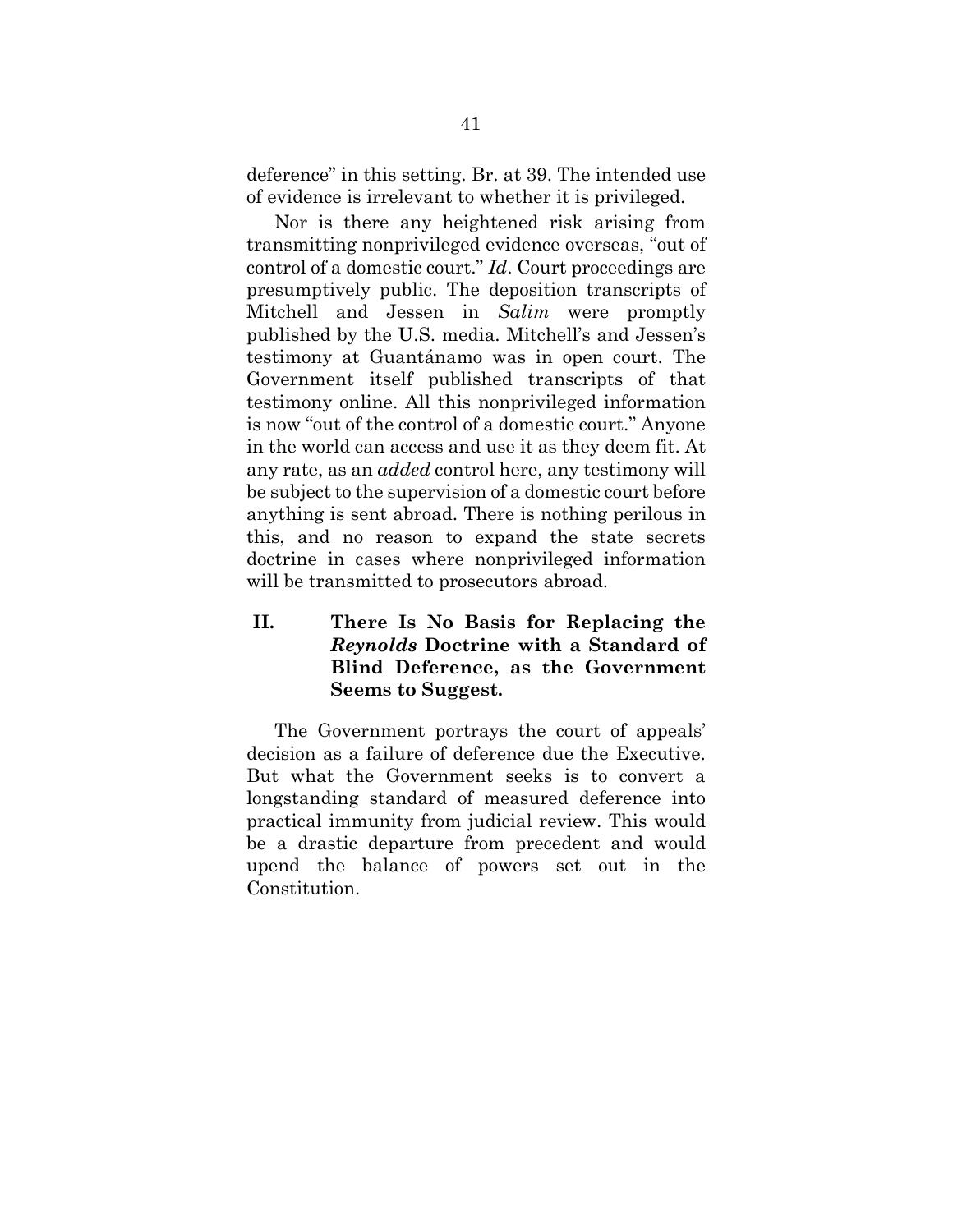deference" in this setting. Br. at 39. The intended use of evidence is irrelevant to whether it is privileged.

Nor is there any heightened risk arising from transmitting nonprivileged evidence overseas, "out of control of a domestic court." *Id*. Court proceedings are presumptively public. The deposition transcripts of Mitchell and Jessen in *Salim* were promptly published by the U.S. media. Mitchell's and Jessen's testimony at Guantánamo was in open court. The Government itself published transcripts of that testimony online. All this nonprivileged information is now "out of the control of a domestic court." Anyone in the world can access and use it as they deem fit. At any rate, as an *added* control here, any testimony will be subject to the supervision of a domestic court before anything is sent abroad. There is nothing perilous in this, and no reason to expand the state secrets doctrine in cases where nonprivileged information will be transmitted to prosecutors abroad.

## II. There Is No Basis for Replacing the *Reynolds* Doctrine with a Standard of Blind Deference, as the Government Seems to Suggest.

The Government portrays the court of appeals' decision as a failure of deference due the Executive. But what the Government seeks is to convert a longstanding standard of measured deference into practical immunity from judicial review. This would be a drastic departure from precedent and would upend the balance of powers set out in the Constitution.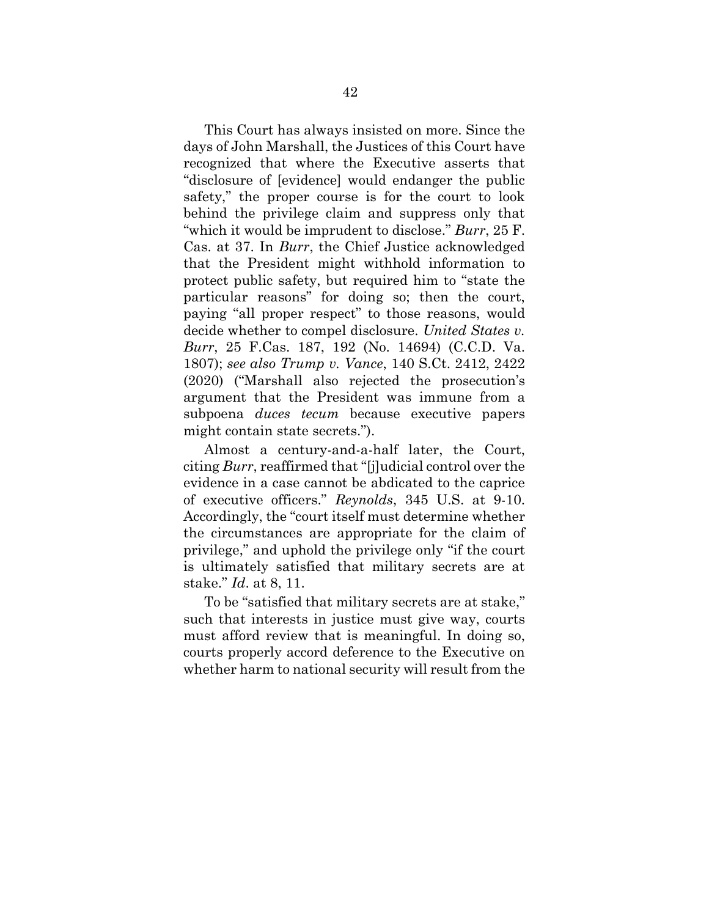This Court has always insisted on more. Since the days of John Marshall, the Justices of this Court have recognized that where the Executive asserts that "disclosure of [evidence] would endanger the public safety," the proper course is for the court to look behind the privilege claim and suppress only that "which it would be imprudent to disclose." *Burr*, 25 F. Cas. at 37. In *Burr*, the Chief Justice acknowledged that the President might withhold information to protect public safety, but required him to "state the particular reasons" for doing so; then the court, paying "all proper respect" to those reasons, would decide whether to compel disclosure. *United States v. Burr*, 25 F.Cas. 187, 192 (No. 14694) (C.C.D. Va. 1807); *see also Trump v. Vance*, 140 S.Ct. 2412, 2422 (2020) ("Marshall also rejected the prosecution's argument that the President was immune from a subpoena *duces tecum* because executive papers might contain state secrets.").

Almost a century-and-a-half later, the Court, citing *Burr*, reaffirmed that "[j]udicial control over the evidence in a case cannot be abdicated to the caprice of executive officers." *Reynolds*, 345 U.S. at 9-10. Accordingly, the "court itself must determine whether the circumstances are appropriate for the claim of privilege," and uphold the privilege only "if the court is ultimately satisfied that military secrets are at stake." *Id*. at 8, 11.

To be "satisfied that military secrets are at stake," such that interests in justice must give way, courts must afford review that is meaningful. In doing so, courts properly accord deference to the Executive on whether harm to national security will result from the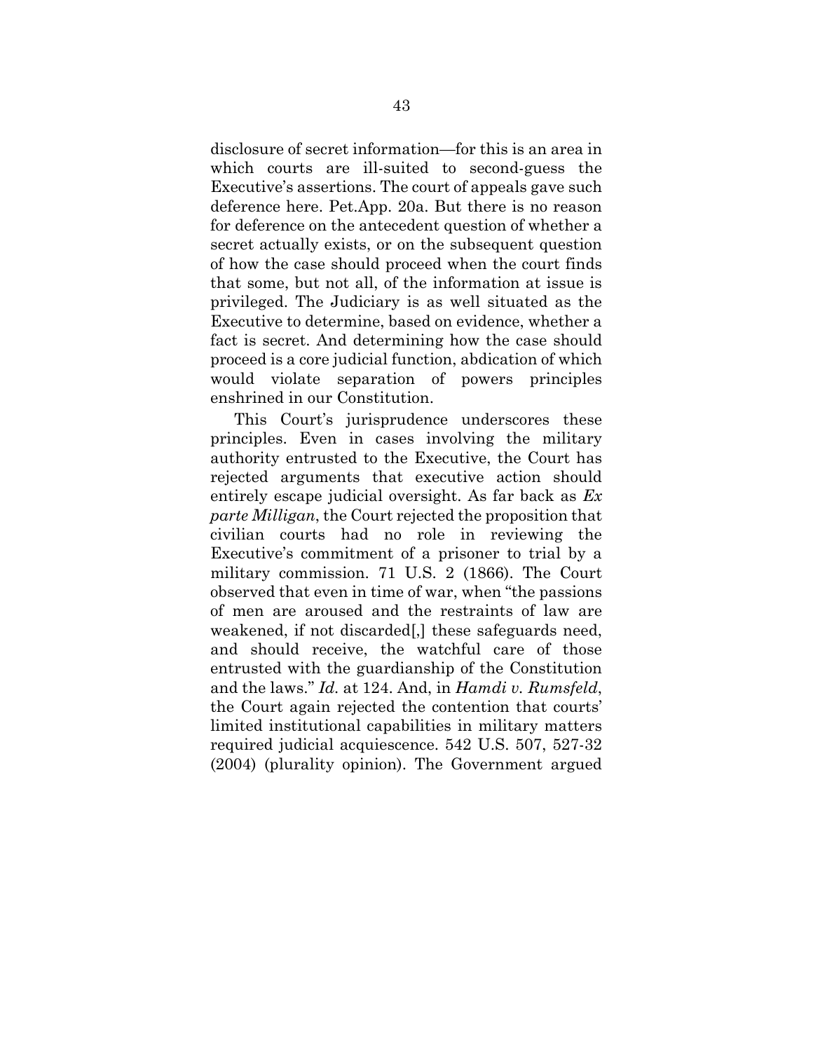disclosure of secret information—for this is an area in which courts are ill-suited to second-guess the Executive's assertions. The court of appeals gave such deference here. Pet.App. 20a. But there is no reason for deference on the antecedent question of whether a secret actually exists, or on the subsequent question of how the case should proceed when the court finds that some, but not all, of the information at issue is privileged. The Judiciary is as well situated as the Executive to determine, based on evidence, whether a fact is secret. And determining how the case should proceed is a core judicial function, abdication of which would violate separation of powers principles enshrined in our Constitution.

This Court's jurisprudence underscores these principles. Even in cases involving the military authority entrusted to the Executive, the Court has rejected arguments that executive action should entirely escape judicial oversight. As far back as *Ex parte Milligan*, the Court rejected the proposition that civilian courts had no role in reviewing the Executive's commitment of a prisoner to trial by a military commission. 71 U.S. 2 (1866). The Court observed that even in time of war, when "the passions of men are aroused and the restraints of law are weakened, if not discarded[,] these safeguards need, and should receive, the watchful care of those entrusted with the guardianship of the Constitution and the laws." *Id.* at 124. And, in *Hamdi v. Rumsfeld*, the Court again rejected the contention that courts' limited institutional capabilities in military matters required judicial acquiescence. 542 U.S. 507, 527-32 (2004) (plurality opinion). The Government argued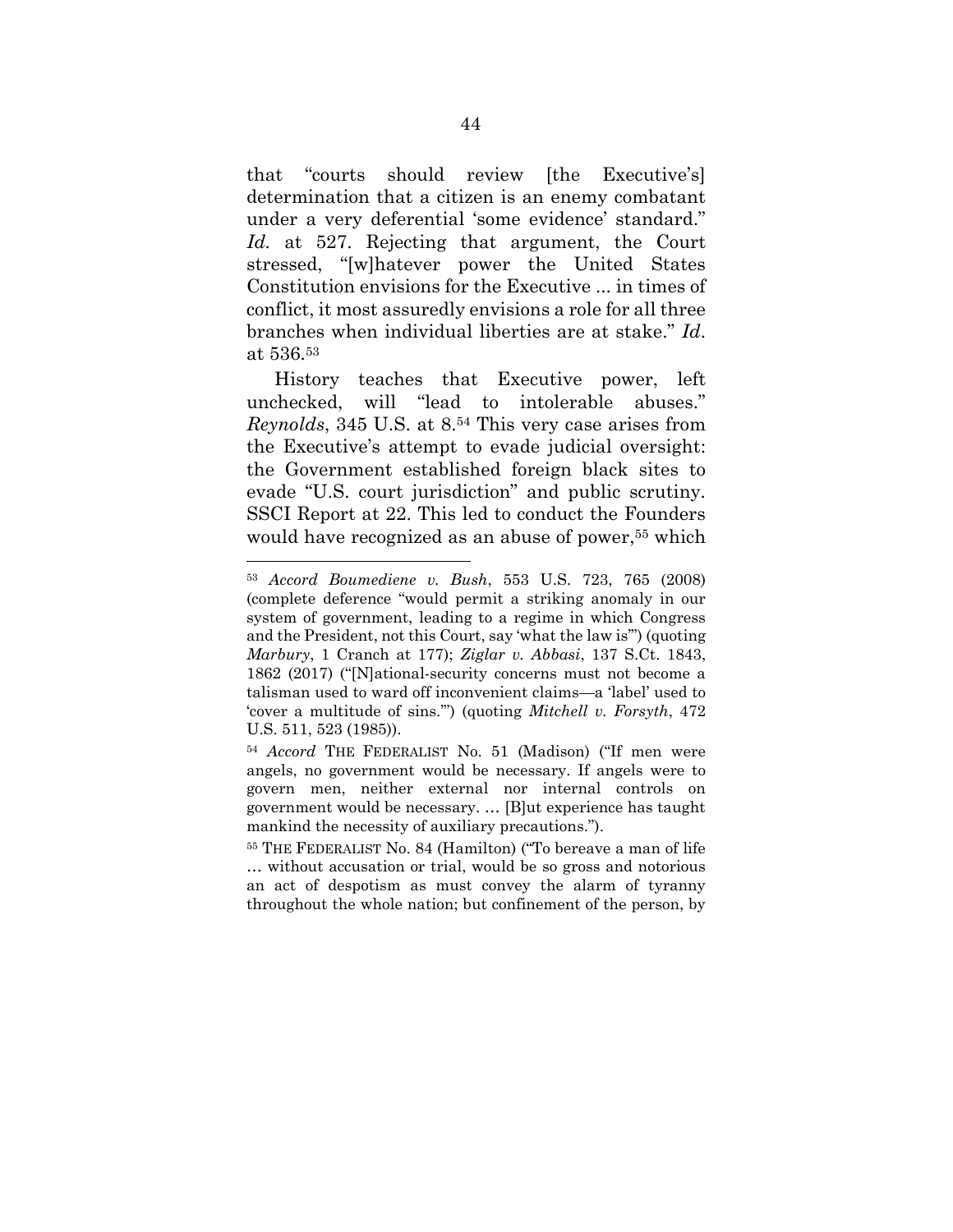that "courts should review [the Executive's] determination that a citizen is an enemy combatant under a very deferential 'some evidence' standard." *Id.* at 527. Rejecting that argument, the Court stressed, "[w]hatever power the United States Constitution envisions for the Executive ... in times of conflict, it most assuredly envisions a role for all three branches when individual liberties are at stake." *Id*. at 536.[53]

History teaches that Executive power, left unchecked, will "lead to intolerable abuses." *Reynolds*, 345 U.S. at 8.[54] This very case arises from the Executive's attempt to evade judicial oversight: the Government established foreign black sites to evade "U.S. court jurisdiction" and public scrutiny. SSCI Report at 22. This led to conduct the Founders would have recognized as an abuse of power,[55] which

---

[53] *Accord Boumediene v. Bush*, 553 U.S. 723, 765 (2008) (complete deference "would permit a striking anomaly in our system of government, leading to a regime in which Congress and the President, not this Court, say 'what the law is'") (quoting *Marbury*, 1 Cranch at 177); *Ziglar v. Abbasi*, 137 S.Ct. 1843, 1862 (2017) ("[N]ational-security concerns must not become a talisman used to ward off inconvenient claims—a 'label' used to 'cover a multitude of sins.'") (quoting *Mitchell v. Forsyth*, 472 U.S. 511, 523 (1985)).

[54] *Accord* THE FEDERALIST No. 51 (Madison) ("If men were angels, no government would be necessary. If angels were to govern men, neither external nor internal controls on government would be necessary. … [B]ut experience has taught mankind the necessity of auxiliary precautions.").

[55] THE FEDERALIST No. 84 (Hamilton) ("To bereave a man of life … without accusation or trial, would be so gross and notorious an act of despotism as must convey the alarm of tyranny throughout the whole nation; but confinement of the person, by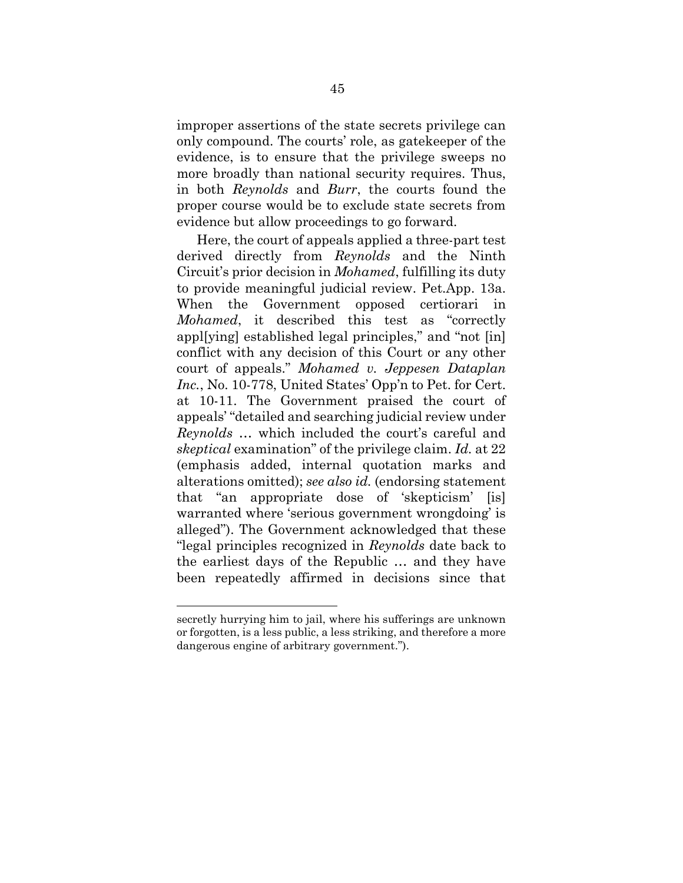improper assertions of the state secrets privilege can only compound. The courts' role, as gatekeeper of the evidence, is to ensure that the privilege sweeps no more broadly than national security requires. Thus, in both *Reynolds* and *Burr*, the courts found the proper course would be to exclude state secrets from evidence but allow proceedings to go forward.

Here, the court of appeals applied a three-part test derived directly from *Reynolds* and the Ninth Circuit's prior decision in *Mohamed*, fulfilling its duty to provide meaningful judicial review. Pet.App. 13a. When the Government opposed certiorari in *Mohamed*, it described this test as "correctly appl[ying] established legal principles," and "not [in] conflict with any decision of this Court or any other court of appeals." *Mohamed v. Jeppesen Dataplan Inc.*, No. 10-778, United States' Opp'n to Pet. for Cert. at 10-11. The Government praised the court of appeals' "detailed and searching judicial review under *Reynolds* … which included the court's careful and *skeptical* examination" of the privilege claim. *Id.* at 22 (emphasis added, internal quotation marks and alterations omitted); *see also id.* (endorsing statement that "an appropriate dose of 'skepticism' [is] warranted where 'serious government wrongdoing' is alleged"). The Government acknowledged that these "legal principles recognized in *Reynolds* date back to the earliest days of the Republic … and they have been repeatedly affirmed in decisions since that

---

secretly hurrying him to jail, where his sufferings are unknown or forgotten, is a less public, a less striking, and therefore a more dangerous engine of arbitrary government.").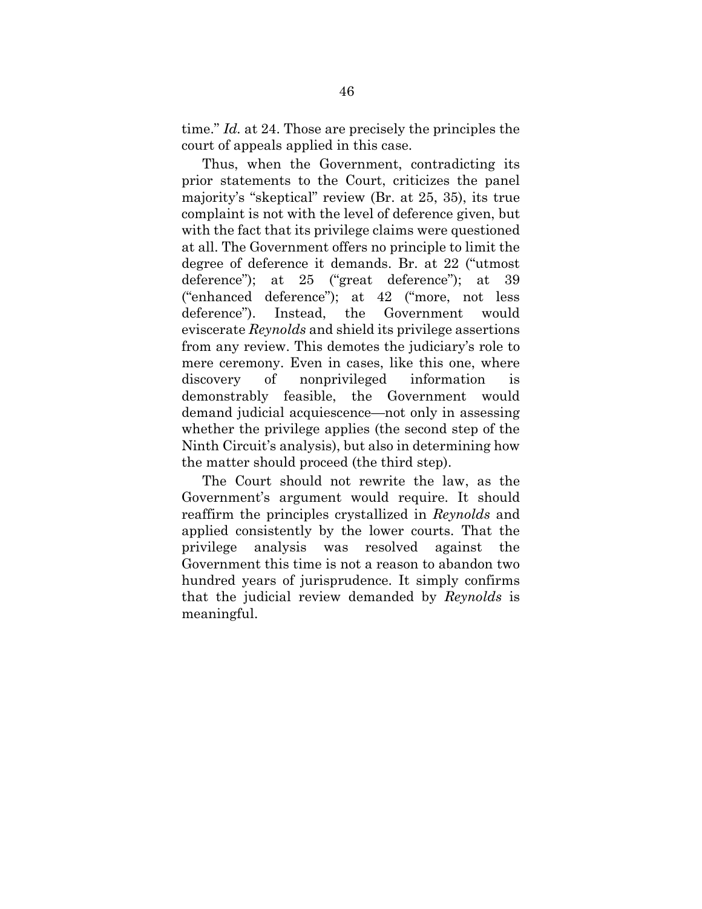time." *Id.* at 24. Those are precisely the principles the court of appeals applied in this case.

Thus, when the Government, contradicting its prior statements to the Court, criticizes the panel majority's "skeptical" review (Br. at 25, 35), its true complaint is not with the level of deference given, but with the fact that its privilege claims were questioned at all. The Government offers no principle to limit the degree of deference it demands. Br. at 22 ("utmost deference"); at 25 ("great deference"); at 39 ("enhanced deference"); at 42 ("more, not less deference"). Instead, the Government would eviscerate *Reynolds* and shield its privilege assertions from any review. This demotes the judiciary's role to mere ceremony. Even in cases, like this one, where discovery of nonprivileged information is demonstrably feasible, the Government would demand judicial acquiescence—not only in assessing whether the privilege applies (the second step of the Ninth Circuit's analysis), but also in determining how the matter should proceed (the third step).

The Court should not rewrite the law, as the Government's argument would require. It should reaffirm the principles crystallized in *Reynolds* and applied consistently by the lower courts. That the privilege analysis was resolved against the Government this time is not a reason to abandon two hundred years of jurisprudence. It simply confirms that the judicial review demanded by *Reynolds* is meaningful.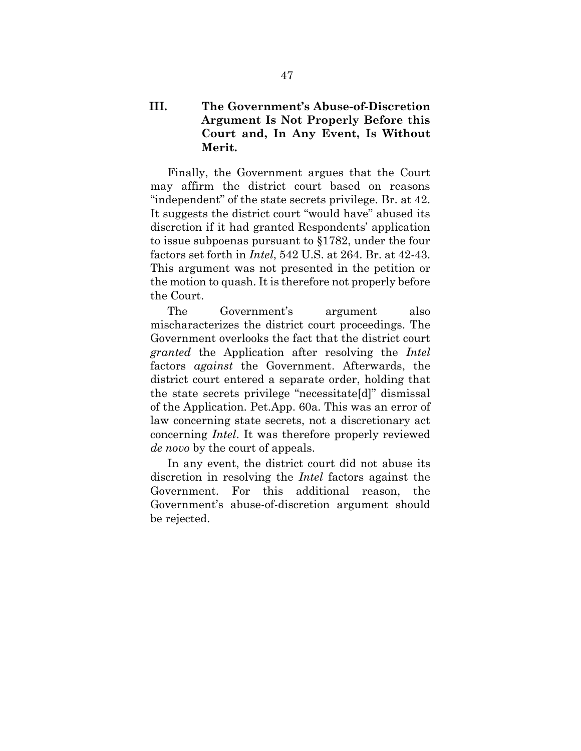## III. The Government's Abuse-of-Discretion Argument Is Not Properly Before this Court and, In Any Event, Is Without Merit.

Finally, the Government argues that the Court may affirm the district court based on reasons "independent" of the state secrets privilege. Br. at 42. It suggests the district court "would have" abused its discretion if it had granted Respondents' application to issue subpoenas pursuant to §1782, under the four factors set forth in *Intel*, 542 U.S. at 264. Br. at 42-43. This argument was not presented in the petition or the motion to quash. It is therefore not properly before the Court.

The Government's argument also mischaracterizes the district court proceedings. The Government overlooks the fact that the district court *granted* the Application after resolving the *Intel* factors *against* the Government. Afterwards, the district court entered a separate order, holding that the state secrets privilege "necessitate[d]" dismissal of the Application. Pet.App. 60a. This was an error of law concerning state secrets, not a discretionary act concerning *Intel*. It was therefore properly reviewed *de novo* by the court of appeals.

In any event, the district court did not abuse its discretion in resolving the *Intel* factors against the Government. For this additional reason, the Government's abuse-of-discretion argument should be rejected.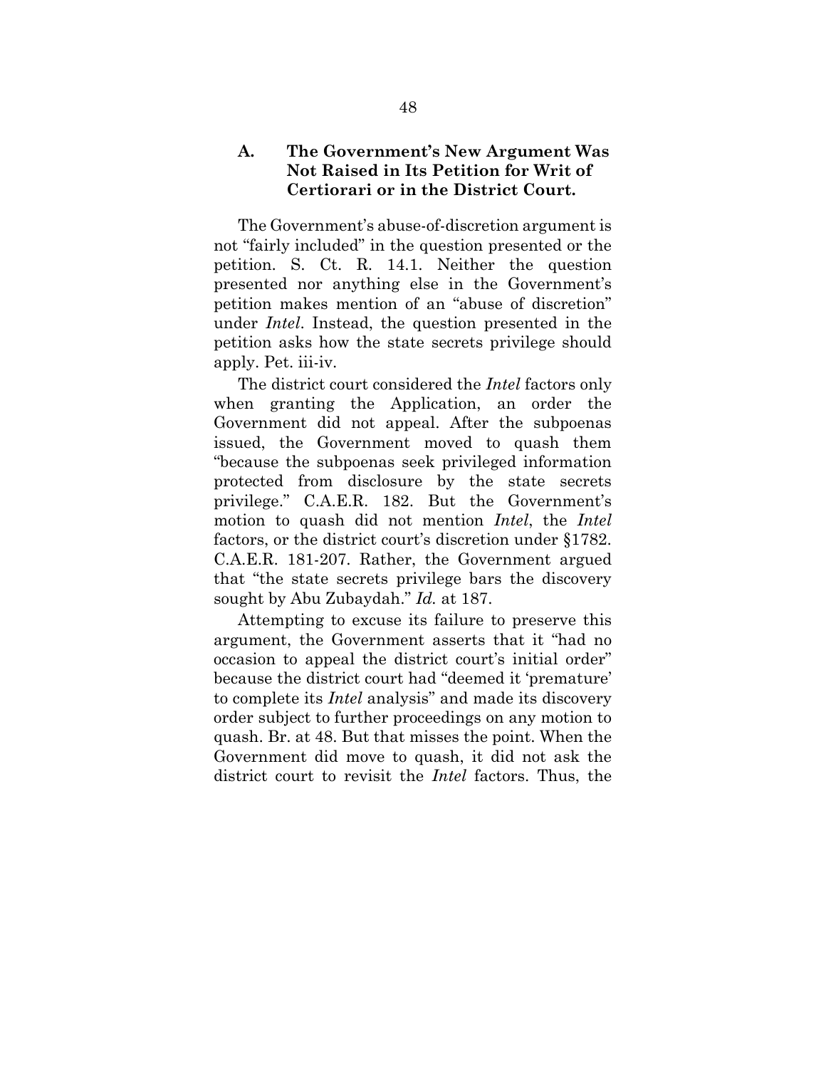### A. The Government's New Argument Was Not Raised in Its Petition for Writ of Certiorari or in the District Court.

The Government's abuse-of-discretion argument is not "fairly included" in the question presented or the petition. S. Ct. R. 14.1. Neither the question presented nor anything else in the Government's petition makes mention of an "abuse of discretion" under *Intel*. Instead, the question presented in the petition asks how the state secrets privilege should apply. Pet. iii-iv.

The district court considered the *Intel* factors only when granting the Application, an order the Government did not appeal. After the subpoenas issued, the Government moved to quash them "because the subpoenas seek privileged information protected from disclosure by the state secrets privilege." C.A.E.R. 182. But the Government's motion to quash did not mention *Intel*, the *Intel* factors, or the district court's discretion under §1782. C.A.E.R. 181-207. Rather, the Government argued that "the state secrets privilege bars the discovery sought by Abu Zubaydah." *Id.* at 187.

Attempting to excuse its failure to preserve this argument, the Government asserts that it "had no occasion to appeal the district court's initial order" because the district court had "deemed it 'premature' to complete its *Intel* analysis" and made its discovery order subject to further proceedings on any motion to quash. Br. at 48. But that misses the point. When the Government did move to quash, it did not ask the district court to revisit the *Intel* factors. Thus, the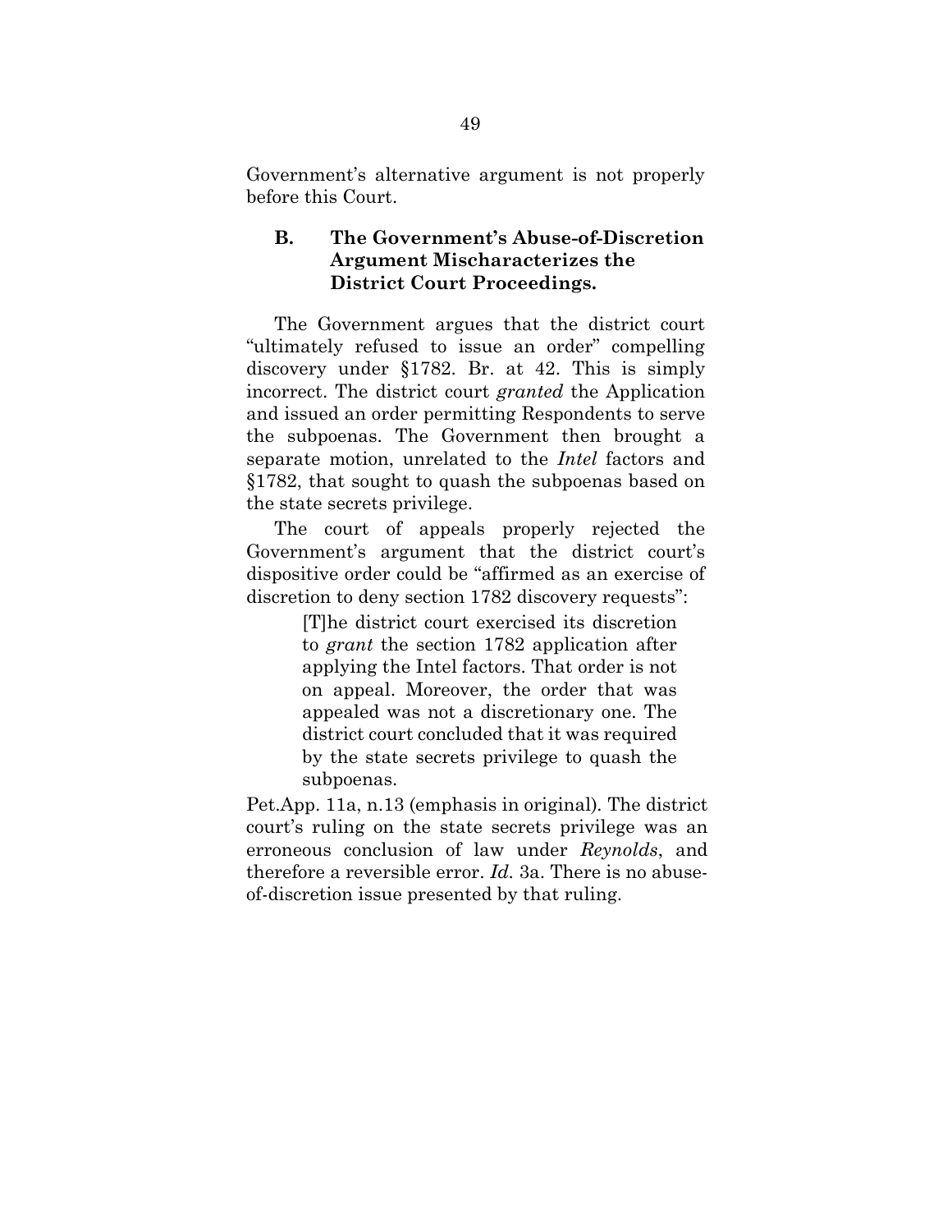Government's alternative argument is not properly before this Court.

### B. The Government's Abuse-of-Discretion Argument Mischaracterizes the District Court Proceedings.

The Government argues that the district court "ultimately refused to issue an order" compelling discovery under §1782. Br. at 42. This is simply incorrect. The district court *granted* the Application and issued an order permitting Respondents to serve the subpoenas. The Government then brought a separate motion, unrelated to the *Intel* factors and §1782, that sought to quash the subpoenas based on the state secrets privilege.

The court of appeals properly rejected the Government's argument that the district court's dispositive order could be "affirmed as an exercise of discretion to deny section 1782 discovery requests":

> [T]he district court exercised its discretion to *grant* the section 1782 application after applying the Intel factors. That order is not on appeal. Moreover, the order that was appealed was not a discretionary one. The district court concluded that it was required by the state secrets privilege to quash the subpoenas.

Pet.App. 11a, n.13 (emphasis in original). The district court's ruling on the state secrets privilege was an erroneous conclusion of law under *Reynolds*, and therefore a reversible error. *Id.* 3a. There is no abuse-of-discretion issue presented by that ruling.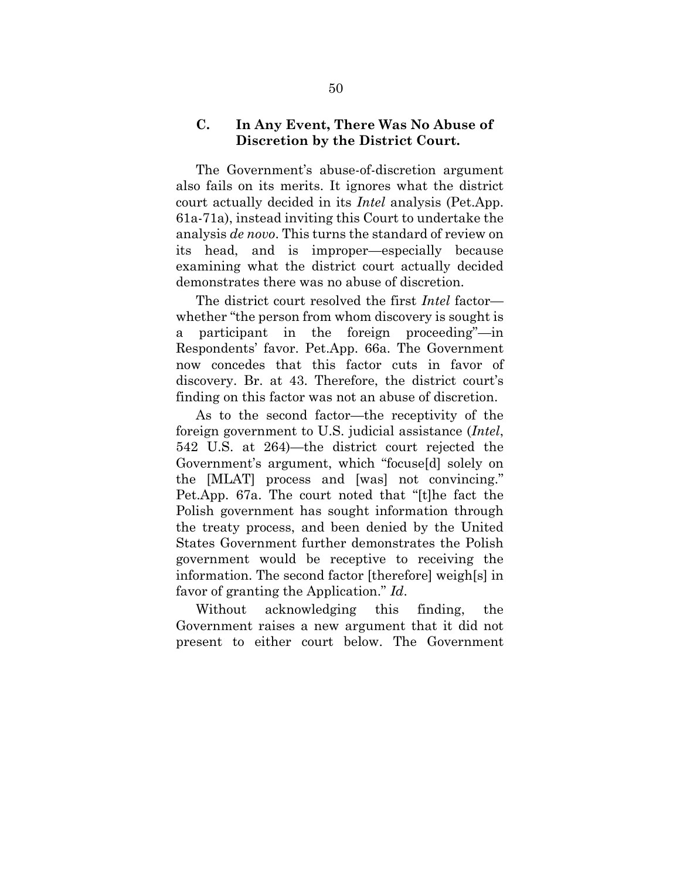### C. In Any Event, There Was No Abuse of Discretion by the District Court.

The Government's abuse-of-discretion argument also fails on its merits. It ignores what the district court actually decided in its *Intel* analysis (Pet.App. 61a-71a), instead inviting this Court to undertake the analysis *de novo*. This turns the standard of review on its head, and is improper—especially because examining what the district court actually decided demonstrates there was no abuse of discretion.

The district court resolved the first *Intel* factor—whether "the person from whom discovery is sought is a participant in the foreign proceeding"—in Respondents' favor. Pet.App. 66a. The Government now concedes that this factor cuts in favor of discovery. Br. at 43. Therefore, the district court's finding on this factor was not an abuse of discretion.

As to the second factor—the receptivity of the foreign government to U.S. judicial assistance (*Intel*, 542 U.S. at 264)—the district court rejected the Government's argument, which "focuse[d] solely on the [MLAT] process and [was] not convincing." Pet.App. 67a. The court noted that "[t]he fact the Polish government has sought information through the treaty process, and been denied by the United States Government further demonstrates the Polish government would be receptive to receiving the information. The second factor [therefore] weigh[s] in favor of granting the Application." *Id*.

Without acknowledging this finding, the Government raises a new argument that it did not present to either court below. The Government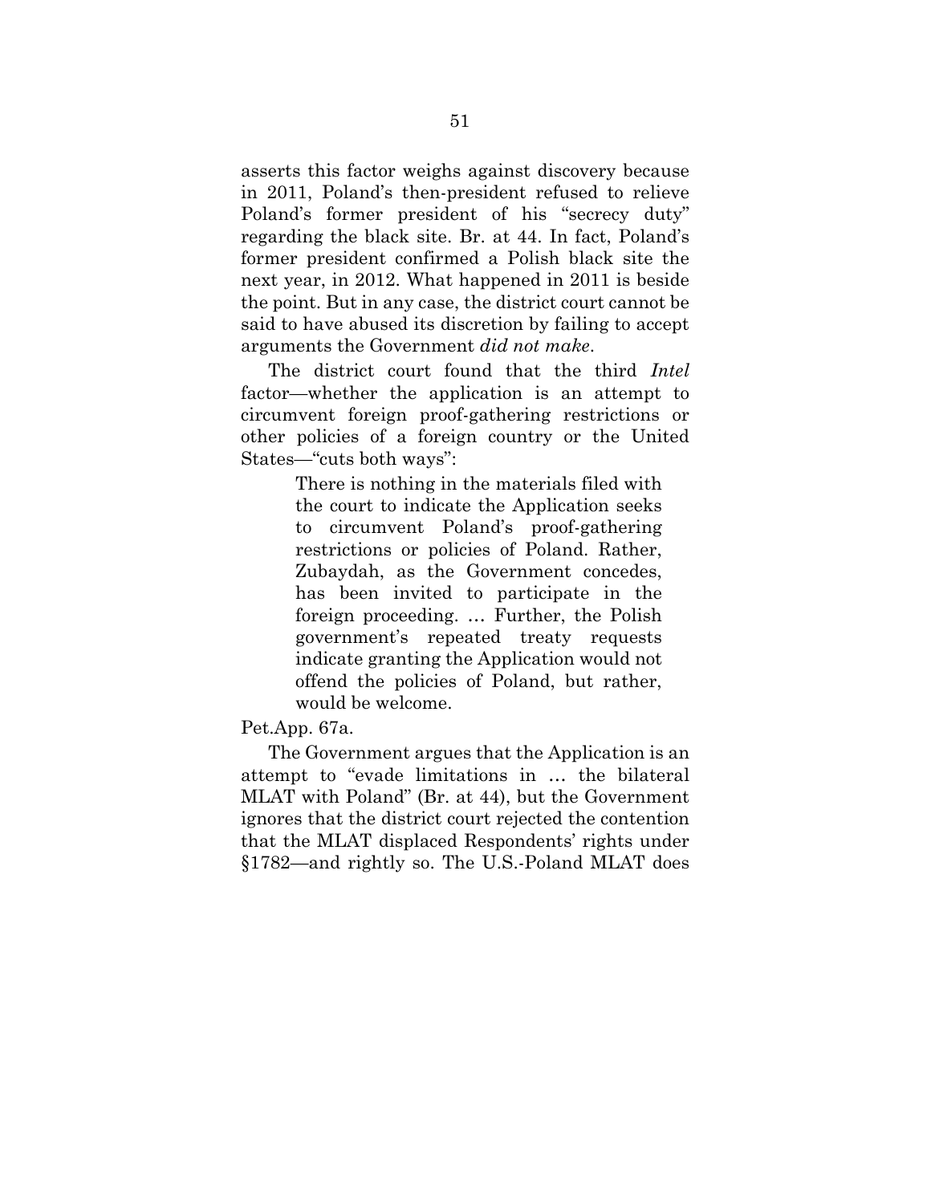asserts this factor weighs against discovery because in 2011, Poland's then-president refused to relieve Poland's former president of his "secrecy duty" regarding the black site. Br. at 44. In fact, Poland's former president confirmed a Polish black site the next year, in 2012. What happened in 2011 is beside the point. But in any case, the district court cannot be said to have abused its discretion by failing to accept arguments the Government *did not make*.

The district court found that the third *Intel* factor—whether the application is an attempt to circumvent foreign proof-gathering restrictions or other policies of a foreign country or the United States—"cuts both ways":

> There is nothing in the materials filed with the court to indicate the Application seeks to circumvent Poland's proof-gathering restrictions or policies of Poland. Rather, Zubaydah, as the Government concedes, has been invited to participate in the foreign proceeding. … Further, the Polish government's repeated treaty requests indicate granting the Application would not offend the policies of Poland, but rather, would be welcome.

Pet.App. 67a.

The Government argues that the Application is an attempt to "evade limitations in … the bilateral MLAT with Poland" (Br. at 44), but the Government ignores that the district court rejected the contention that the MLAT displaced Respondents' rights under §1782—and rightly so. The U.S.-Poland MLAT does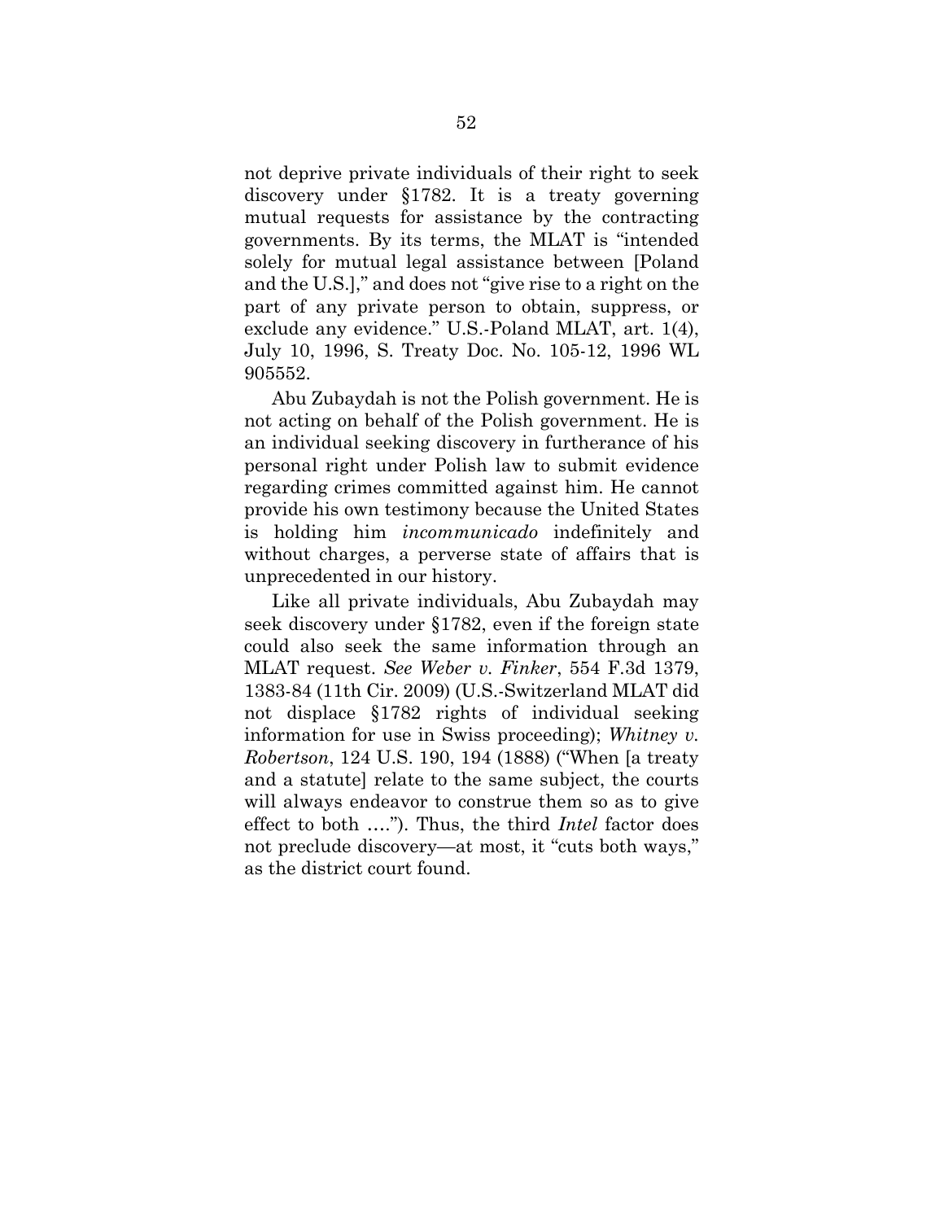not deprive private individuals of their right to seek discovery under §1782. It is a treaty governing mutual requests for assistance by the contracting governments. By its terms, the MLAT is "intended solely for mutual legal assistance between [Poland and the U.S.]," and does not "give rise to a right on the part of any private person to obtain, suppress, or exclude any evidence." U.S.-Poland MLAT, art. 1(4), July 10, 1996, S. Treaty Doc. No. 105-12, 1996 WL 905552.

Abu Zubaydah is not the Polish government. He is not acting on behalf of the Polish government. He is an individual seeking discovery in furtherance of his personal right under Polish law to submit evidence regarding crimes committed against him. He cannot provide his own testimony because the United States is holding him *incommunicado* indefinitely and without charges, a perverse state of affairs that is unprecedented in our history.

Like all private individuals, Abu Zubaydah may seek discovery under §1782, even if the foreign state could also seek the same information through an MLAT request. *See Weber v. Finker*, 554 F.3d 1379, 1383-84 (11th Cir. 2009) (U.S.-Switzerland MLAT did not displace §1782 rights of individual seeking information for use in Swiss proceeding); *Whitney v. Robertson*, 124 U.S. 190, 194 (1888) ("When [a treaty and a statute] relate to the same subject, the courts will always endeavor to construe them so as to give effect to both …."). Thus, the third *Intel* factor does not preclude discovery—at most, it "cuts both ways," as the district court found.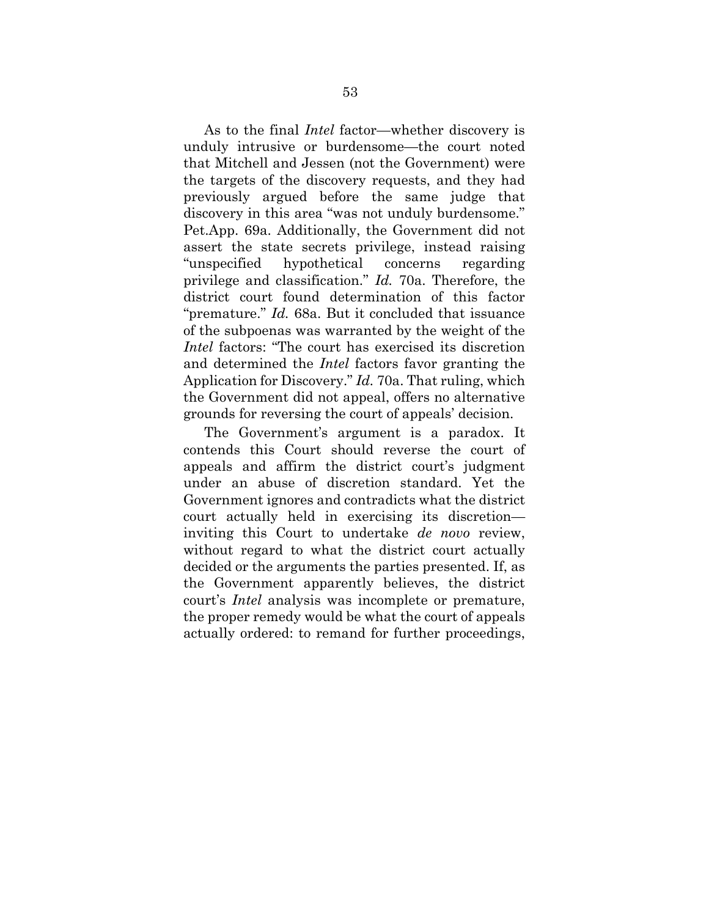As to the final *Intel* factor—whether discovery is unduly intrusive or burdensome—the court noted that Mitchell and Jessen (not the Government) were the targets of the discovery requests, and they had previously argued before the same judge that discovery in this area "was not unduly burdensome." Pet.App. 69a. Additionally, the Government did not assert the state secrets privilege, instead raising "unspecified hypothetical concerns regarding privilege and classification." *Id.* 70a. Therefore, the district court found determination of this factor "premature." *Id.* 68a. But it concluded that issuance of the subpoenas was warranted by the weight of the *Intel* factors: "The court has exercised its discretion and determined the *Intel* factors favor granting the Application for Discovery." *Id.* 70a. That ruling, which the Government did not appeal, offers no alternative grounds for reversing the court of appeals' decision.

The Government's argument is a paradox. It contends this Court should reverse the court of appeals and affirm the district court's judgment under an abuse of discretion standard. Yet the Government ignores and contradicts what the district court actually held in exercising its discretion—inviting this Court to undertake *de novo* review, without regard to what the district court actually decided or the arguments the parties presented. If, as the Government apparently believes, the district court's *Intel* analysis was incomplete or premature, the proper remedy would be what the court of appeals actually ordered: to remand for further proceedings,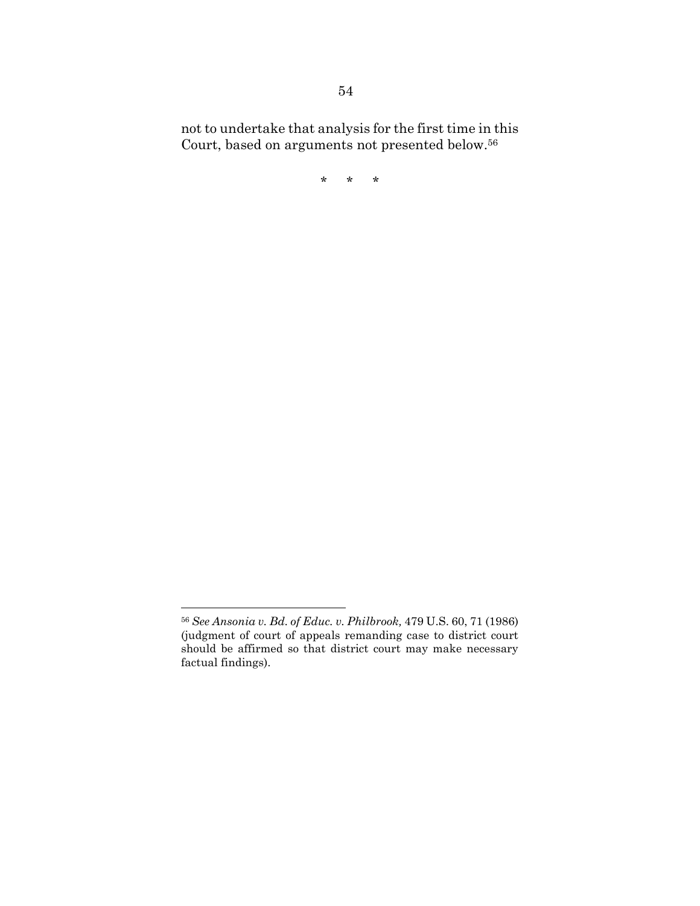not to undertake that analysis for the first time in this Court, based on arguments not presented below.[56]

\* \* \*

---

[56] *See Ansonia v. Bd. of Educ. v. Philbrook,* 479 U.S. 60, 71 (1986) (judgment of court of appeals remanding case to district court should be affirmed so that district court may make necessary factual findings).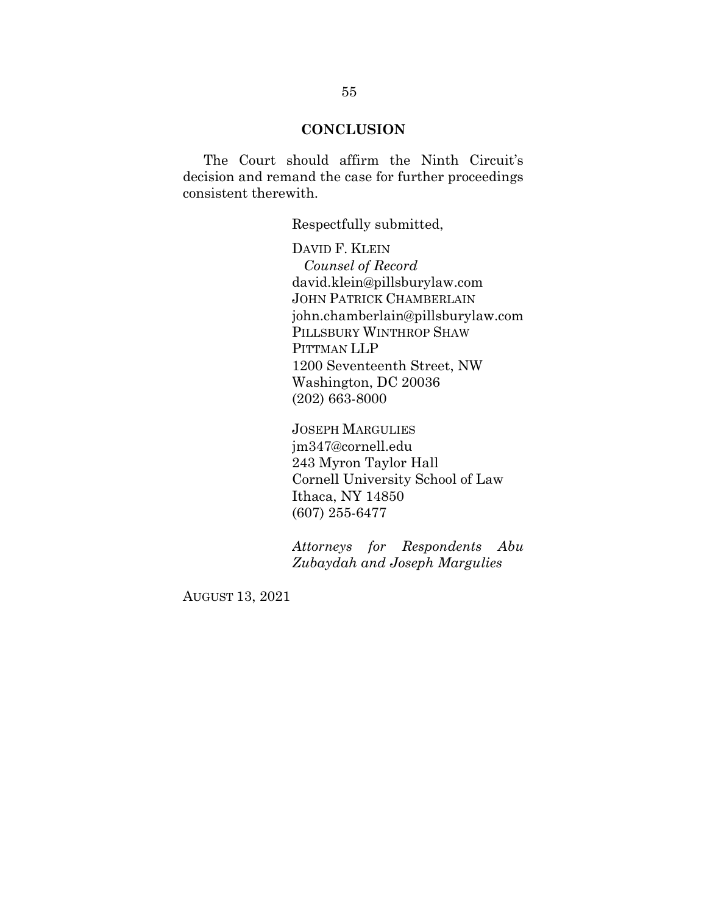## CONCLUSION

The Court should affirm the Ninth Circuit's decision and remand the case for further proceedings consistent therewith.

Respectfully submitted,

DAVID F. KLEIN
*Counsel of Record*
david.klein@pillsburylaw.com
JOHN PATRICK CHAMBERLAIN
john.chamberlain@pillsburylaw.com
PILLSBURY WINTHROP SHAW
PITTMAN LLP
1200 Seventeenth Street, NW
Washington, DC 20036
(202) 663-8000

JOSEPH MARGULIES
jm347@cornell.edu
243 Myron Taylor Hall
Cornell University School of Law
Ithaca, NY 14850
(607) 255-6477

*Attorneys for Respondents Abu Zubaydah and Joseph Margulies*

AUGUST 13, 2021